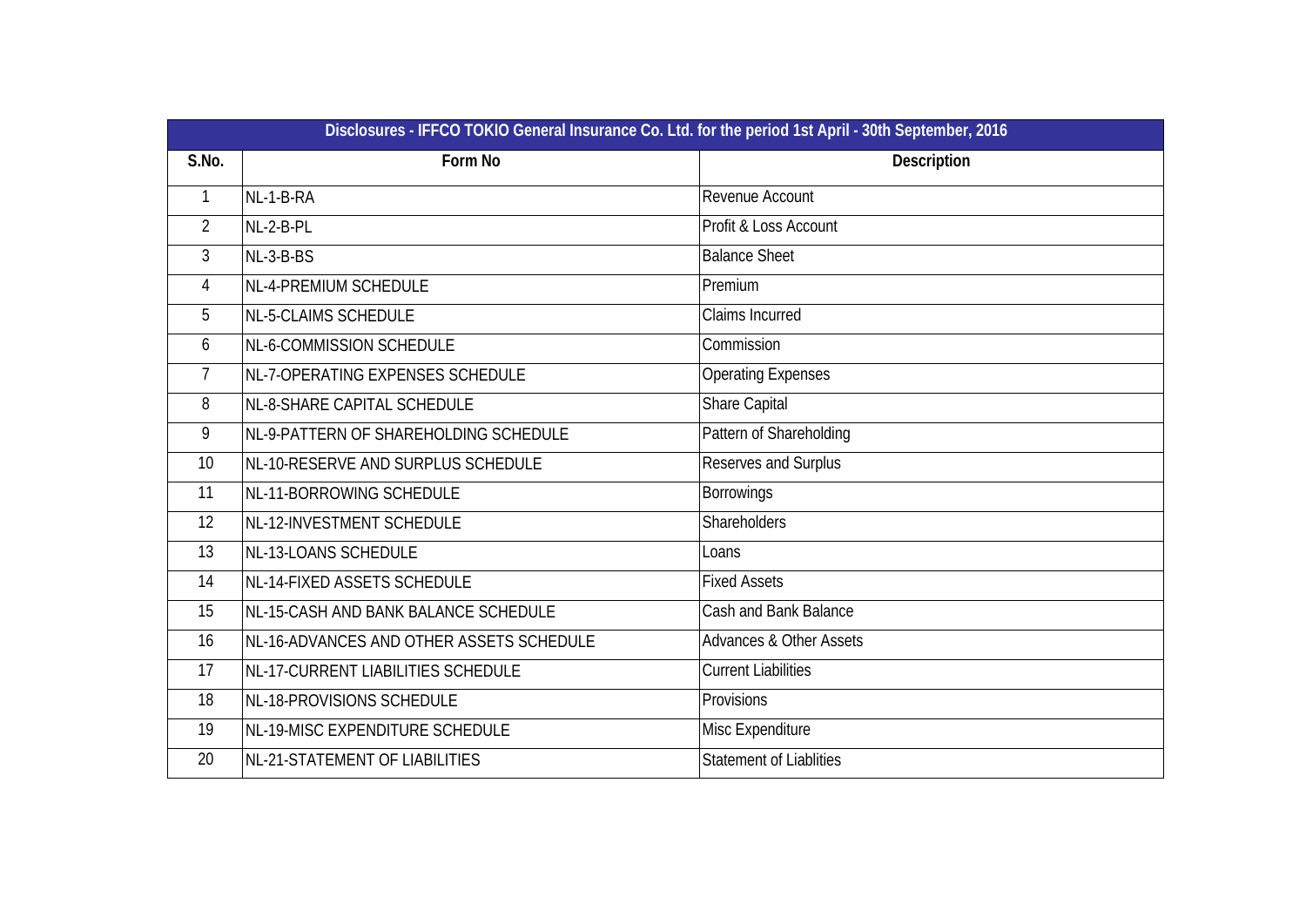| Disclosures - IFFCO TOKIO General Insurance Co. Ltd. for the period 1st April - 30th September, 2016 | | |
|---|---|---|
| S.No. | Form No | Description |
| 1 | NL-1-B-RA | Revenue Account |
| 2 | NL-2-B-PL | Profit & Loss Account |
| 3 | NL-3-B-BS | Balance Sheet |
| 4 | NL-4-PREMIUM SCHEDULE | Premium |
| 5 | NL-5-CLAIMS SCHEDULE | Claims Incurred |
| 6 | NL-6-COMMISSION SCHEDULE | Commission |
| 7 | NL-7-OPERATING EXPENSES SCHEDULE | Operating Expenses |
| 8 | NL-8-SHARE CAPITAL SCHEDULE | Share Capital |
| 9 | NL-9-PATTERN OF SHAREHOLDING SCHEDULE | Pattern of Shareholding |
| 10 | NL-10-RESERVE AND SURPLUS SCHEDULE | Reserves and Surplus |
| 11 | NL-11-BORROWING SCHEDULE | Borrowings |
| 12 | NL-12-INVESTMENT SCHEDULE | Shareholders |
| 13 | NL-13-LOANS SCHEDULE | Loans |
| 14 | NL-14-FIXED ASSETS SCHEDULE | Fixed Assets |
| 15 | NL-15-CASH AND BANK BALANCE SCHEDULE | Cash and Bank Balance |
| 16 | NL-16-ADVANCES AND OTHER ASSETS SCHEDULE | Advances & Other Assets |
| 17 | NL-17-CURRENT LIABILITIES SCHEDULE | Current Liabilities |
| 18 | NL-18-PROVISIONS SCHEDULE | Provisions |
| 19 | NL-19-MISC EXPENDITURE SCHEDULE | Misc Expenditure |
| 20 | NL-21-STATEMENT OF LIABILITIES | Statement of Liablities |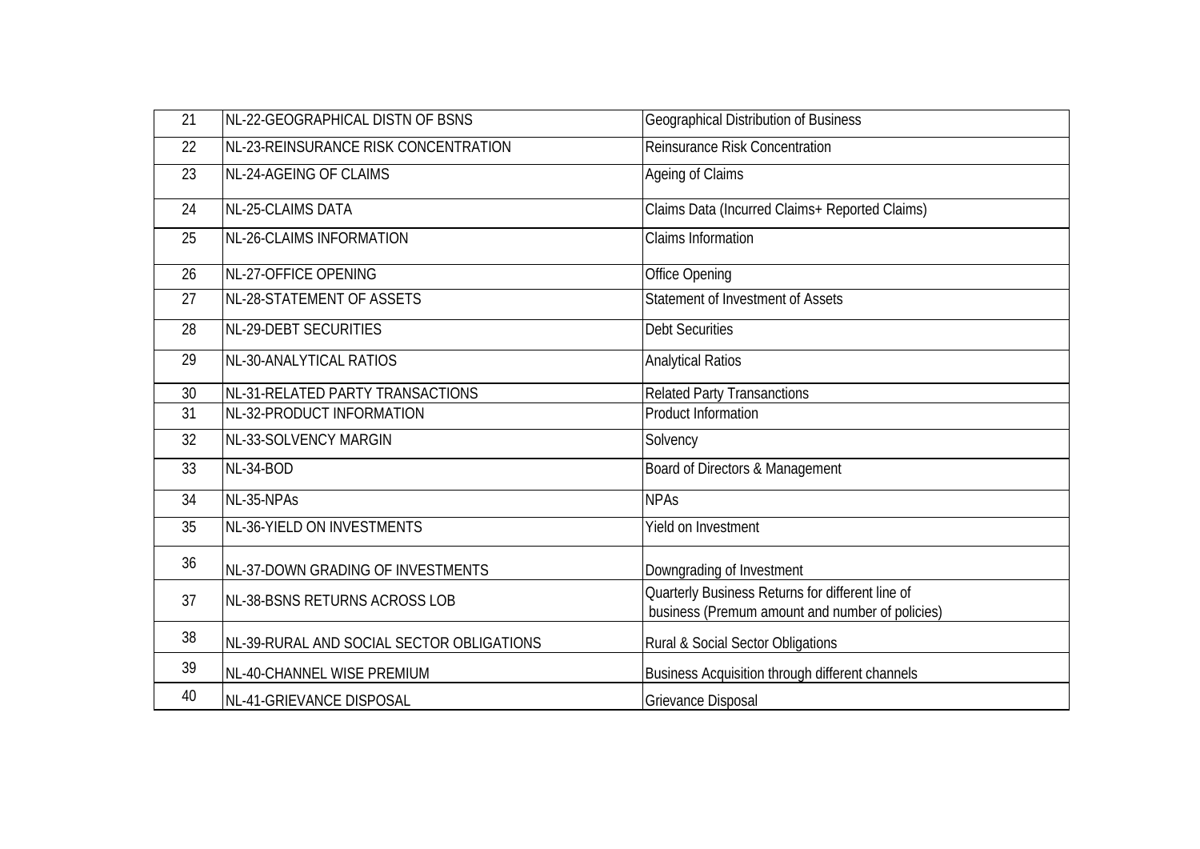| 21 | NL-22-GEOGRAPHICAL DISTN OF BSNS | Geographical Distribution of Business |
|---|---|---|
| 22 | NL-23-REINSURANCE RISK CONCENTRATION | Reinsurance Risk Concentration |
| 23 | NL-24-AGEING OF CLAIMS | Ageing of Claims |
| 24 | NL-25-CLAIMS DATA | Claims Data (Incurred Claims+ Reported Claims) |
| 25 | NL-26-CLAIMS INFORMATION | Claims Information |
| 26 | NL-27-OFFICE OPENING | Office Opening |
| 27 | NL-28-STATEMENT OF ASSETS | Statement of Investment of Assets |
| 28 | NL-29-DEBT SECURITIES | Debt Securities |
| 29 | NL-30-ANALYTICAL RATIOS | Analytical Ratios |
| 30 | NL-31-RELATED PARTY TRANSACTIONS | Related Party Transanctions |
| 31 | NL-32-PRODUCT INFORMATION | Product Information |
| 32 | NL-33-SOLVENCY MARGIN | Solvency |
| 33 | NL-34-BOD | Board of Directors & Management |
| 34 | NL-35-NPAs | NPAs |
| 35 | NL-36-YIELD ON INVESTMENTS | Yield on Investment |
| 36 | NL-37-DOWN GRADING OF INVESTMENTS | Downgrading of Investment |
| 37 | NL-38-BSNS RETURNS ACROSS LOB | Quarterly Business Returns for different line of business (Premum amount and number of policies) |
| 38 | NL-39-RURAL AND SOCIAL SECTOR OBLIGATIONS | Rural & Social Sector Obligations |
| 39 | NL-40-CHANNEL WISE PREMIUM | Business Acquisition through different channels |
| 40 | NL-41-GRIEVANCE DISPOSAL | Grievance Disposal |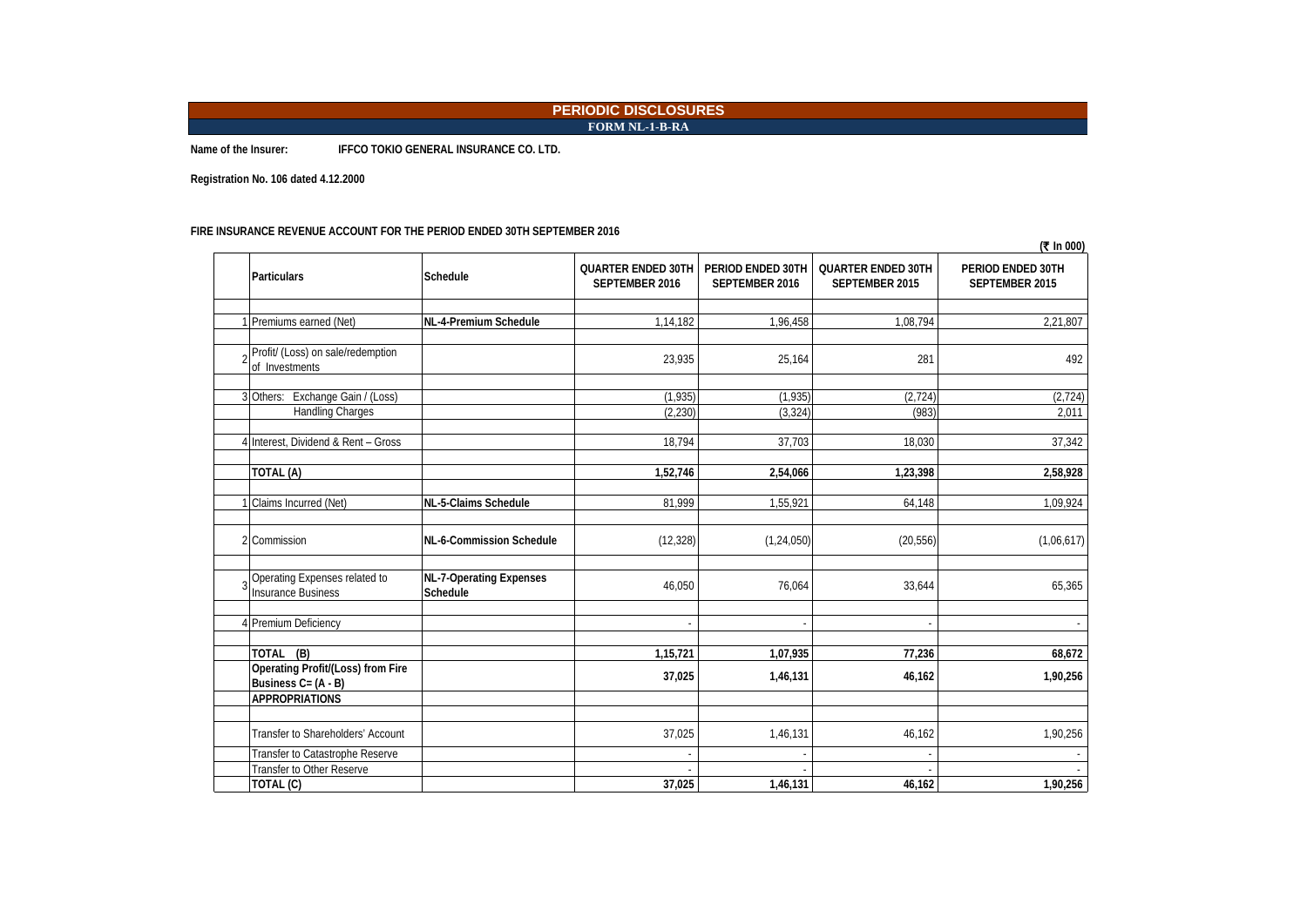# PERIODIC DISCLOSURES

## FORM NL-1-B-RA

**Name of the Insurer:** **IFFCO TOKIO GENERAL INSURANCE CO. LTD.**

**Registration No. 106 dated 4.12.2000**

**FIRE INSURANCE REVENUE ACCOUNT FOR THE PERIOD ENDED 30TH SEPTEMBER 2016**

(₹ In 000)

| | Particulars | Schedule | QUARTER ENDED 30TH SEPTEMBER 2016 | PERIOD ENDED 30TH SEPTEMBER 2016 | QUARTER ENDED 30TH SEPTEMBER 2015 | PERIOD ENDED 30TH SEPTEMBER 2015 |
|---|---|---|---|---|---|---|
| 1 | Premiums earned (Net) | **NL-4-Premium Schedule** | 1,14,182 | 1,96,458 | 1,08,794 | 2,21,807 |
| 2 | Profit/ (Loss) on sale/redemption of Investments | | 23,935 | 25,164 | 281 | 492 |
| 3 | Others: Exchange Gain / (Loss) | | (1,935) | (1,935) | (2,724) | (2,724) |
| | Handling Charges | | (2,230) | (3,324) | (983) | 2,011 |
| 4 | Interest, Dividend & Rent – Gross | | 18,794 | 37,703 | 18,030 | 37,342 |
| | **TOTAL (A)** | | **1,52,746** | **2,54,066** | **1,23,398** | **2,58,928** |
| 1 | Claims Incurred (Net) | **NL-5-Claims Schedule** | 81,999 | 1,55,921 | 64,148 | 1,09,924 |
| 2 | Commission | **NL-6-Commission Schedule** | (12,328) | (1,24,050) | (20,556) | (1,06,617) |
| 3 | Operating Expenses related to Insurance Business | **NL-7-Operating Expenses Schedule** | 46,050 | 76,064 | 33,644 | 65,365 |
| 4 | Premium Deficiency | | - | - | - | - |
| | **TOTAL (B)** | | **1,15,721** | **1,07,935** | **77,236** | **68,672** |
| | **Operating Profit/(Loss) from Fire Business C= (A - B)** | | **37,025** | **1,46,131** | **46,162** | **1,90,256** |
| | **APPROPRIATIONS** | | | | | |
| | Transfer to Shareholders' Account | | 37,025 | 1,46,131 | 46,162 | 1,90,256 |
| | Transfer to Catastrophe Reserve | | - | - | - | - |
| | Transfer to Other Reserve | | - | - | - | - |
| | **TOTAL (C)** | | **37,025** | **1,46,131** | **46,162** | **1,90,256** |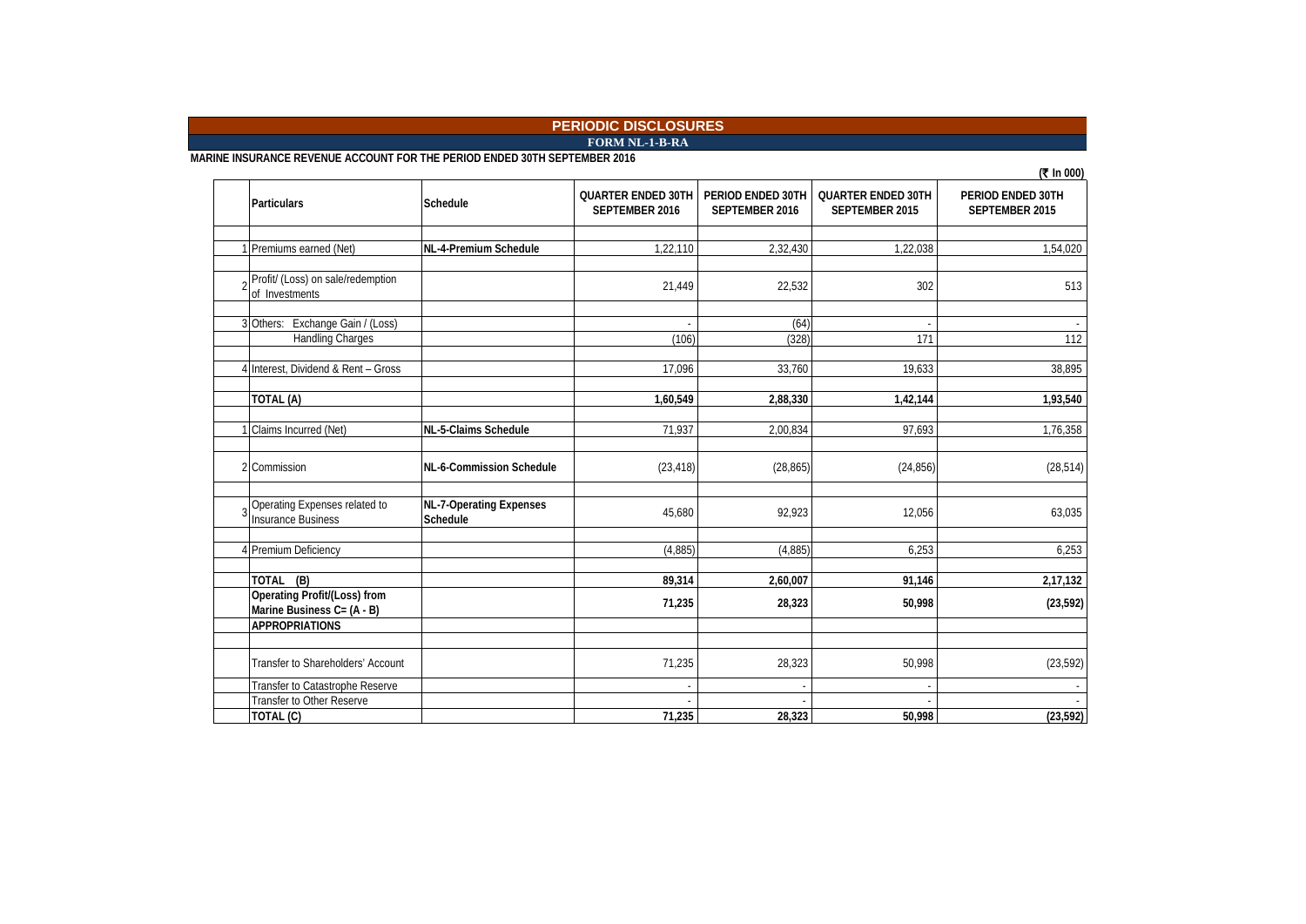# PERIODIC DISCLOSURES

## FORM NL-1-B-RA

**MARINE INSURANCE REVENUE ACCOUNT FOR THE PERIOD ENDED 30TH SEPTEMBER 2016**

(₹ In 000)

| | Particulars | Schedule | QUARTER ENDED 30TH SEPTEMBER 2016 | PERIOD ENDED 30TH SEPTEMBER 2016 | QUARTER ENDED 30TH SEPTEMBER 2015 | PERIOD ENDED 30TH SEPTEMBER 2015 |
|---|---|---|---|---|---|---|
| 1 | Premiums earned (Net) | **NL-4-Premium Schedule** | 1,22,110 | 2,32,430 | 1,22,038 | 1,54,020 |
| 2 | Profit/ (Loss) on sale/redemption of Investments | | 21,449 | 22,532 | 302 | 513 |
| 3 | Others: Exchange Gain / (Loss) | | - | (64) | - | - |
| | Handling Charges | | (106) | (328) | 171 | 112 |
| 4 | Interest, Dividend & Rent – Gross | | 17,096 | 33,760 | 19,633 | 38,895 |
| | **TOTAL (A)** | | **1,60,549** | **2,88,330** | **1,42,144** | **1,93,540** |
| 1 | Claims Incurred (Net) | **NL-5-Claims Schedule** | 71,937 | 2,00,834 | 97,693 | 1,76,358 |
| 2 | Commission | **NL-6-Commission Schedule** | (23,418) | (28,865) | (24,856) | (28,514) |
| 3 | Operating Expenses related to Insurance Business | **NL-7-Operating Expenses Schedule** | 45,680 | 92,923 | 12,056 | 63,035 |
| 4 | Premium Deficiency | | (4,885) | (4,885) | 6,253 | 6,253 |
| | **TOTAL (B)** | | **89,314** | **2,60,007** | **91,146** | **2,17,132** |
| | **Operating Profit/(Loss) from Marine Business C= (A - B)** | | **71,235** | **28,323** | **50,998** | **(23,592)** |
| | **APPROPRIATIONS** | | | | | |
| | Transfer to Shareholders' Account | | 71,235 | 28,323 | 50,998 | (23,592) |
| | Transfer to Catastrophe Reserve | | - | - | - | - |
| | Transfer to Other Reserve | | - | - | - | - |
| | **TOTAL (C)** | | **71,235** | **28,323** | **50,998** | **(23,592)** |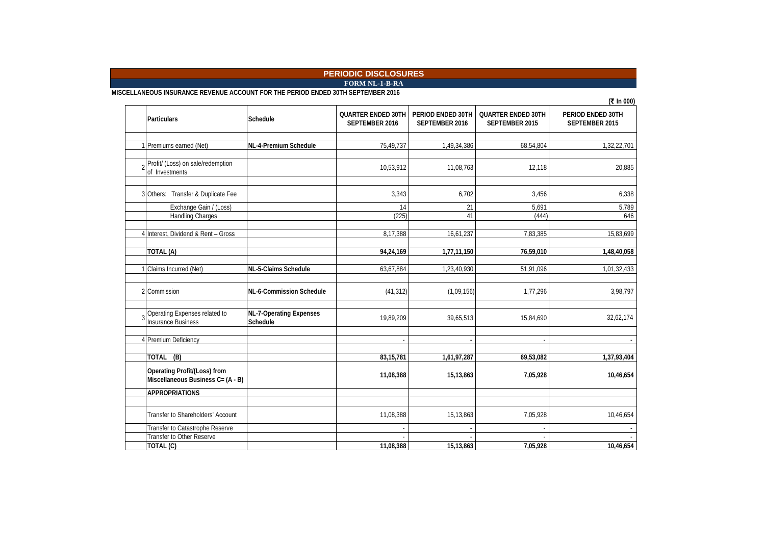## PERIODIC DISCLOSURES

### FORM NL-1-B-RA

**MISCELLANEOUS INSURANCE REVENUE ACCOUNT FOR THE PERIOD ENDED 30TH SEPTEMBER 2016**

**(₹ In 000)**

| | Particulars | Schedule | QUARTER ENDED 30TH SEPTEMBER 2016 | PERIOD ENDED 30TH SEPTEMBER 2016 | QUARTER ENDED 30TH SEPTEMBER 2015 | PERIOD ENDED 30TH SEPTEMBER 2015 |
|---|---|---|---|---|---|---|
| 1 | Premiums earned (Net) | NL-4-Premium Schedule | 75,49,737 | 1,49,34,386 | 68,54,804 | 1,32,22,701 |
| 2 | Profit/ (Loss) on sale/redemption of Investments | | 10,53,912 | 11,08,763 | 12,118 | 20,885 |
| 3 | Others: Transfer & Duplicate Fee | | 3,343 | 6,702 | 3,456 | 6,338 |
| | Exchange Gain / (Loss) | | 14 | 21 | 5,691 | 5,789 |
| | Handling Charges | | (225) | 41 | (444) | 646 |
| 4 | Interest, Dividend & Rent – Gross | | 8,17,388 | 16,61,237 | 7,83,385 | 15,83,699 |
| | **TOTAL (A)** | | **94,24,169** | **1,77,11,150** | **76,59,010** | **1,48,40,058** |
| 1 | Claims Incurred (Net) | NL-5-Claims Schedule | 63,67,884 | 1,23,40,930 | 51,91,096 | 1,01,32,433 |
| 2 | Commission | NL-6-Commission Schedule | (41,312) | (1,09,156) | 1,77,296 | 3,98,797 |
| 3 | Operating Expenses related to Insurance Business | NL-7-Operating Expenses Schedule | 19,89,209 | 39,65,513 | 15,84,690 | 32,62,174 |
| 4 | Premium Deficiency | | - | - | - | - |
| | **TOTAL (B)** | | **83,15,781** | **1,61,97,287** | **69,53,082** | **1,37,93,404** |
| | **Operating Profit/(Loss) from Miscellaneous Business C= (A - B)** | | **11,08,388** | **15,13,863** | **7,05,928** | **10,46,654** |
| | **APPROPRIATIONS** | | | | | |
| | Transfer to Shareholders' Account | | 11,08,388 | 15,13,863 | 7,05,928 | 10,46,654 |
| | Transfer to Catastrophe Reserve | | - | - | - | - |
| | Transfer to Other Reserve | | - | - | - | - |
| | **TOTAL (C)** | | **11,08,388** | **15,13,863** | **7,05,928** | **10,46,654** |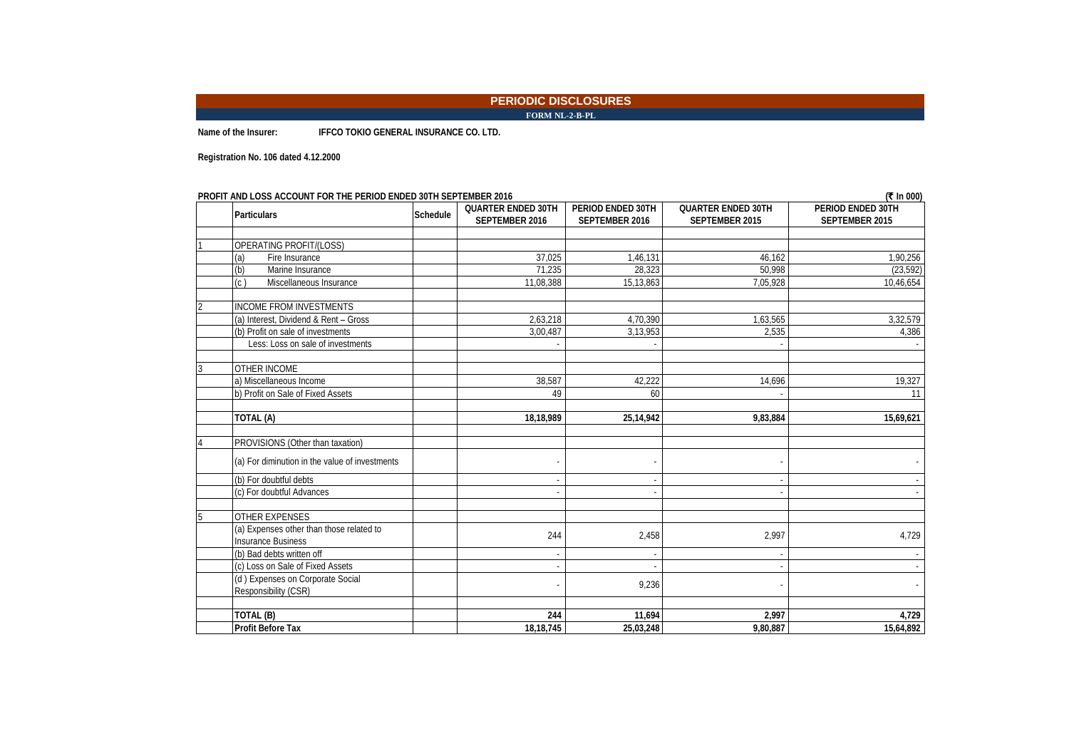# PERIODIC DISCLOSURES

**FORM NL-2-B-PL**

**Name of the Insurer:** **IFFCO TOKIO GENERAL INSURANCE CO. LTD.**

**Registration No. 106 dated 4.12.2000**

**PROFIT AND LOSS ACCOUNT FOR THE PERIOD ENDED 30TH SEPTEMBER 2016** **(₹ In 000)**

| | Particulars | Schedule | QUARTER ENDED 30TH SEPTEMBER 2016 | PERIOD ENDED 30TH SEPTEMBER 2016 | QUARTER ENDED 30TH SEPTEMBER 2015 | PERIOD ENDED 30TH SEPTEMBER 2015 |
|---|---|---|---|---|---|---|
| 1 | OPERATING PROFIT/(LOSS) | | | | | |
| | (a) Fire Insurance | | 37,025 | 1,46,131 | 46,162 | 1,90,256 |
| | (b) Marine Insurance | | 71,235 | 28,323 | 50,998 | (23,592) |
| | (c ) Miscellaneous Insurance | | 11,08,388 | 15,13,863 | 7,05,928 | 10,46,654 |
| 2 | INCOME FROM INVESTMENTS | | | | | |
| | (a) Interest, Dividend & Rent – Gross | | 2,63,218 | 4,70,390 | 1,63,565 | 3,32,579 |
| | (b) Profit on sale of investments | | 3,00,487 | 3,13,953 | 2,535 | 4,386 |
| | Less: Loss on sale of investments | | - | - | - | - |
| 3 | OTHER INCOME | | | | | |
| | a) Miscellaneous Income | | 38,587 | 42,222 | 14,696 | 19,327 |
| | b) Profit on Sale of Fixed Assets | | 49 | 60 | - | 11 |
| | **TOTAL (A)** | | **18,18,989** | **25,14,942** | **9,83,884** | **15,69,621** |
| 4 | PROVISIONS (Other than taxation) | | | | | |
| | (a) For diminution in the value of investments | | - | - | - | - |
| | (b) For doubtful debts | | - | - | - | - |
| | (c) For doubtful Advances | | - | - | - | - |
| 5 | OTHER EXPENSES | | | | | |
| | (a) Expenses other than those related to Insurance Business | | 244 | 2,458 | 2,997 | 4,729 |
| | (b) Bad debts written off | | - | - | - | - |
| | (c) Loss on Sale of Fixed Assets | | - | - | - | - |
| | (d ) Expenses on Corporate Social Responsibility (CSR) | | - | 9,236 | - | - |
| | **TOTAL (B)** | | **244** | **11,694** | **2,997** | **4,729** |
| | **Profit Before Tax** | | **18,18,745** | **25,03,248** | **9,80,887** | **15,64,892** |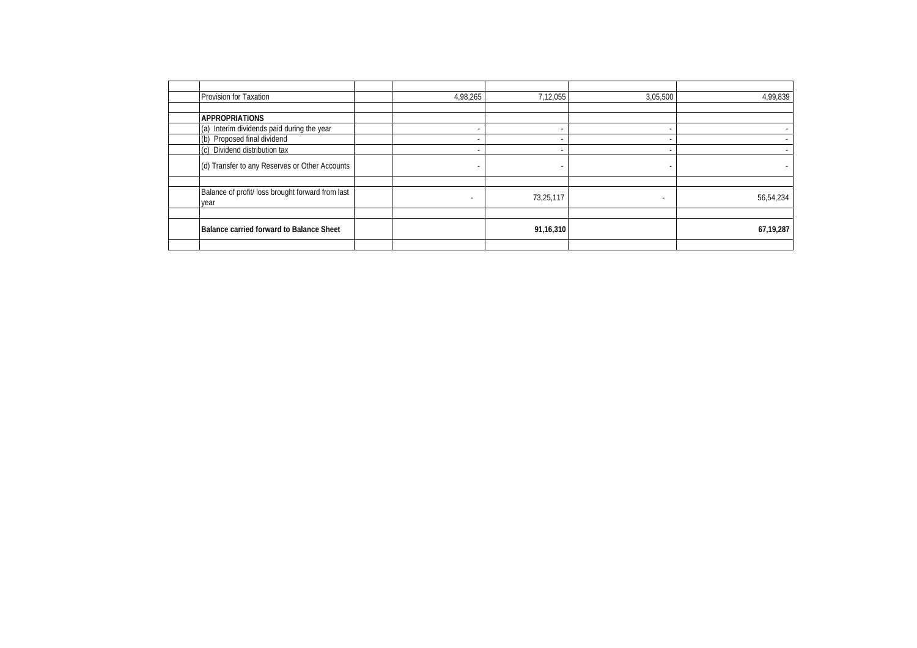| | | | | | | |
|---|---|---|---|---|---|---|
| | Provision for Taxation | | 4,98,265 | 7,12,055 | 3,05,500 | 4,99,839 |
| | | | | | | |
| | **APPROPRIATIONS** | | | | | |
| | (a) Interim dividends paid during the year | | - | - | - | - |
| | (b) Proposed final dividend | | - | - | - | - |
| | (c) Dividend distribution tax | | - | - | - | - |
| | (d) Transfer to any Reserves or Other Accounts | | - | - | - | - |
| | | | | | | |
| | Balance of profit/ loss brought forward from last year | | - | 73,25,117 | - | 56,54,234 |
| | | | | | | |
| | **Balance carried forward to Balance Sheet** | | | **91,16,310** | | **67,19,287** |
| | | | | | | |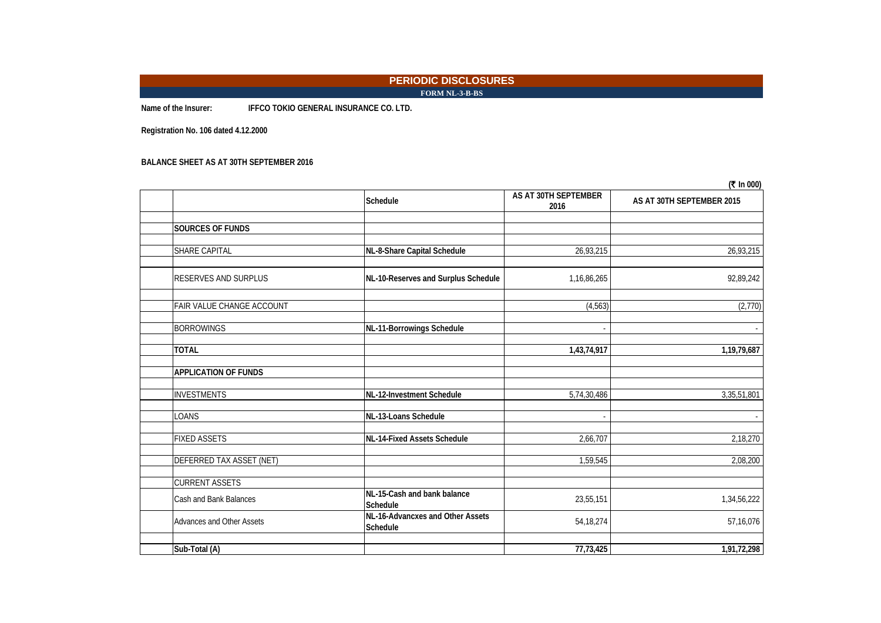# PERIODIC DISCLOSURES

## FORM NL-3-B-BS

**Name of the Insurer:** **IFFCO TOKIO GENERAL INSURANCE CO. LTD.**

**Registration No. 106 dated 4.12.2000**

**BALANCE SHEET AS AT 30TH SEPTEMBER 2016**

**(₹ In 000)**

| | Schedule | AS AT 30TH SEPTEMBER 2016 | AS AT 30TH SEPTEMBER 2015 |
|---|---|---|---|
| **SOURCES OF FUNDS** | | | |
| SHARE CAPITAL | **NL-8-Share Capital Schedule** | 26,93,215 | 26,93,215 |
| RESERVES AND SURPLUS | **NL-10-Reserves and Surplus Schedule** | 1,16,86,265 | 92,89,242 |
| FAIR VALUE CHANGE ACCOUNT | | (4,563) | (2,770) |
| BORROWINGS | **NL-11-Borrowings Schedule** | - | - |
| **TOTAL** | | **1,43,74,917** | **1,19,79,687** |
| **APPLICATION OF FUNDS** | | | |
| INVESTMENTS | **NL-12-Investment Schedule** | 5,74,30,486 | 3,35,51,801 |
| LOANS | **NL-13-Loans Schedule** | - | - |
| FIXED ASSETS | **NL-14-Fixed Assets Schedule** | 2,66,707 | 2,18,270 |
| DEFERRED TAX ASSET (NET) | | 1,59,545 | 2,08,200 |
| CURRENT ASSETS | | | |
| Cash and Bank Balances | **NL-15-Cash and bank balance Schedule** | 23,55,151 | 1,34,56,222 |
| Advances and Other Assets | **NL-16-Advancxes and Other Assets Schedule** | 54,18,274 | 57,16,076 |
| **Sub-Total (A)** | | **77,73,425** | **1,91,72,298** |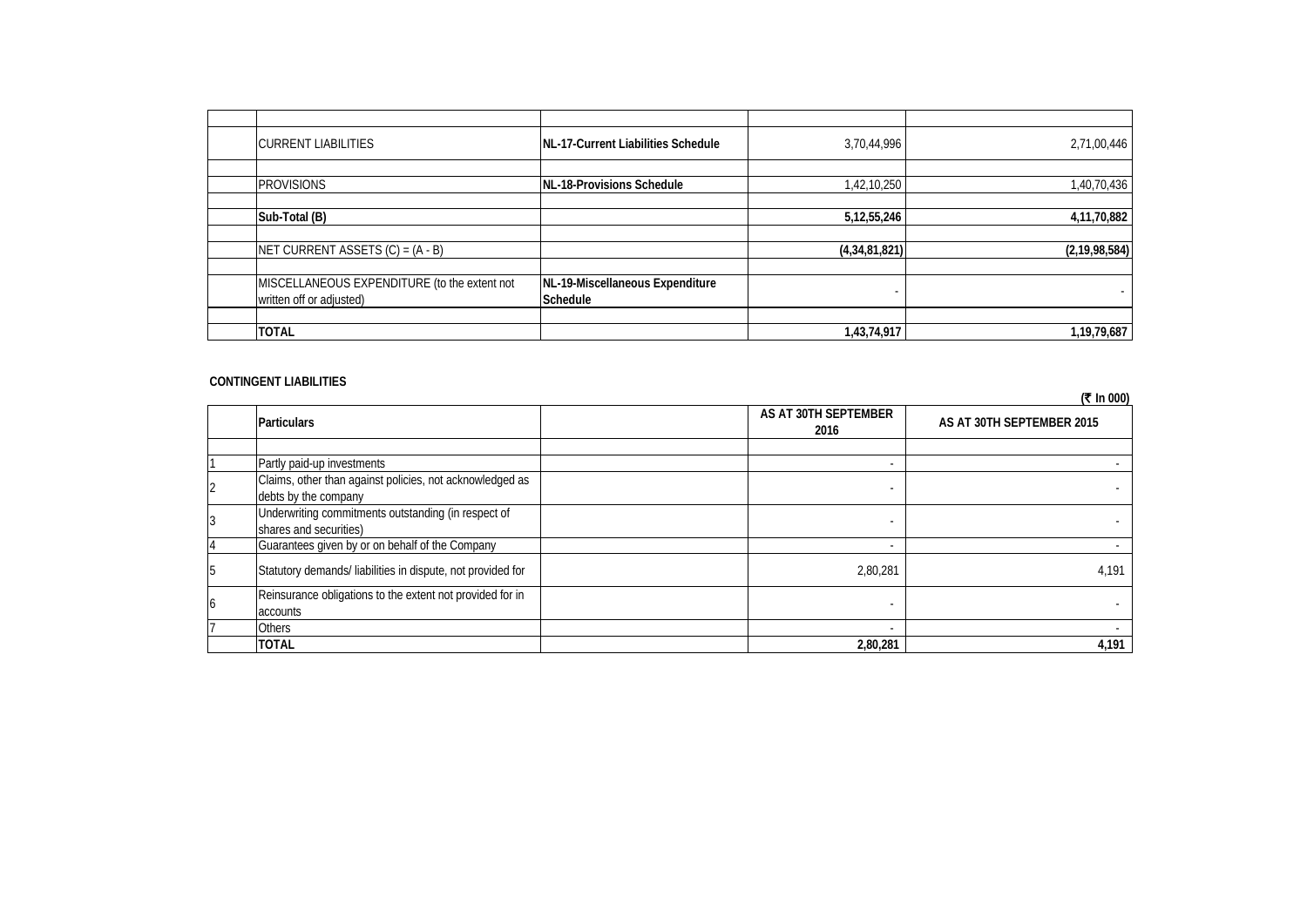| | | | | |
|---|---|---|---|---|
| | | | | |
| | CURRENT LIABILITIES | NL-17-Current Liabilities Schedule | 3,70,44,996 | 2,71,00,446 |
| | | | | |
| | PROVISIONS | NL-18-Provisions Schedule | 1,42,10,250 | 1,40,70,436 |
| | | | | |
| | **Sub-Total (B)** | | **5,12,55,246** | **4,11,70,882** |
| | | | | |
| | NET CURRENT ASSETS (C) = (A - B) | | **(4,34,81,821)** | **(2,19,98,584)** |
| | | | | |
| | MISCELLANEOUS EXPENDITURE (to the extent not written off or adjusted) | NL-19-Miscellaneous Expenditure Schedule | - | - |
| | | | | |
| | **TOTAL** | | **1,43,74,917** | **1,19,79,687** |

**CONTINGENT LIABILITIES**

**(₹ In 000)**

| | Particulars | | AS AT 30TH SEPTEMBER 2016 | AS AT 30TH SEPTEMBER 2015 |
|---|---|---|---|---|
| | | | | |
| 1 | Partly paid-up investments | | - | - |
| 2 | Claims, other than against policies, not acknowledged as debts by the company | | - | - |
| 3 | Underwriting commitments outstanding (in respect of shares and securities) | | - | - |
| 4 | Guarantees given by or on behalf of the Company | | - | - |
| 5 | Statutory demands/ liabilities in dispute, not provided for | | 2,80,281 | 4,191 |
| 6 | Reinsurance obligations to the extent not provided for in accounts | | - | - |
| 7 | Others | | - | - |
| | **TOTAL** | | **2,80,281** | **4,191** |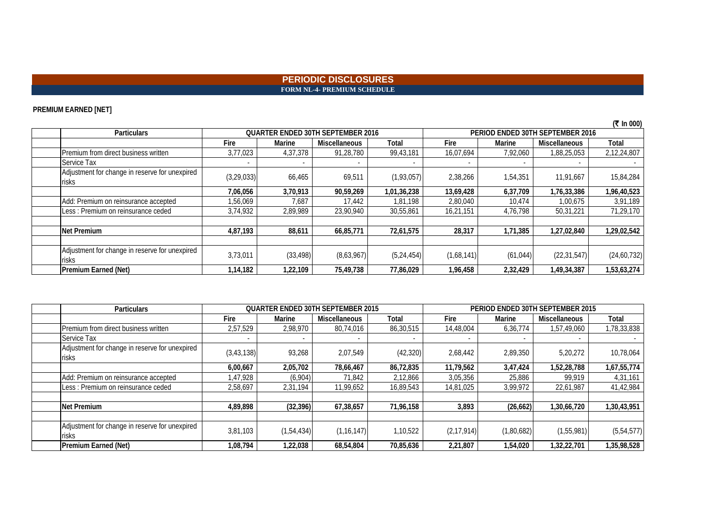# PERIODIC DISCLOSURES

## FORM NL-4- PREMIUM SCHEDULE

**PREMIUM EARNED [NET]**

(₹ In 000)

| Particulars | QUARTER ENDED 30TH SEPTEMBER 2016 | | | | PERIOD ENDED 30TH SEPTEMBER 2016 | | | |
|---|---|---|---|---|---|---|---|---|
| | Fire | Marine | Miscellaneous | Total | Fire | Marine | Miscellaneous | Total |
| Premium from direct business written | 3,77,023 | 4,37,378 | 91,28,780 | 99,43,181 | 16,07,694 | 7,92,060 | 1,88,25,053 | 2,12,24,807 |
| Service Tax | - | - | - | - | - | - | - | - |
| Adjustment for change in reserve for unexpired risks | (3,29,033) | 66,465 | 69,511 | (1,93,057) | 2,38,266 | 1,54,351 | 11,91,667 | 15,84,284 |
| | **7,06,056** | **3,70,913** | **90,59,269** | **1,01,36,238** | **13,69,428** | **6,37,709** | **1,76,33,386** | **1,96,40,523** |
| Add: Premium on reinsurance accepted | 1,56,069 | 7,687 | 17,442 | 1,81,198 | 2,80,040 | 10,474 | 1,00,675 | 3,91,189 |
| Less : Premium on reinsurance ceded | 3,74,932 | 2,89,989 | 23,90,940 | 30,55,861 | 16,21,151 | 4,76,798 | 50,31,221 | 71,29,170 |
| | | | | | | | | |
| **Net Premium** | **4,87,193** | **88,611** | **66,85,771** | **72,61,575** | **28,317** | **1,71,385** | **1,27,02,840** | **1,29,02,542** |
| | | | | | | | | |
| Adjustment for change in reserve for unexpired risks | 3,73,011 | (33,498) | (8,63,967) | (5,24,454) | (1,68,141) | (61,044) | (22,31,547) | (24,60,732) |
| **Premium Earned (Net)** | **1,14,182** | **1,22,109** | **75,49,738** | **77,86,029** | **1,96,458** | **2,32,429** | **1,49,34,387** | **1,53,63,274** |

| Particulars | QUARTER ENDED 30TH SEPTEMBER 2015 | | | | PERIOD ENDED 30TH SEPTEMBER 2015 | | | |
|---|---|---|---|---|---|---|---|---|
| | Fire | Marine | Miscellaneous | Total | Fire | Marine | Miscellaneous | Total |
| Premium from direct business written | 2,57,529 | 2,98,970 | 80,74,016 | 86,30,515 | 14,48,004 | 6,36,774 | 1,57,49,060 | 1,78,33,838 |
| Service Tax | - | - | - | - | - | - | - | - |
| Adjustment for change in reserve for unexpired risks | (3,43,138) | 93,268 | 2,07,549 | (42,320) | 2,68,442 | 2,89,350 | 5,20,272 | 10,78,064 |
| | **6,00,667** | **2,05,702** | **78,66,467** | **86,72,835** | **11,79,562** | **3,47,424** | **1,52,28,788** | **1,67,55,774** |
| Add: Premium on reinsurance accepted | 1,47,928 | (6,904) | 71,842 | 2,12,866 | 3,05,356 | 25,886 | 99,919 | 4,31,161 |
| Less : Premium on reinsurance ceded | 2,58,697 | 2,31,194 | 11,99,652 | 16,89,543 | 14,81,025 | 3,99,972 | 22,61,987 | 41,42,984 |
| | | | | | | | | |
| **Net Premium** | **4,89,898** | **(32,396)** | **67,38,657** | **71,96,158** | **3,893** | **(26,662)** | **1,30,66,720** | **1,30,43,951** |
| | | | | | | | | |
| Adjustment for change in reserve for unexpired risks | 3,81,103 | (1,54,434) | (1,16,147) | 1,10,522 | (2,17,914) | (1,80,682) | (1,55,981) | (5,54,577) |
| **Premium Earned (Net)** | **1,08,794** | **1,22,038** | **68,54,804** | **70,85,636** | **2,21,807** | **1,54,020** | **1,32,22,701** | **1,35,98,528** |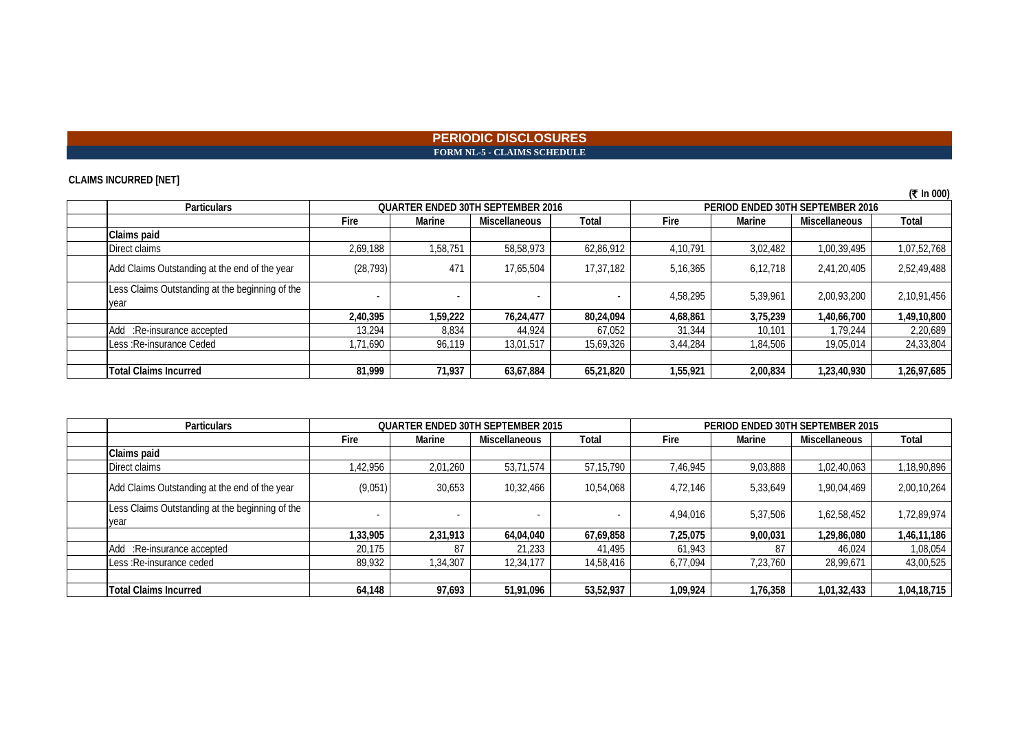# PERIODIC DISCLOSURES

## FORM NL-5 - CLAIMS SCHEDULE

**CLAIMS INCURRED [NET]**

(₹ In 000)

| Particulars | QUARTER ENDED 30TH SEPTEMBER 2016 | | | | PERIOD ENDED 30TH SEPTEMBER 2016 | | | |
|---|---|---|---|---|---|---|---|---|
| | Fire | Marine | Miscellaneous | Total | Fire | Marine | Miscellaneous | Total |
| **Claims paid** | | | | | | | | |
| Direct claims | 2,69,188 | 1,58,751 | 58,58,973 | 62,86,912 | 4,10,791 | 3,02,482 | 1,00,39,495 | 1,07,52,768 |
| Add Claims Outstanding at the end of the year | (28,793) | 471 | 17,65,504 | 17,37,182 | 5,16,365 | 6,12,718 | 2,41,20,405 | 2,52,49,488 |
| Less Claims Outstanding at the beginning of the year | - | - | - | - | 4,58,295 | 5,39,961 | 2,00,93,200 | 2,10,91,456 |
| | **2,40,395** | **1,59,222** | **76,24,477** | **80,24,094** | **4,68,861** | **3,75,239** | **1,40,66,700** | **1,49,10,800** |
| Add :Re-insurance accepted | 13,294 | 8,834 | 44,924 | 67,052 | 31,344 | 10,101 | 1,79,244 | 2,20,689 |
| Less :Re-insurance Ceded | 1,71,690 | 96,119 | 13,01,517 | 15,69,326 | 3,44,284 | 1,84,506 | 19,05,014 | 24,33,804 |
| | | | | | | | | |
| **Total Claims Incurred** | **81,999** | **71,937** | **63,67,884** | **65,21,820** | **1,55,921** | **2,00,834** | **1,23,40,930** | **1,26,97,685** |

| Particulars | QUARTER ENDED 30TH SEPTEMBER 2015 | | | | PERIOD ENDED 30TH SEPTEMBER 2015 | | | |
|---|---|---|---|---|---|---|---|---|
| | Fire | Marine | Miscellaneous | Total | Fire | Marine | Miscellaneous | Total |
| **Claims paid** | | | | | | | | |
| Direct claims | 1,42,956 | 2,01,260 | 53,71,574 | 57,15,790 | 7,46,945 | 9,03,888 | 1,02,40,063 | 1,18,90,896 |
| Add Claims Outstanding at the end of the year | (9,051) | 30,653 | 10,32,466 | 10,54,068 | 4,72,146 | 5,33,649 | 1,90,04,469 | 2,00,10,264 |
| Less Claims Outstanding at the beginning of the year | - | - | - | - | 4,94,016 | 5,37,506 | 1,62,58,452 | 1,72,89,974 |
| | **1,33,905** | **2,31,913** | **64,04,040** | **67,69,858** | **7,25,075** | **9,00,031** | **1,29,86,080** | **1,46,11,186** |
| Add :Re-insurance accepted | 20,175 | 87 | 21,233 | 41,495 | 61,943 | 87 | 46,024 | 1,08,054 |
| Less :Re-insurance ceded | 89,932 | 1,34,307 | 12,34,177 | 14,58,416 | 6,77,094 | 7,23,760 | 28,99,671 | 43,00,525 |
| | | | | | | | | |
| **Total Claims Incurred** | **64,148** | **97,693** | **51,91,096** | **53,52,937** | **1,09,924** | **1,76,358** | **1,01,32,433** | **1,04,18,715** |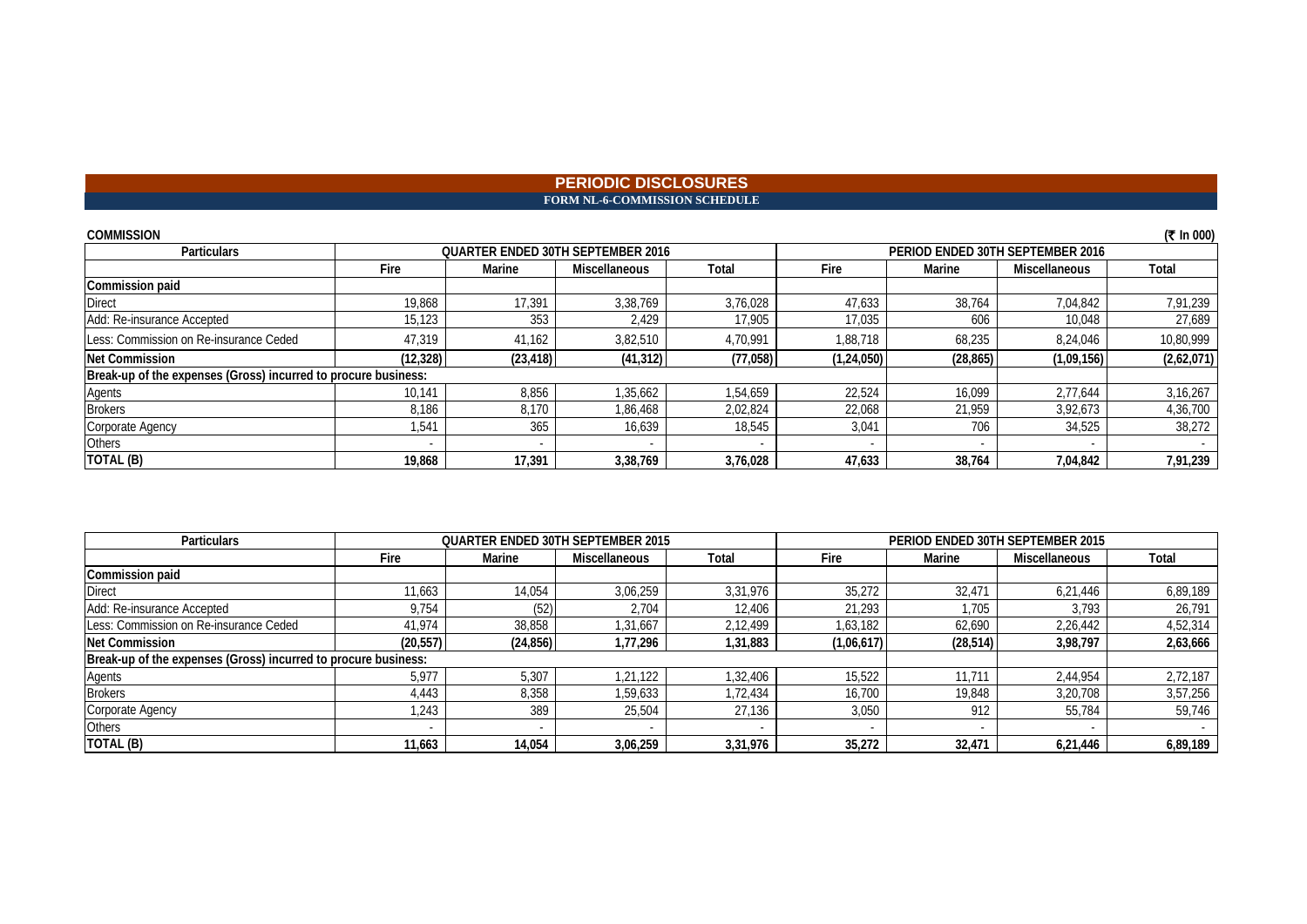# PERIODIC DISCLOSURES

## FORM NL-6-COMMISSION SCHEDULE

**COMMISSION** (₹ In 000)

| Particulars | QUARTER ENDED 30TH SEPTEMBER 2016 | | | | PERIOD ENDED 30TH SEPTEMBER 2016 | | | |
|---|---|---|---|---|---|---|---|---|
| | Fire | Marine | Miscellaneous | Total | Fire | Marine | Miscellaneous | Total |
| **Commission paid** | | | | | | | | |
| Direct | 19,868 | 17,391 | 3,38,769 | 3,76,028 | 47,633 | 38,764 | 7,04,842 | 7,91,239 |
| Add: Re-insurance Accepted | 15,123 | 353 | 2,429 | 17,905 | 17,035 | 606 | 10,048 | 27,689 |
| Less: Commission on Re-insurance Ceded | 47,319 | 41,162 | 3,82,510 | 4,70,991 | 1,88,718 | 68,235 | 8,24,046 | 10,80,999 |
| **Net Commission** | **(12,328)** | **(23,418)** | **(41,312)** | **(77,058)** | **(1,24,050)** | **(28,865)** | **(1,09,156)** | **(2,62,071)** |
| **Break-up of the expenses (Gross) incurred to procure business:** | | | | | | | | |
| Agents | 10,141 | 8,856 | 1,35,662 | 1,54,659 | 22,524 | 16,099 | 2,77,644 | 3,16,267 |
| Brokers | 8,186 | 8,170 | 1,86,468 | 2,02,824 | 22,068 | 21,959 | 3,92,673 | 4,36,700 |
| Corporate Agency | 1,541 | 365 | 16,639 | 18,545 | 3,041 | 706 | 34,525 | 38,272 |
| Others | - | - | - | - | - | - | - | - |
| **TOTAL (B)** | **19,868** | **17,391** | **3,38,769** | **3,76,028** | **47,633** | **38,764** | **7,04,842** | **7,91,239** |

| Particulars | QUARTER ENDED 30TH SEPTEMBER 2015 | | | | PERIOD ENDED 30TH SEPTEMBER 2015 | | | |
|---|---|---|---|---|---|---|---|---|
| | Fire | Marine | Miscellaneous | Total | Fire | Marine | Miscellaneous | Total |
| **Commission paid** | | | | | | | | |
| Direct | 11,663 | 14,054 | 3,06,259 | 3,31,976 | 35,272 | 32,471 | 6,21,446 | 6,89,189 |
| Add: Re-insurance Accepted | 9,754 | (52) | 2,704 | 12,406 | 21,293 | 1,705 | 3,793 | 26,791 |
| Less: Commission on Re-insurance Ceded | 41,974 | 38,858 | 1,31,667 | 2,12,499 | 1,63,182 | 62,690 | 2,26,442 | 4,52,314 |
| **Net Commission** | **(20,557)** | **(24,856)** | **1,77,296** | **1,31,883** | **(1,06,617)** | **(28,514)** | **3,98,797** | **2,63,666** |
| **Break-up of the expenses (Gross) incurred to procure business:** | | | | | | | | |
| Agents | 5,977 | 5,307 | 1,21,122 | 1,32,406 | 15,522 | 11,711 | 2,44,954 | 2,72,187 |
| Brokers | 4,443 | 8,358 | 1,59,633 | 1,72,434 | 16,700 | 19,848 | 3,20,708 | 3,57,256 |
| Corporate Agency | 1,243 | 389 | 25,504 | 27,136 | 3,050 | 912 | 55,784 | 59,746 |
| Others | - | - | - | - | - | - | - | - |
| **TOTAL (B)** | **11,663** | **14,054** | **3,06,259** | **3,31,976** | **35,272** | **32,471** | **6,21,446** | **6,89,189** |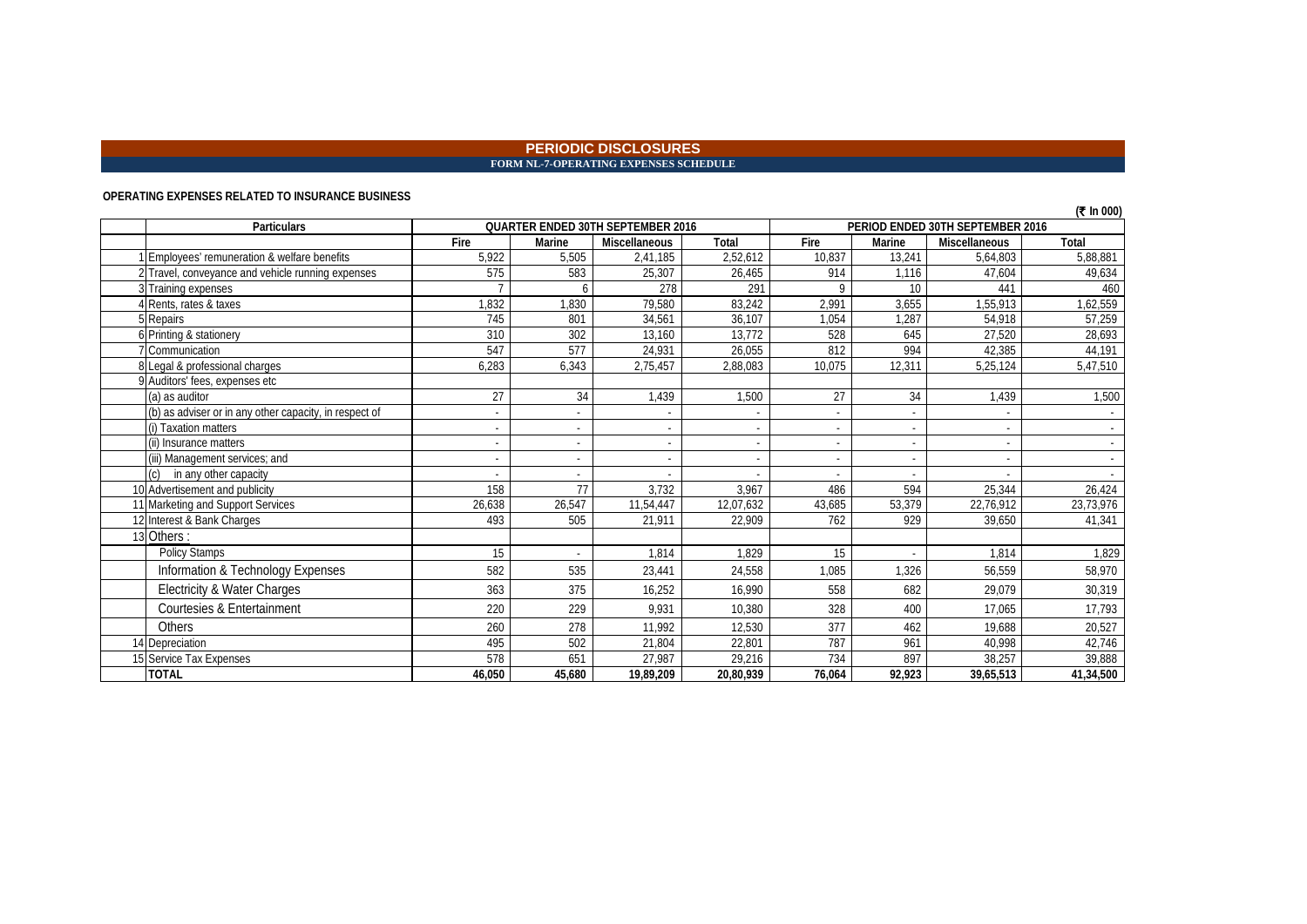# PERIODIC DISCLOSURES

## FORM NL-7-OPERATING EXPENSES SCHEDULE

**OPERATING EXPENSES RELATED TO INSURANCE BUSINESS**

(₹ In 000)

| | Particulars | QUARTER ENDED 30TH SEPTEMBER 2016 | | | | PERIOD ENDED 30TH SEPTEMBER 2016 | | | |
|---|---|---|---|---|---|---|---|---|---|
| | | Fire | Marine | Miscellaneous | Total | Fire | Marine | Miscellaneous | Total |
| 1 | Employees' remuneration & welfare benefits | 5,922 | 5,505 | 2,41,185 | 2,52,612 | 10,837 | 13,241 | 5,64,803 | 5,88,881 |
| 2 | Travel, conveyance and vehicle running expenses | 575 | 583 | 25,307 | 26,465 | 914 | 1,116 | 47,604 | 49,634 |
| 3 | Training expenses | 7 | 6 | 278 | 291 | 9 | 10 | 441 | 460 |
| 4 | Rents, rates & taxes | 1,832 | 1,830 | 79,580 | 83,242 | 2,991 | 3,655 | 1,55,913 | 1,62,559 |
| 5 | Repairs | 745 | 801 | 34,561 | 36,107 | 1,054 | 1,287 | 54,918 | 57,259 |
| 6 | Printing & stationery | 310 | 302 | 13,160 | 13,772 | 528 | 645 | 27,520 | 28,693 |
| 7 | Communication | 547 | 577 | 24,931 | 26,055 | 812 | 994 | 42,385 | 44,191 |
| 8 | Legal & professional charges | 6,283 | 6,343 | 2,75,457 | 2,88,083 | 10,075 | 12,311 | 5,25,124 | 5,47,510 |
| 9 | Auditors' fees, expenses etc | | | | | | | | |
| | (a) as auditor | 27 | 34 | 1,439 | 1,500 | 27 | 34 | 1,439 | 1,500 |
| | (b) as adviser or in any other capacity, in respect of | - | - | - | - | - | - | - | - |
| | (i) Taxation matters | - | - | - | - | - | - | - | - |
| | (ii) Insurance matters | - | - | - | - | - | - | - | - |
| | (iii) Management services; and | - | - | - | - | - | - | - | - |
| | (c) in any other capacity | - | - | - | - | - | - | - | - |
| 10 | Advertisement and publicity | 158 | 77 | 3,732 | 3,967 | 486 | 594 | 25,344 | 26,424 |
| 11 | Marketing and Support Services | 26,638 | 26,547 | 11,54,447 | 12,07,632 | 43,685 | 53,379 | 22,76,912 | 23,73,976 |
| 12 | Interest & Bank Charges | 493 | 505 | 21,911 | 22,909 | 762 | 929 | 39,650 | 41,341 |
| 13 | Others : | | | | | | | | |
| | Policy Stamps | 15 | - | 1,814 | 1,829 | 15 | - | 1,814 | 1,829 |
| | Information & Technology Expenses | 582 | 535 | 23,441 | 24,558 | 1,085 | 1,326 | 56,559 | 58,970 |
| | Electricity & Water Charges | 363 | 375 | 16,252 | 16,990 | 558 | 682 | 29,079 | 30,319 |
| | Courtesies & Entertainment | 220 | 229 | 9,931 | 10,380 | 328 | 400 | 17,065 | 17,793 |
| | Others | 260 | 278 | 11,992 | 12,530 | 377 | 462 | 19,688 | 20,527 |
| 14 | Depreciation | 495 | 502 | 21,804 | 22,801 | 787 | 961 | 40,998 | 42,746 |
| 15 | Service Tax Expenses | 578 | 651 | 27,987 | 29,216 | 734 | 897 | 38,257 | 39,888 |
| | **TOTAL** | **46,050** | **45,680** | **19,89,209** | **20,80,939** | **76,064** | **92,923** | **39,65,513** | **41,34,500** |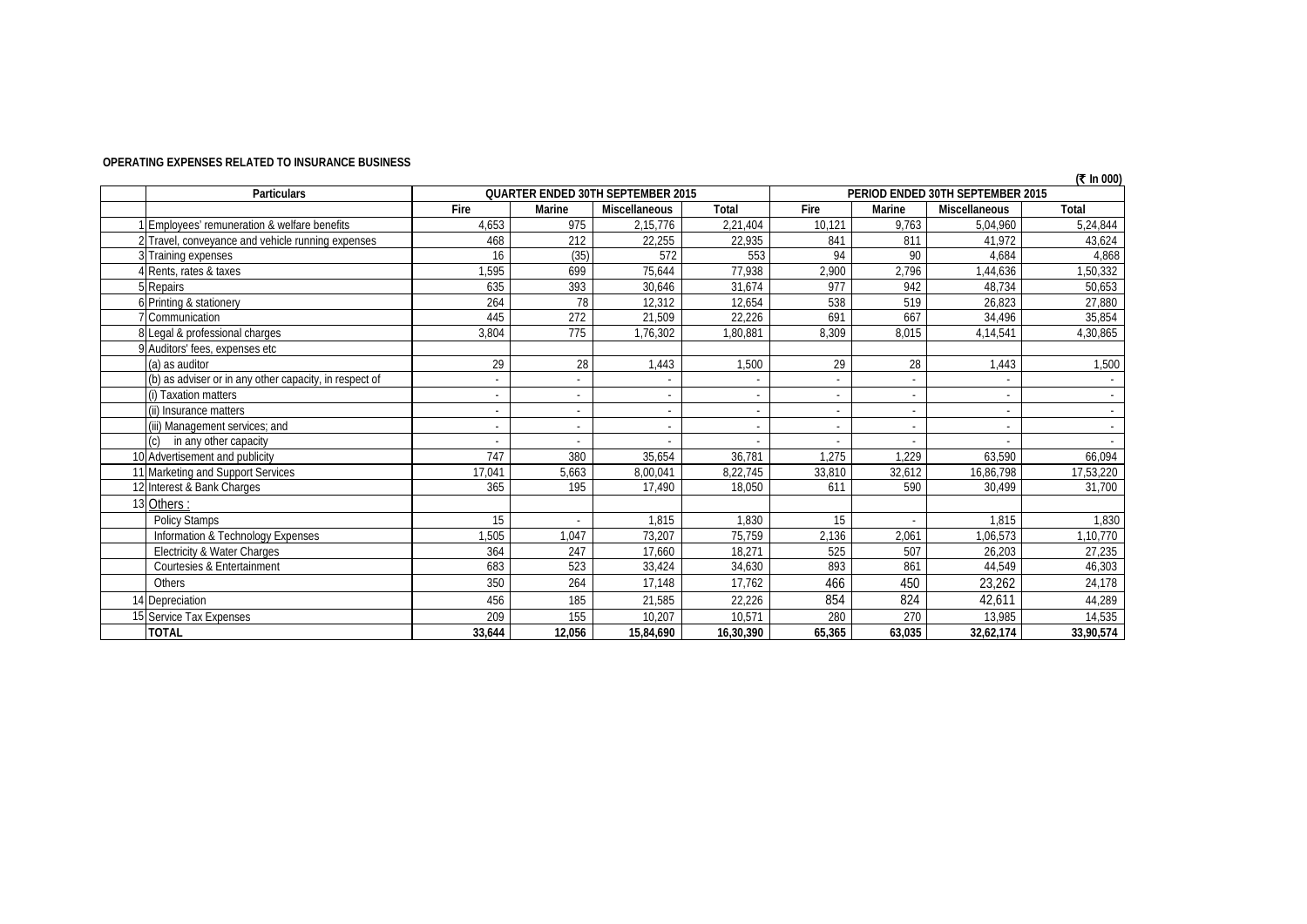**OPERATING EXPENSES RELATED TO INSURANCE BUSINESS**

(₹ In 000)

| | Particulars | QUARTER ENDED 30TH SEPTEMBER 2015 | | | | PERIOD ENDED 30TH SEPTEMBER 2015 | | | |
|---|---|---|---|---|---|---|---|---|---|
| | | Fire | Marine | Miscellaneous | Total | Fire | Marine | Miscellaneous | Total |
| 1 | Employees' remuneration & welfare benefits | 4,653 | 975 | 2,15,776 | 2,21,404 | 10,121 | 9,763 | 5,04,960 | 5,24,844 |
| 2 | Travel, conveyance and vehicle running expenses | 468 | 212 | 22,255 | 22,935 | 841 | 811 | 41,972 | 43,624 |
| 3 | Training expenses | 16 | (35) | 572 | 553 | 94 | 90 | 4,684 | 4,868 |
| 4 | Rents, rates & taxes | 1,595 | 699 | 75,644 | 77,938 | 2,900 | 2,796 | 1,44,636 | 1,50,332 |
| 5 | Repairs | 635 | 393 | 30,646 | 31,674 | 977 | 942 | 48,734 | 50,653 |
| 6 | Printing & stationery | 264 | 78 | 12,312 | 12,654 | 538 | 519 | 26,823 | 27,880 |
| 7 | Communication | 445 | 272 | 21,509 | 22,226 | 691 | 667 | 34,496 | 35,854 |
| 8 | Legal & professional charges | 3,804 | 775 | 1,76,302 | 1,80,881 | 8,309 | 8,015 | 4,14,541 | 4,30,865 |
| 9 | Auditors' fees, expenses etc | | | | | | | | |
| | (a) as auditor | 29 | 28 | 1,443 | 1,500 | 29 | 28 | 1,443 | 1,500 |
| | (b) as adviser or in any other capacity, in respect of | - | - | - | - | - | - | - | - |
| | (i) Taxation matters | - | - | - | - | - | - | - | - |
| | (ii) Insurance matters | - | - | - | - | - | - | - | - |
| | (iii) Management services; and | - | - | - | - | - | - | - | - |
| | (c) in any other capacity | - | - | - | - | - | - | - | - |
| 10 | Advertisement and publicity | 747 | 380 | 35,654 | 36,781 | 1,275 | 1,229 | 63,590 | 66,094 |
| 11 | Marketing and Support Services | 17,041 | 5,663 | 8,00,041 | 8,22,745 | 33,810 | 32,612 | 16,86,798 | 17,53,220 |
| 12 | Interest & Bank Charges | 365 | 195 | 17,490 | 18,050 | 611 | 590 | 30,499 | 31,700 |
| 13 | Others : | | | | | | | | |
| | Policy Stamps | 15 | - | 1,815 | 1,830 | 15 | - | 1,815 | 1,830 |
| | Information & Technology Expenses | 1,505 | 1,047 | 73,207 | 75,759 | 2,136 | 2,061 | 1,06,573 | 1,10,770 |
| | Electricity & Water Charges | 364 | 247 | 17,660 | 18,271 | 525 | 507 | 26,203 | 27,235 |
| | Courtesies & Entertainment | 683 | 523 | 33,424 | 34,630 | 893 | 861 | 44,549 | 46,303 |
| | Others | 350 | 264 | 17,148 | 17,762 | 466 | 450 | 23,262 | 24,178 |
| 14 | Depreciation | 456 | 185 | 21,585 | 22,226 | 854 | 824 | 42,611 | 44,289 |
| 15 | Service Tax Expenses | 209 | 155 | 10,207 | 10,571 | 280 | 270 | 13,985 | 14,535 |
| | **TOTAL** | **33,644** | **12,056** | **15,84,690** | **16,30,390** | **65,365** | **63,035** | **32,62,174** | **33,90,574** |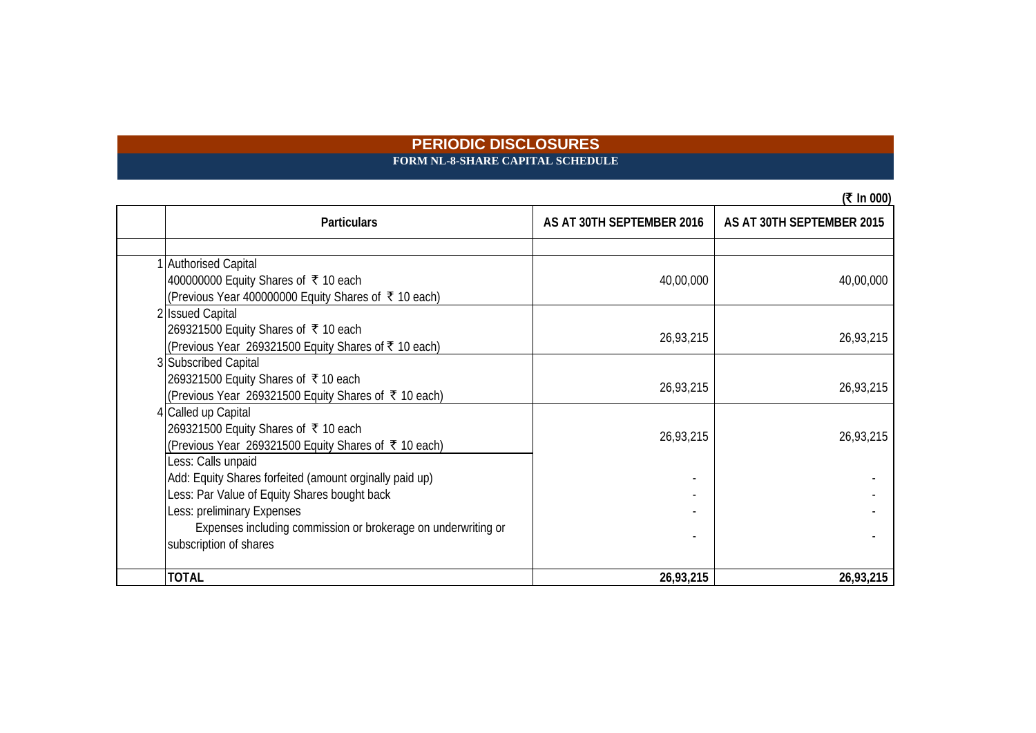# PERIODIC DISCLOSURES

## FORM NL-8-SHARE CAPITAL SCHEDULE

(₹ In 000)

| | Particulars | AS AT 30TH SEPTEMBER 2016 | AS AT 30TH SEPTEMBER 2015 |
|---|---|---|---|
| | | | |
| 1 | Authorised Capital<br>400000000 Equity Shares of ₹ 10 each<br>(Previous Year 400000000 Equity Shares of ₹ 10 each) | 40,00,000 | 40,00,000 |
| 2 | Issued Capital<br>269321500 Equity Shares of ₹ 10 each<br>(Previous Year 269321500 Equity Shares of ₹ 10 each) | 26,93,215 | 26,93,215 |
| 3 | Subscribed Capital<br>269321500 Equity Shares of ₹ 10 each<br>(Previous Year 269321500 Equity Shares of ₹ 10 each) | 26,93,215 | 26,93,215 |
| 4 | Called up Capital<br>269321500 Equity Shares of ₹ 10 each<br>(Previous Year 269321500 Equity Shares of ₹ 10 each) | 26,93,215 | 26,93,215 |
| | Less: Calls unpaid | | |
| | Add: Equity Shares forfeited (amount orginally paid up) | - | - |
| | Less: Par Value of Equity Shares bought back | - | - |
| | Less: preliminary Expenses | - | - |
| | Expenses including commission or brokerage on underwriting or subscription of shares | - | - |
| | **TOTAL** | **26,93,215** | **26,93,215** |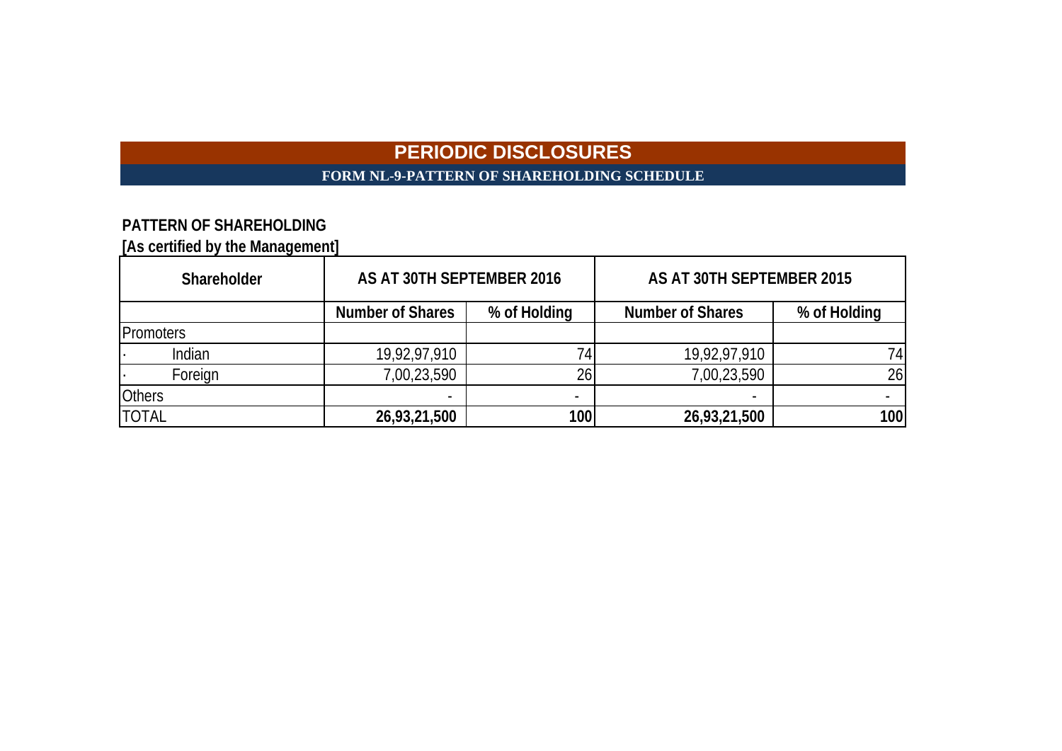# PERIODIC DISCLOSURES

## FORM NL-9-PATTERN OF SHAREHOLDING SCHEDULE

**PATTERN OF SHAREHOLDING**

**[As certified by the Management]**

| Shareholder | AS AT 30TH SEPTEMBER 2016 | | AS AT 30TH SEPTEMBER 2015 | |
|---|---|---|---|---|
| | Number of Shares | % of Holding | Number of Shares | % of Holding |
| Promoters | | | | |
| · Indian | 19,92,97,910 | 74 | 19,92,97,910 | 74 |
| · Foreign | 7,00,23,590 | 26 | 7,00,23,590 | 26 |
| Others | - | - | - | - |
| TOTAL | **26,93,21,500** | **100** | **26,93,21,500** | **100** |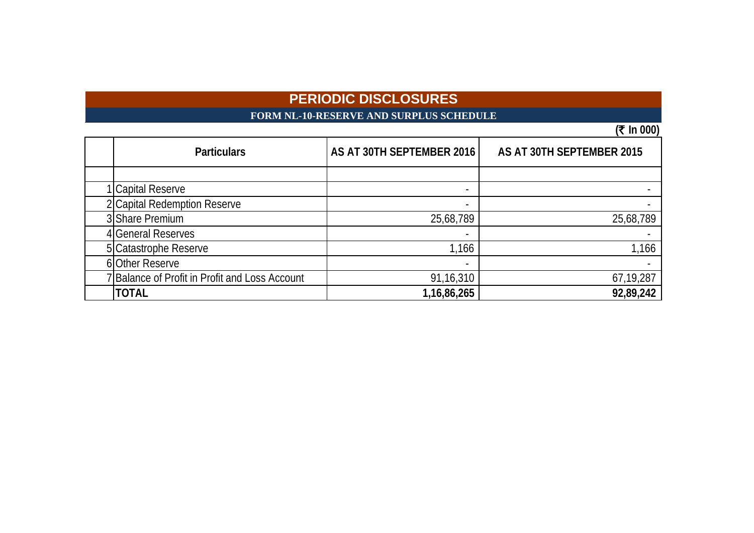# PERIODIC DISCLOSURES

## FORM NL-10-RESERVE AND SURPLUS SCHEDULE

(₹ In 000)

| | Particulars | AS AT 30TH SEPTEMBER 2016 | AS AT 30TH SEPTEMBER 2015 |
|---|---|---|---|
| | | | |
| 1 | Capital Reserve | - | - |
| 2 | Capital Redemption Reserve | - | - |
| 3 | Share Premium | 25,68,789 | 25,68,789 |
| 4 | General Reserves | - | - |
| 5 | Catastrophe Reserve | 1,166 | 1,166 |
| 6 | Other Reserve | - | - |
| 7 | Balance of Profit in Profit and Loss Account | 91,16,310 | 67,19,287 |
| | **TOTAL** | **1,16,86,265** | **92,89,242** |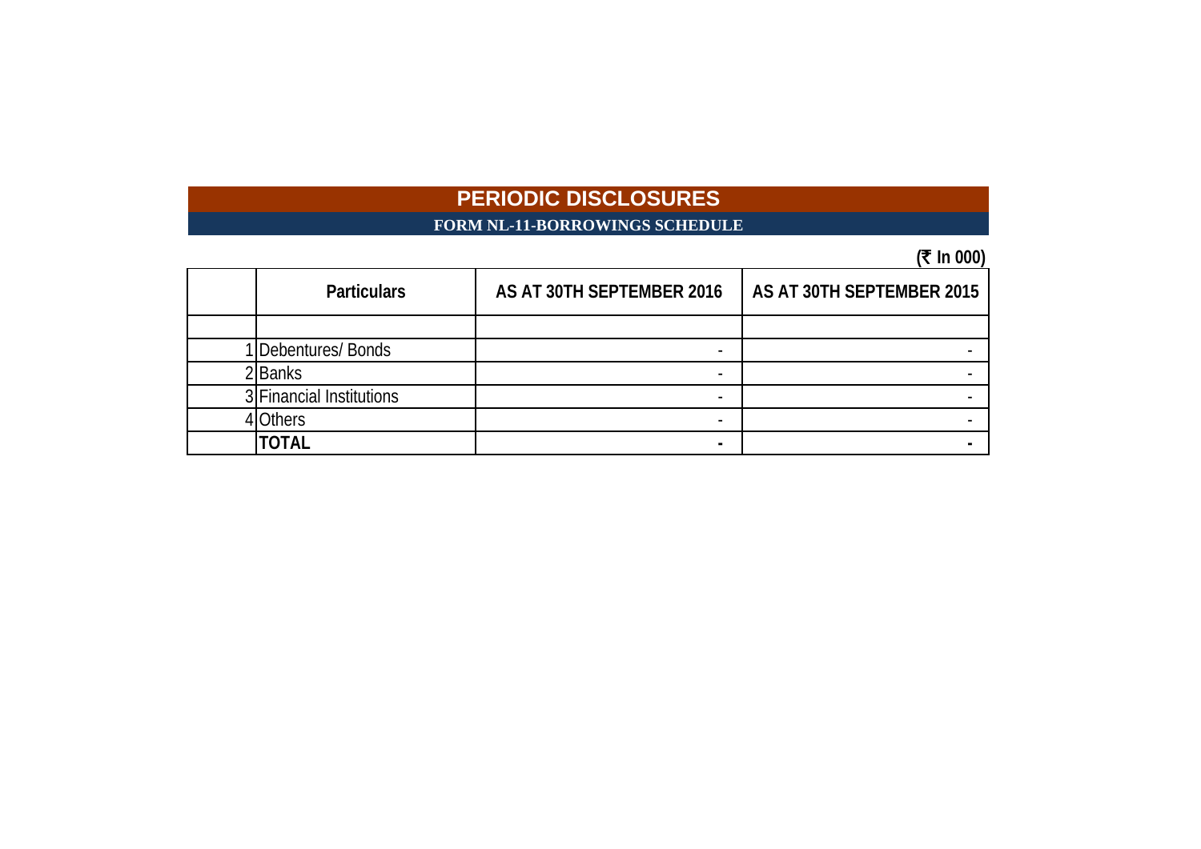# PERIODIC DISCLOSURES

## FORM NL-11-BORROWINGS SCHEDULE

(₹ In 000)

| | Particulars | AS AT 30TH SEPTEMBER 2016 | AS AT 30TH SEPTEMBER 2015 |
|---|---|---|---|
| | | | |
| 1 | Debentures/ Bonds | - | - |
| 2 | Banks | - | - |
| 3 | Financial Institutions | - | - |
| 4 | Others | - | - |
| | **TOTAL** | **-** | **-** |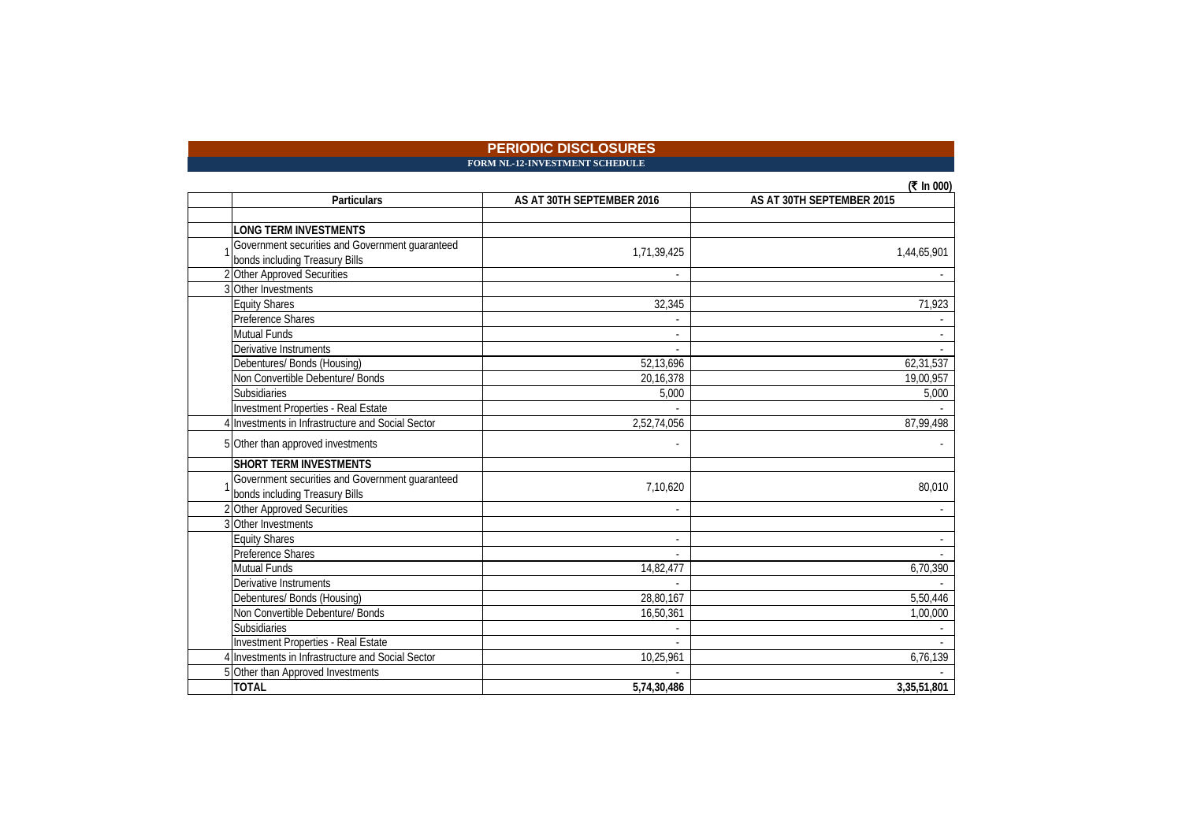# PERIODIC DISCLOSURES

## FORM NL-12-INVESTMENT SCHEDULE

(₹ In 000)

| | Particulars | AS AT 30TH SEPTEMBER 2016 | AS AT 30TH SEPTEMBER 2015 |
|---|---|---|---|
| | | | |
| | **LONG TERM INVESTMENTS** | | |
| 1 | Government securities and Government guaranteed bonds including Treasury Bills | 1,71,39,425 | 1,44,65,901 |
| 2 | Other Approved Securities | - | - |
| 3 | Other Investments | | |
| | Equity Shares | 32,345 | 71,923 |
| | Preference Shares | - | - |
| | Mutual Funds | - | - |
| | Derivative Instruments | - | - |
| | Debentures/ Bonds (Housing) | 52,13,696 | 62,31,537 |
| | Non Convertible Debenture/ Bonds | 20,16,378 | 19,00,957 |
| | Subsidiaries | 5,000 | 5,000 |
| | Investment Properties - Real Estate | - | - |
| 4 | Investments in Infrastructure and Social Sector | 2,52,74,056 | 87,99,498 |
| 5 | Other than approved investments | - | - |
| | **SHORT TERM INVESTMENTS** | | |
| 1 | Government securities and Government guaranteed bonds including Treasury Bills | 7,10,620 | 80,010 |
| 2 | Other Approved Securities | - | - |
| 3 | Other Investments | | |
| | Equity Shares | - | - |
| | Preference Shares | - | - |
| | Mutual Funds | 14,82,477 | 6,70,390 |
| | Derivative Instruments | - | - |
| | Debentures/ Bonds (Housing) | 28,80,167 | 5,50,446 |
| | Non Convertible Debenture/ Bonds | 16,50,361 | 1,00,000 |
| | Subsidiaries | - | - |
| | Investment Properties - Real Estate | - | - |
| 4 | Investments in Infrastructure and Social Sector | 10,25,961 | 6,76,139 |
| 5 | Other than Approved Investments | - | - |
| | **TOTAL** | **5,74,30,486** | **3,35,51,801** |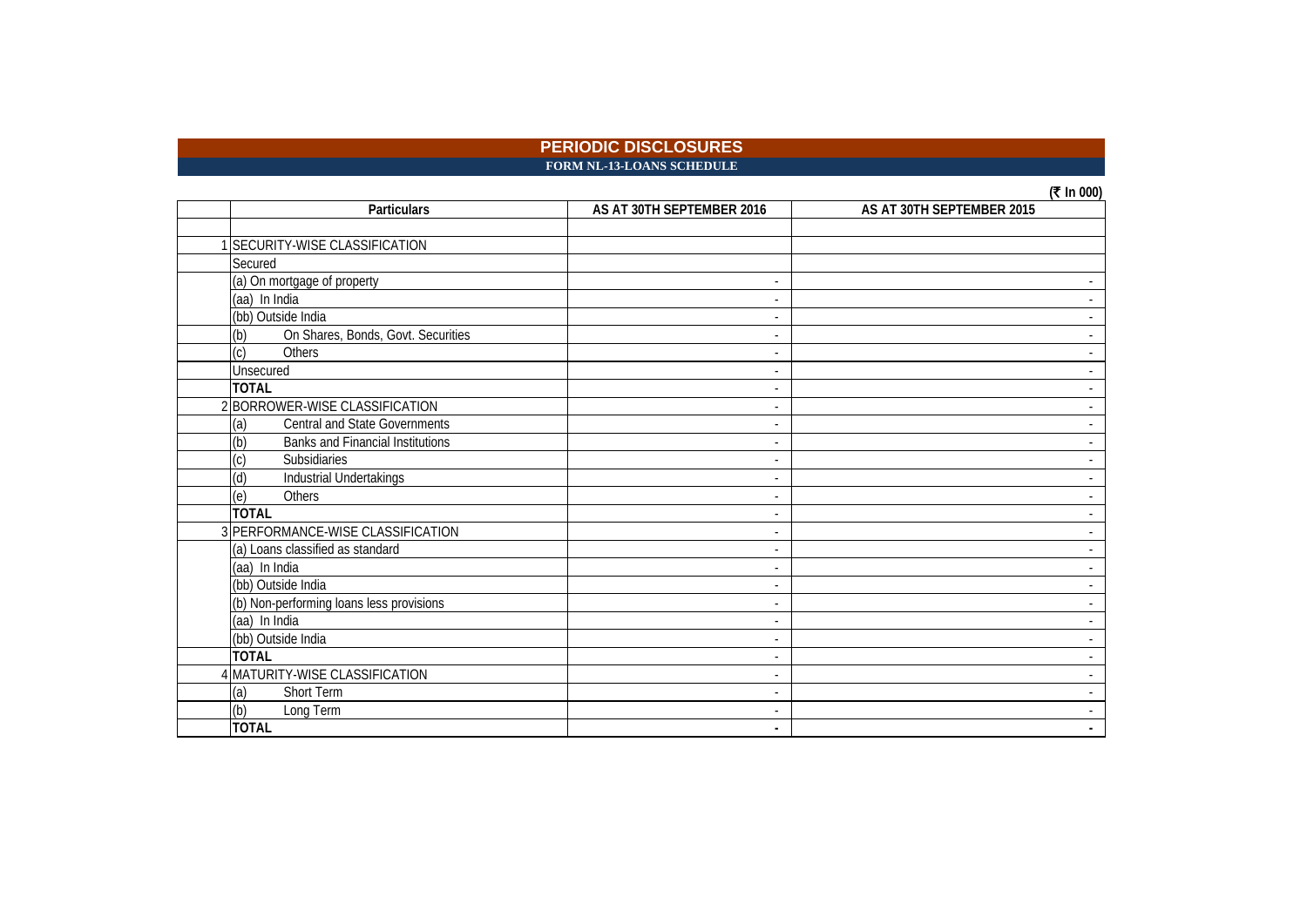# PERIODIC DISCLOSURES

## FORM NL-13-LOANS SCHEDULE

(₹ In 000)

| | Particulars | AS AT 30TH SEPTEMBER 2016 | AS AT 30TH SEPTEMBER 2015 |
|---|---|---|---|
| | | | |
| 1 | SECURITY-WISE CLASSIFICATION | | |
| | Secured | | |
| | (a) On mortgage of property | - | - |
| | (aa) In India | - | - |
| | (bb) Outside India | - | - |
| | (b) On Shares, Bonds, Govt. Securities | - | - |
| | (c) Others | - | - |
| | Unsecured | - | - |
| | **TOTAL** | - | - |
| 2 | BORROWER-WISE CLASSIFICATION | - | - |
| | (a) Central and State Governments | - | - |
| | (b) Banks and Financial Institutions | - | - |
| | (c) Subsidiaries | - | - |
| | (d) Industrial Undertakings | - | - |
| | (e) Others | - | - |
| | **TOTAL** | - | - |
| 3 | PERFORMANCE-WISE CLASSIFICATION | - | - |
| | (a) Loans classified as standard | - | - |
| | (aa) In India | - | - |
| | (bb) Outside India | - | - |
| | (b) Non-performing loans less provisions | - | - |
| | (aa) In India | - | - |
| | (bb) Outside India | - | - |
| | **TOTAL** | - | - |
| 4 | MATURITY-WISE CLASSIFICATION | - | - |
| | (a) Short Term | - | - |
| | (b) Long Term | - | - |
| | **TOTAL** | **-** | **-** |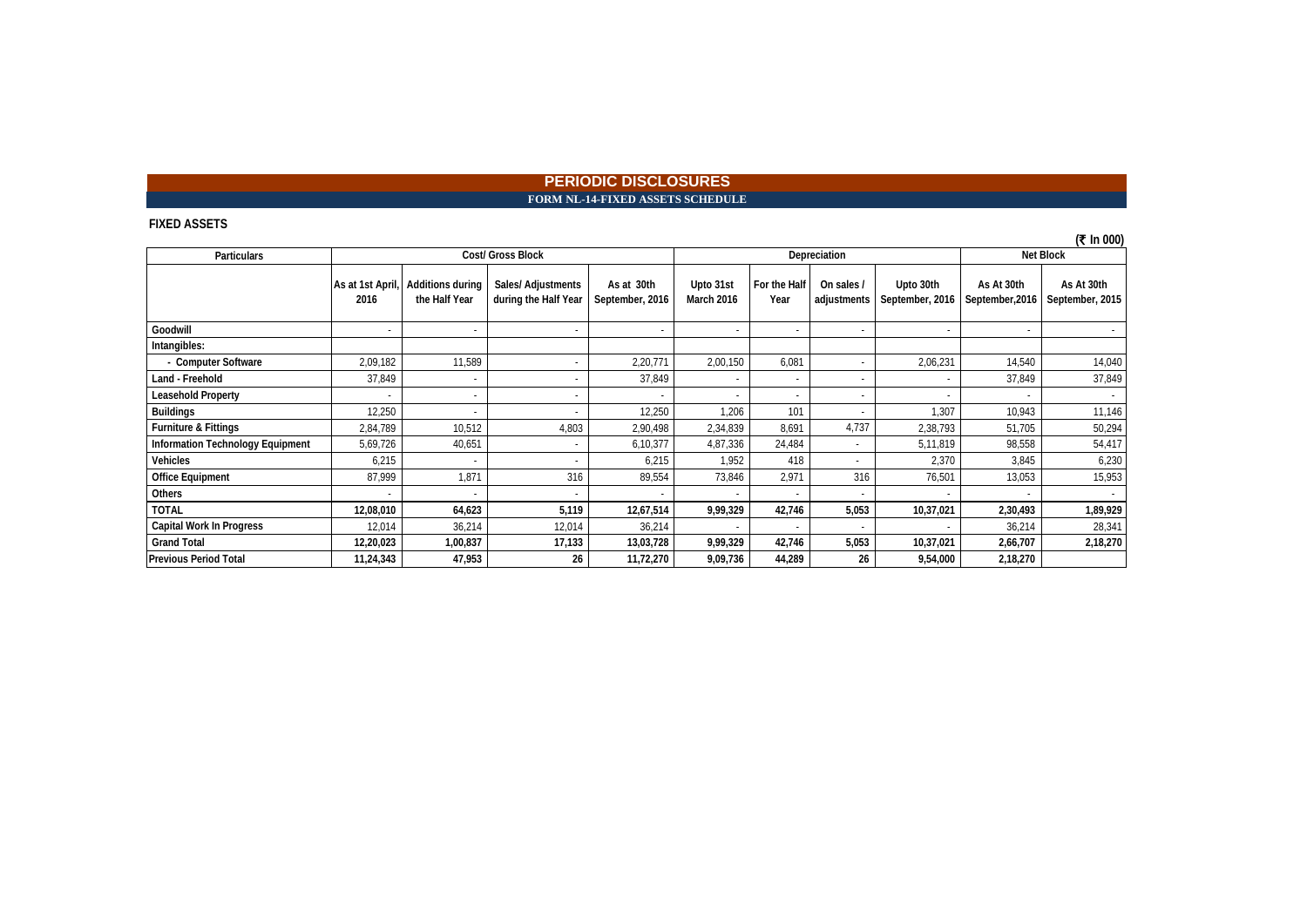# PERIODIC DISCLOSURES

## FORM NL-14-FIXED ASSETS SCHEDULE

**FIXED ASSETS**

(₹ In 000)

| Particulars | Cost/ Gross Block | | | | Depreciation | | | | Net Block | |
|---|---|---|---|---|---|---|---|---|---|---|
| | As at 1st April, 2016 | Additions during the Half Year | Sales/ Adjustments during the Half Year | As at 30th September, 2016 | Upto 31st March 2016 | For the Half Year | On sales / adjustments | Upto 30th September, 2016 | As At 30th September,2016 | As At 30th September, 2015 |
| Goodwill | - | - | - | - | - | - | - | - | - | - |
| Intangibles: | | | | | | | | | | |
| - Computer Software | 2,09,182 | 11,589 | - | 2,20,771 | 2,00,150 | 6,081 | - | 2,06,231 | 14,540 | 14,040 |
| Land - Freehold | 37,849 | - | - | 37,849 | - | - | - | - | 37,849 | 37,849 |
| Leasehold Property | - | - | - | - | - | - | - | - | - | - |
| Buildings | 12,250 | - | - | 12,250 | 1,206 | 101 | - | 1,307 | 10,943 | 11,146 |
| Furniture & Fittings | 2,84,789 | 10,512 | 4,803 | 2,90,498 | 2,34,839 | 8,691 | 4,737 | 2,38,793 | 51,705 | 50,294 |
| Information Technology Equipment | 5,69,726 | 40,651 | - | 6,10,377 | 4,87,336 | 24,484 | - | 5,11,819 | 98,558 | 54,417 |
| Vehicles | 6,215 | - | - | 6,215 | 1,952 | 418 | - | 2,370 | 3,845 | 6,230 |
| Office Equipment | 87,999 | 1,871 | 316 | 89,554 | 73,846 | 2,971 | 316 | 76,501 | 13,053 | 15,953 |
| Others | - | - | - | - | - | - | - | - | - | - |
| **TOTAL** | **12,08,010** | **64,623** | **5,119** | **12,67,514** | **9,99,329** | **42,746** | **5,053** | **10,37,021** | **2,30,493** | **1,89,929** |
| Capital Work In Progress | 12,014 | 36,214 | 12,014 | 36,214 | - | - | - | - | 36,214 | 28,341 |
| **Grand Total** | **12,20,023** | **1,00,837** | **17,133** | **13,03,728** | **9,99,329** | **42,746** | **5,053** | **10,37,021** | **2,66,707** | **2,18,270** |
| **Previous Period Total** | **11,24,343** | **47,953** | **26** | **11,72,270** | **9,09,736** | **44,289** | **26** | **9,54,000** | **2,18,270** | |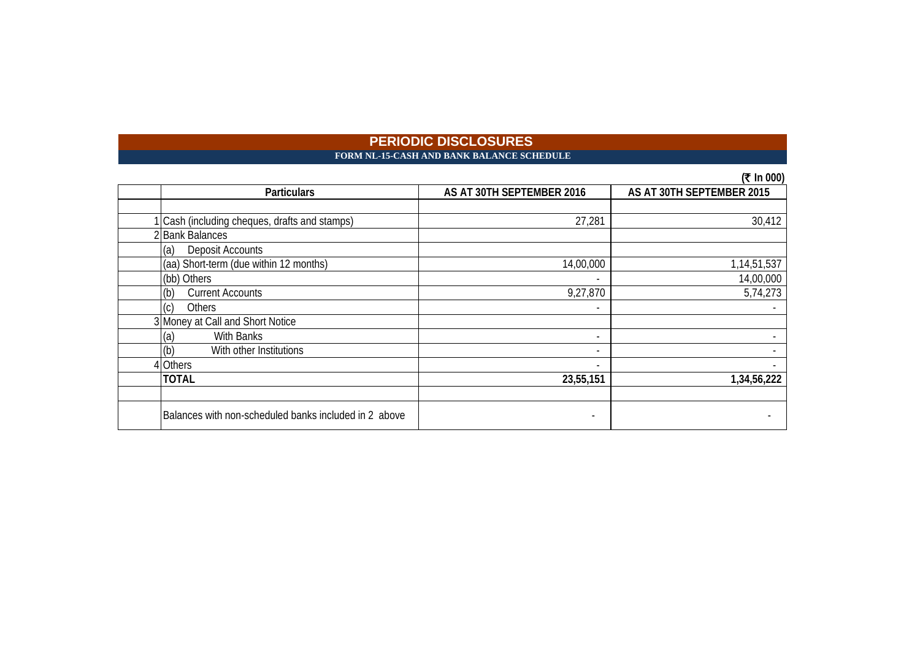# PERIODIC DISCLOSURES

## FORM NL-15-CASH AND BANK BALANCE SCHEDULE

(₹ In 000)

| | Particulars | AS AT 30TH SEPTEMBER 2016 | AS AT 30TH SEPTEMBER 2015 |
|---|---|---|---|
| | | | |
| 1 | Cash (including cheques, drafts and stamps) | 27,281 | 30,412 |
| 2 | Bank Balances | | |
| | (a) Deposit Accounts | | |
| | (aa) Short-term (due within 12 months) | 14,00,000 | 1,14,51,537 |
| | (bb) Others | - | 14,00,000 |
| | (b) Current Accounts | 9,27,870 | 5,74,273 |
| | (c) Others | - | - |
| 3 | Money at Call and Short Notice | | |
| | (a) With Banks | - | - |
| | (b) With other Institutions | - | - |
| 4 | Others | - | - |
| | **TOTAL** | **23,55,151** | **1,34,56,222** |
| | | | |
| | Balances with non-scheduled banks included in 2 above | - | - |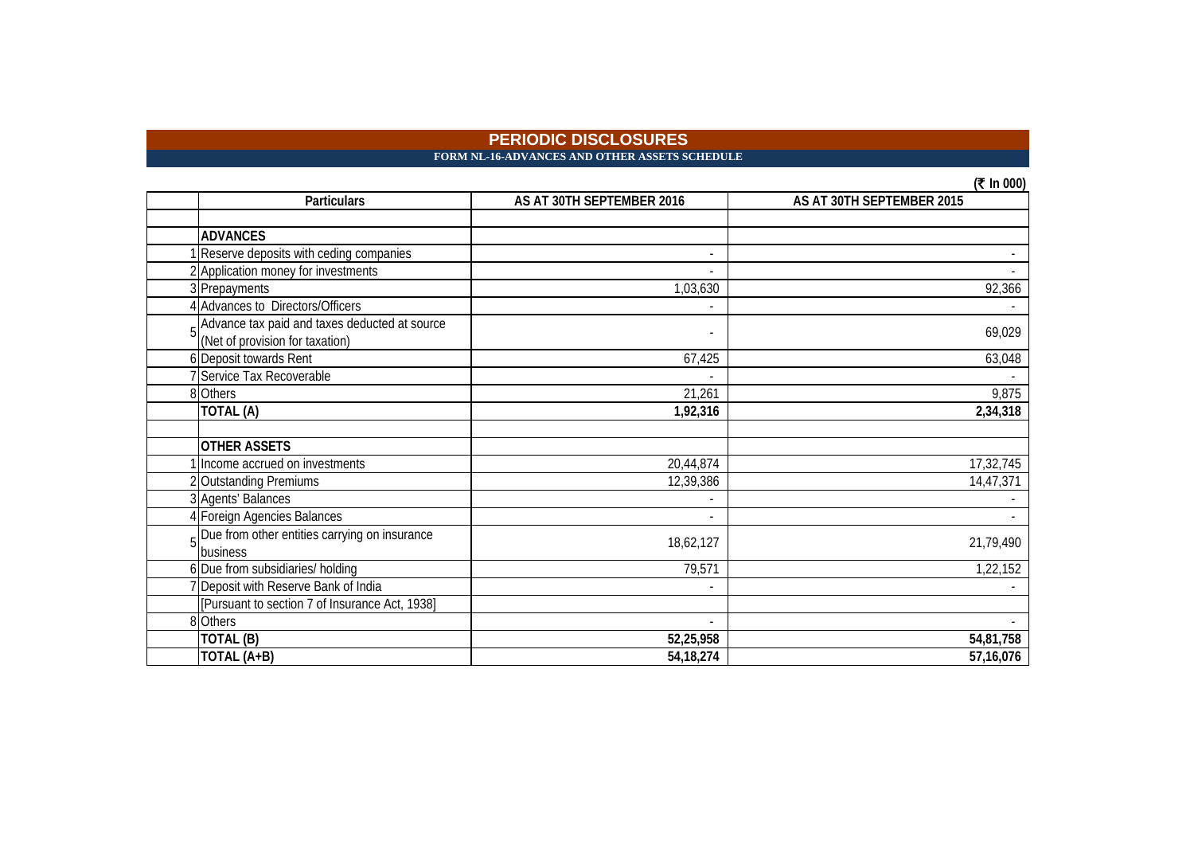# PERIODIC DISCLOSURES

## FORM NL-16-ADVANCES AND OTHER ASSETS SCHEDULE

(₹ In 000)

| | Particulars | AS AT 30TH SEPTEMBER 2016 | AS AT 30TH SEPTEMBER 2015 |
|---|---|---|---|
| | | | |
| | **ADVANCES** | | |
| 1 | Reserve deposits with ceding companies | - | - |
| 2 | Application money for investments | - | - |
| 3 | Prepayments | 1,03,630 | 92,366 |
| 4 | Advances to Directors/Officers | - | - |
| 5 | Advance tax paid and taxes deducted at source (Net of provision for taxation) | - | 69,029 |
| 6 | Deposit towards Rent | 67,425 | 63,048 |
| 7 | Service Tax Recoverable | - | - |
| 8 | Others | 21,261 | 9,875 |
| | **TOTAL (A)** | **1,92,316** | **2,34,318** |
| | | | |
| | **OTHER ASSETS** | | |
| 1 | Income accrued on investments | 20,44,874 | 17,32,745 |
| 2 | Outstanding Premiums | 12,39,386 | 14,47,371 |
| 3 | Agents' Balances | - | - |
| 4 | Foreign Agencies Balances | - | - |
| 5 | Due from other entities carrying on insurance business | 18,62,127 | 21,79,490 |
| 6 | Due from subsidiaries/ holding | 79,571 | 1,22,152 |
| 7 | Deposit with Reserve Bank of India | - | - |
| | [Pursuant to section 7 of Insurance Act, 1938] | | |
| 8 | Others | - | - |
| | **TOTAL (B)** | **52,25,958** | **54,81,758** |
| | **TOTAL (A+B)** | **54,18,274** | **57,16,076** |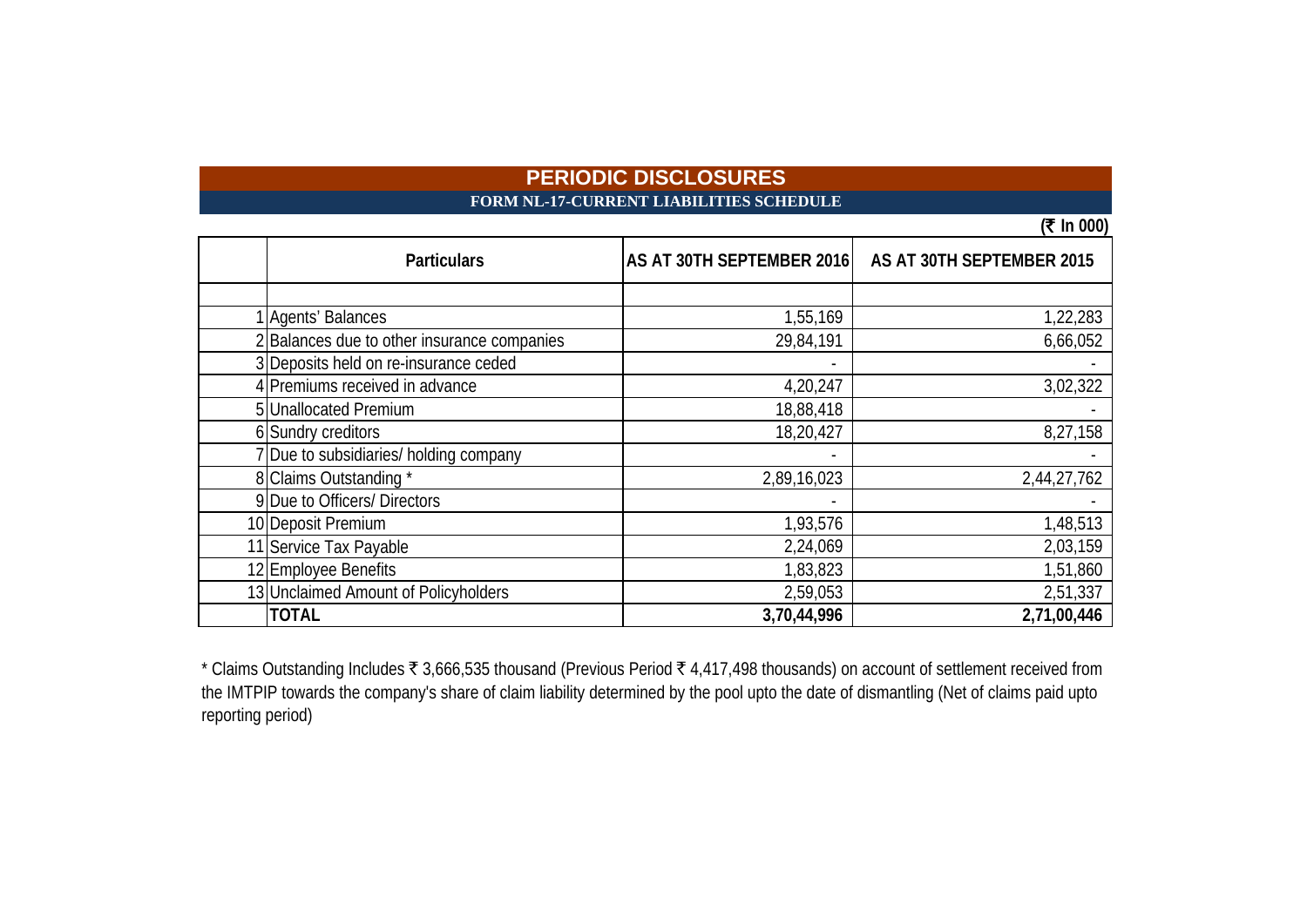# PERIODIC DISCLOSURES

## FORM NL-17-CURRENT LIABILITIES SCHEDULE

(₹ In 000)

| | Particulars | AS AT 30TH SEPTEMBER 2016 | AS AT 30TH SEPTEMBER 2015 |
|---|---|---|---|
| | | | |
| 1 | Agents' Balances | 1,55,169 | 1,22,283 |
| 2 | Balances due to other insurance companies | 29,84,191 | 6,66,052 |
| 3 | Deposits held on re-insurance ceded | - | - |
| 4 | Premiums received in advance | 4,20,247 | 3,02,322 |
| 5 | Unallocated Premium | 18,88,418 | - |
| 6 | Sundry creditors | 18,20,427 | 8,27,158 |
| 7 | Due to subsidiaries/ holding company | - | - |
| 8 | Claims Outstanding * | 2,89,16,023 | 2,44,27,762 |
| 9 | Due to Officers/ Directors | - | - |
| 10 | Deposit Premium | 1,93,576 | 1,48,513 |
| 11 | Service Tax Payable | 2,24,069 | 2,03,159 |
| 12 | Employee Benefits | 1,83,823 | 1,51,860 |
| 13 | Unclaimed Amount of Policyholders | 2,59,053 | 2,51,337 |
| | **TOTAL** | **3,70,44,996** | **2,71,00,446** |

* Claims Outstanding Includes ₹ 3,666,535 thousand (Previous Period ₹ 4,417,498 thousands) on account of settlement received from the IMTPIP towards the company's share of claim liability determined by the pool upto the date of dismantling (Net of claims paid upto reporting period)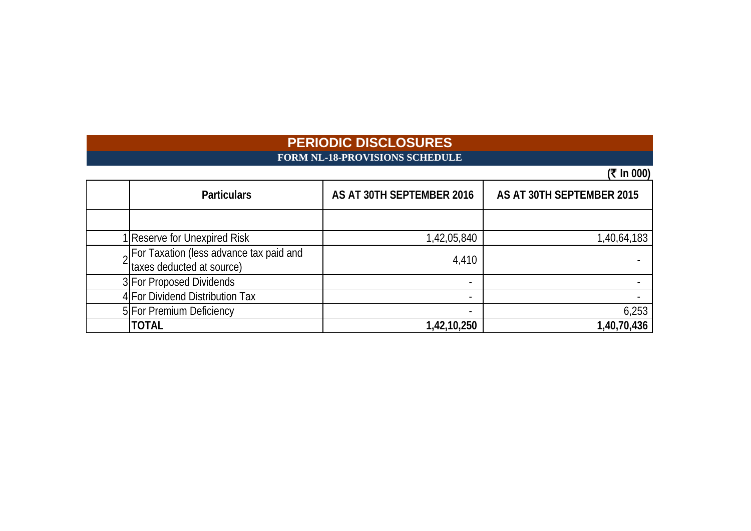# PERIODIC DISCLOSURES

## FORM NL-18-PROVISIONS SCHEDULE

**(₹ In 000)**

| | Particulars | AS AT 30TH SEPTEMBER 2016 | AS AT 30TH SEPTEMBER 2015 |
|---|---|---|---|
| | | | |
| 1 | Reserve for Unexpired Risk | 1,42,05,840 | 1,40,64,183 |
| 2 | For Taxation (less advance tax paid and taxes deducted at source) | 4,410 | - |
| 3 | For Proposed Dividends | - | - |
| 4 | For Dividend Distribution Tax | - | - |
| 5 | For Premium Deficiency | - | 6,253 |
| | **TOTAL** | **1,42,10,250** | **1,40,70,436** |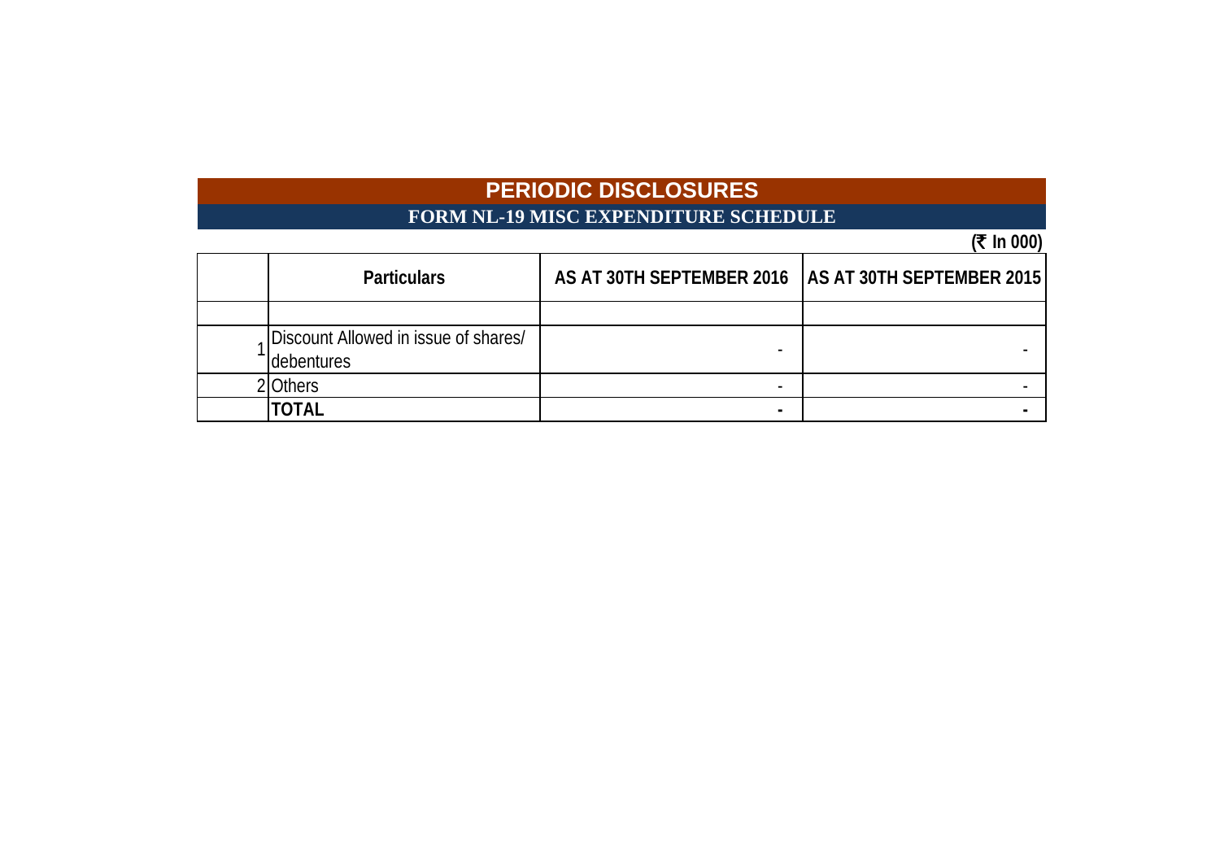# PERIODIC DISCLOSURES

## FORM NL-19 MISC EXPENDITURE SCHEDULE

**(₹ In 000)**

| | Particulars | AS AT 30TH SEPTEMBER 2016 | AS AT 30TH SEPTEMBER 2015 |
|---|---|---|---|
| | | | |
| 1 | Discount Allowed in issue of shares/ debentures | - | - |
| 2 | Others | - | - |
| | **TOTAL** | **-** | **-** |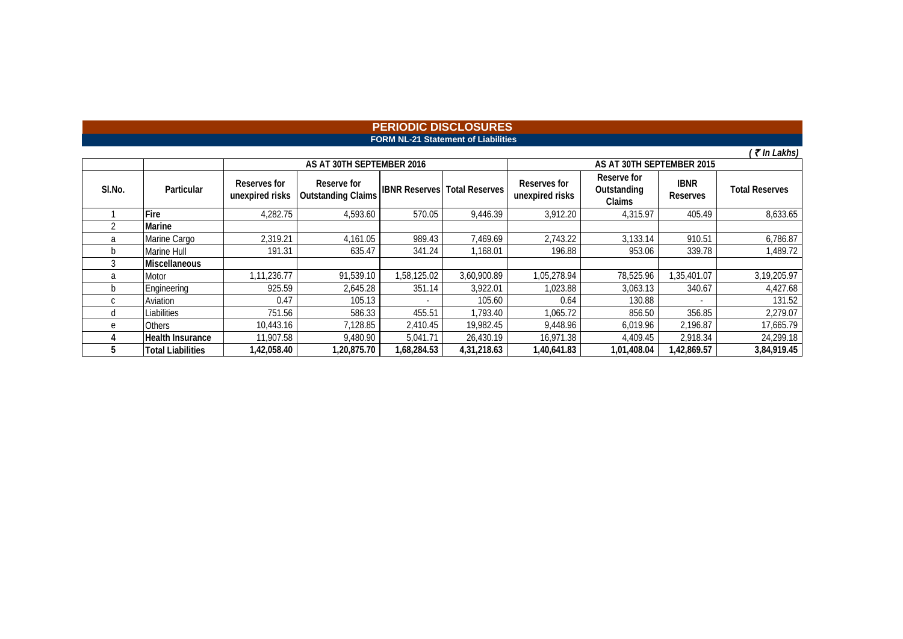# PERIODIC DISCLOSURES

## FORM NL-21 Statement of Liabilities

*( ₹ In Lakhs)*

| Sl.No. | Particular | AS AT 30TH SEPTEMBER 2016 | | | | AS AT 30TH SEPTEMBER 2015 | | | |
|---|---|---|---|---|---|---|---|---|---|
| | | Reserves for unexpired risks | Reserve for Outstanding Claims | IBNR Reserves | Total Reserves | Reserves for unexpired risks | Reserve for Outstanding Claims | IBNR Reserves | Total Reserves |
| 1 | **Fire** | 4,282.75 | 4,593.60 | 570.05 | 9,446.39 | 3,912.20 | 4,315.97 | 405.49 | 8,633.65 |
| 2 | **Marine** | | | | | | | | |
| a | Marine Cargo | 2,319.21 | 4,161.05 | 989.43 | 7,469.69 | 2,743.22 | 3,133.14 | 910.51 | 6,786.87 |
| b | Marine Hull | 191.31 | 635.47 | 341.24 | 1,168.01 | 196.88 | 953.06 | 339.78 | 1,489.72 |
| 3 | **Miscellaneous** | | | | | | | | |
| a | Motor | 1,11,236.77 | 91,539.10 | 1,58,125.02 | 3,60,900.89 | 1,05,278.94 | 78,525.96 | 1,35,401.07 | 3,19,205.97 |
| b | Engineering | 925.59 | 2,645.28 | 351.14 | 3,922.01 | 1,023.88 | 3,063.13 | 340.67 | 4,427.68 |
| c | Aviation | 0.47 | 105.13 | - | 105.60 | 0.64 | 130.88 | - | 131.52 |
| d | Liabilities | 751.56 | 586.33 | 455.51 | 1,793.40 | 1,065.72 | 856.50 | 356.85 | 2,279.07 |
| e | Others | 10,443.16 | 7,128.85 | 2,410.45 | 19,982.45 | 9,448.96 | 6,019.96 | 2,196.87 | 17,665.79 |
| **4** | **Health Insurance** | 11,907.58 | 9,480.90 | 5,041.71 | 26,430.19 | 16,971.38 | 4,409.45 | 2,918.34 | 24,299.18 |
| **5** | **Total Liabilities** | **1,42,058.40** | **1,20,875.70** | **1,68,284.53** | **4,31,218.63** | **1,40,641.83** | **1,01,408.04** | **1,42,869.57** | **3,84,919.45** |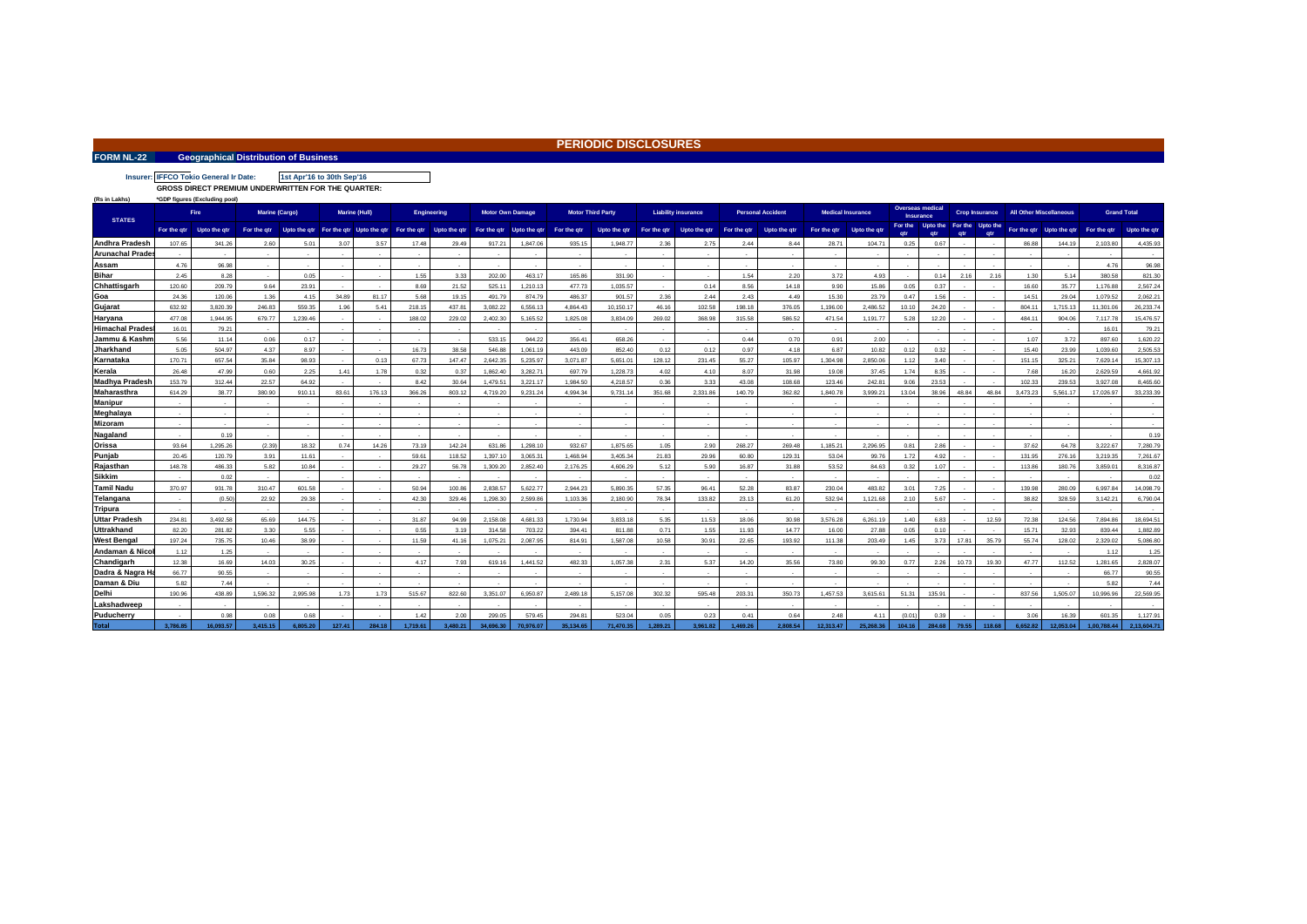# PERIODIC DISCLOSURES

**FORM NL-22** **Geographical Distribution of Business**

**Insurer:** IFFCO Tokio General Ir **Date:** 1st Apr'16 to 30th Sep'16

**GROSS DIRECT PREMIUM UNDERWRITTEN FOR THE QUARTER:**

(Rs in Lakhs) *GDP figures (Excluding pool)

| STATES | Fire | | Marine (Cargo) | | Marine (Hull) | | Engineering | | Motor Own Damage | | Motor Third Party | | Liability insurance | | Personal Accident | | Medical Insurance | | Overseas medical Insurance | | Crop Insurance | | All Other Miscellaneous | | Grand Total | |
|---|---|---|---|---|---|---|---|---|---|---|---|---|---|---|---|---|---|---|---|---|---|---|---|---|---|---|
| | For the qtr | Upto the qtr | For the qtr | Upto the qtr | For the qtr | Upto the qtr | For the qtr | Upto the qtr | For the qtr | Upto the qtr | For the qtr | Upto the qtr | For the qtr | Upto the qtr | For the qtr | Upto the qtr | For the qtr | Upto the qtr | For the qtr | Upto the qtr | For the qtr | Upto the qtr | For the qtr | Upto the qtr | For the qtr | Upto the qtr |
| Andhra Pradesh | 107.65 | 341.26 | 2.60 | 5.01 | 3.07 | 3.57 | 17.48 | 29.49 | 917.21 | 1,847.06 | 935.15 | 1,948.77 | 2.36 | 2.75 | 2.44 | 8.44 | 28.71 | 104.71 | 0.25 | 0.67 | - | - | 86.88 | 144.19 | 2,103.80 | 4,435.93 |
| Arunachal Prades | - | - | - | - | - | - | - | - | - | - | - | - | - | - | - | - | - | - | - | - | - | - | - | - | - | - |
| Assam | 4.76 | 96.98 | - | - | - | - | - | - | - | - | - | - | - | - | - | - | - | - | - | - | - | - | - | - | 4.76 | 96.98 |
| Bihar | 2.45 | 8.28 | - | 0.05 | - | - | 1.55 | 3.33 | 202.00 | 463.17 | 165.86 | 331.90 | - | - | - | 1.54 | 2.20 | 3.72 | 4.93 | - | 0.14 | 2.16 | 2.16 | 1.30 | 5.14 | 380.58 | 821.30 |
| Chhattisgarh | 120.60 | 209.79 | 9.64 | 23.91 | - | - | 8.69 | 21.52 | 525.11 | 1,210.13 | 477.73 | 1,035.57 | - | 0.14 | 8.56 | 14.18 | 9.90 | 15.86 | 0.05 | 0.37 | - | - | 16.60 | 35.77 | 1,176.88 | 2,567.24 |
| Goa | 24.36 | 120.06 | 1.36 | 4.15 | 34.89 | 81.17 | 5.68 | 19.15 | 491.79 | 874.79 | 486.37 | 901.57 | 2.36 | 2.44 | 2.43 | 4.49 | 15.30 | 23.79 | 0.47 | 1.56 | - | - | 14.51 | 29.04 | 1,079.52 | 2,062.21 |
| Gujarat | 632.92 | 3,820.39 | 246.83 | 559.35 | 1.96 | 5.41 | 218.15 | 437.81 | 3,082.22 | 6,556.13 | 4,864.43 | 10,150.17 | 46.16 | 102.58 | 198.18 | 376.05 | 1,196.00 | 2,486.52 | 10.10 | 24.20 | - | - | 804.11 | 1,715.13 | 11,301.06 | 26,233.74 |
| Haryana | 477.08 | 1,944.95 | 679.77 | 1,239.46 | - | - | 188.02 | 229.02 | 2,402.30 | 5,165.52 | 1,825.08 | 3,834.09 | 269.02 | 368.98 | 315.58 | 586.52 | 471.54 | 1,191.77 | 5.28 | 12.20 | - | - | 484.11 | 904.06 | 7,117.78 | 15,476.57 |
| Himachal Prades | 16.01 | 79.21 | - | - | - | - | - | - | - | - | - | - | - | - | - | - | - | - | - | - | - | - | - | - | 16.01 | 79.21 |
| Jammu & Kashm | 5.56 | 11.14 | 0.06 | 0.17 | - | - | - | - | 533.15 | 944.22 | 356.41 | 658.26 | - | - | 0.44 | 0.70 | 0.91 | 2.00 | - | - | - | - | 1.07 | 3.72 | 897.60 | 1,620.22 |
| Jharkhand | 5.05 | 504.97 | 4.37 | 8.97 | - | - | 16.73 | 38.58 | 546.88 | 1,061.19 | 443.09 | 852.40 | 0.12 | 0.12 | 0.97 | 4.18 | 6.87 | 10.82 | 0.12 | 0.32 | - | - | 15.40 | 23.99 | 1,039.60 | 2,505.53 |
| Karnataka | 170.71 | 657.54 | 35.84 | 98.93 | - | 0.13 | 67.73 | 147.47 | 2,642.35 | 5,235.97 | 3,071.87 | 5,651.01 | 128.12 | 231.45 | 55.27 | 105.97 | 1,304.98 | 2,850.06 | 1.12 | 3.40 | - | - | 151.15 | 325.21 | 7,629.14 | 15,307.13 |
| Kerala | 26.48 | 47.99 | 0.60 | 2.25 | 1.41 | 1.78 | 0.32 | 0.37 | 1,862.40 | 3,282.71 | 697.79 | 1,228.73 | 4.02 | 4.10 | 8.07 | 31.98 | 19.08 | 37.45 | 1.74 | 8.35 | - | - | 7.68 | 16.20 | 2,629.59 | 4,661.92 |
| Madhya Pradesh | 153.79 | 312.44 | 22.57 | 64.92 | - | - | 8.42 | 30.64 | 1,479.51 | 3,221.17 | 1,984.50 | 4,218.57 | 0.36 | 3.33 | 43.08 | 108.68 | 123.46 | 242.81 | 9.06 | 23.53 | - | - | 102.33 | 239.53 | 3,927.08 | 8,465.60 |
| Maharasthra | 614.29 | 38.77 | 380.90 | 910.11 | 83.61 | 176.13 | 366.26 | 803.12 | 4,719.20 | 9,231.24 | 4,994.34 | 9,731.14 | 351.68 | 2,331.86 | 140.79 | 362.82 | 1,840.78 | 3,999.21 | 13.04 | 38.96 | 48.84 | 48.84 | 3,473.23 | 5,561.17 | 17,026.97 | 33,233.39 |
| Manipur | - | - | - | - | - | - | - | - | - | - | - | - | - | - | - | - | - | - | - | - | - | - | - | - | - | - |
| Meghalaya | - | - | - | - | - | - | - | - | - | - | - | - | - | - | - | - | - | - | - | - | - | - | - | - | - | - |
| Mizoram | - | - | - | - | - | - | - | - | - | - | - | - | - | - | - | - | - | - | - | - | - | - | - | - | - | - |
| Nagaland | - | 0.19 | - | - | - | - | - | - | - | - | - | - | - | - | - | - | - | - | - | - | - | - | - | - | - | 0.19 |
| Orissa | 93.64 | 1,295.26 | (2.39) | 18.32 | 0.74 | 14.26 | 73.19 | 142.24 | 631.86 | 1,298.10 | 932.67 | 1,875.65 | 1.05 | 2.90 | 268.27 | 269.48 | 1,185.21 | 2,296.95 | 0.81 | 2.86 | - | - | 37.62 | 64.78 | 3,222.67 | 7,280.79 |
| Punjab | 20.45 | 120.79 | 3.91 | 11.61 | - | - | 59.61 | 118.52 | 1,397.10 | 3,065.31 | 1,468.94 | 3,405.34 | 21.83 | 29.96 | 60.80 | 129.31 | 53.04 | 99.76 | 1.72 | 4.92 | - | - | 131.95 | 276.16 | 3,219.35 | 7,261.67 |
| Rajasthan | 148.78 | 486.33 | 5.82 | 10.84 | - | - | 29.27 | 56.78 | 1,309.20 | 2,852.40 | 2,176.25 | 4,606.29 | 5.12 | 5.90 | 16.87 | 31.88 | 53.52 | 84.63 | 0.32 | 1.07 | - | - | 113.86 | 180.76 | 3,859.01 | 8,316.87 |
| Sikkim | - | 0.02 | - | - | - | - | - | - | - | - | - | - | - | - | - | - | - | - | - | - | - | - | - | - | - | 0.02 |
| Tamil Nadu | 370.97 | 931.78 | 310.47 | 601.58 | - | - | 50.94 | 100.86 | 2,838.57 | 5,622.77 | 2,944.23 | 5,890.35 | 57.35 | 96.41 | 52.28 | 83.87 | 230.04 | 483.82 | 3.01 | 7.25 | - | - | 139.98 | 280.09 | 6,997.84 | 14,098.79 |
| Telangana | - | (0.50) | 22.92 | 29.38 | - | - | 42.30 | 329.46 | 1,298.30 | 2,599.86 | 1,103.36 | 2,180.90 | 78.34 | 133.82 | 23.13 | 61.20 | 532.94 | 1,121.68 | 2.10 | 5.67 | - | - | 38.82 | 328.59 | 3,142.21 | 6,790.04 |
| Tripura | - | - | - | - | - | - | - | - | - | - | - | - | - | - | - | - | - | - | - | - | - | - | - | - | - | - |
| Uttar Pradesh | 234.81 | 3,492.58 | 65.69 | 144.75 | - | - | 31.87 | 94.99 | 2,158.08 | 4,681.33 | 1,730.94 | 3,833.18 | 5.35 | 11.53 | 18.06 | 30.98 | 3,576.28 | 6,261.19 | 1.40 | 6.83 | - | 12.59 | 72.38 | 124.56 | 7,894.86 | 18,694.51 |
| Uttrakhand | 82.20 | 281.82 | 3.30 | 5.55 | - | - | 0.55 | 3.19 | 314.58 | 703.22 | 394.41 | 811.88 | 0.71 | 1.55 | 11.93 | 14.77 | 16.00 | 27.88 | 0.05 | 0.10 | - | - | 15.71 | 32.93 | 839.44 | 1,882.89 |
| West Bengal | 197.24 | 735.75 | 10.46 | 38.99 | - | - | 11.59 | 41.16 | 1,075.21 | 2,087.95 | 814.91 | 1,587.08 | 10.58 | 30.91 | 22.65 | 193.92 | 111.38 | 203.49 | 1.45 | 3.73 | 17.81 | 35.79 | 55.74 | 128.02 | 2,329.02 | 5,086.80 |
| Andaman & Nicol | 1.12 | 1.25 | - | - | - | - | - | - | - | - | - | - | - | - | - | - | - | - | - | - | - | - | - | - | 1.12 | 1.25 |
| Chandigarh | 12.38 | 16.69 | 14.03 | 30.25 | - | - | 4.17 | 7.93 | 619.16 | 1,441.52 | 482.33 | 1,057.38 | 2.31 | 5.37 | 14.20 | 35.56 | 73.80 | 99.30 | 0.77 | 2.26 | 10.73 | 19.30 | 47.77 | 112.52 | 1,281.65 | 2,828.07 |
| Dadra & Nagra Ha | 66.77 | 90.55 | - | - | - | - | - | - | - | - | - | - | - | - | - | - | - | - | - | - | - | - | - | - | 66.77 | 90.55 |
| Daman & Diu | 5.82 | 7.44 | - | - | - | - | - | - | - | - | - | - | - | - | - | - | - | - | - | - | - | - | - | - | 5.82 | 7.44 |
| Delhi | 190.96 | 438.89 | 1,596.32 | 2,995.98 | 1.73 | 1.73 | 515.67 | 822.60 | 3,351.07 | 6,950.87 | 2,489.18 | 5,157.08 | 302.32 | 595.48 | 203.31 | 350.73 | 1,457.53 | 3,615.61 | 51.31 | 135.91 | - | - | 837.56 | 1,505.07 | 10,996.96 | 22,569.95 |
| Lakshadweep | - | - | - | - | - | - | - | - | - | - | - | - | - | - | - | - | - | - | - | - | - | - | - | - | - | - |
| Puducherry | - | 0.98 | 0.08 | 0.68 | - | - | 1.42 | 2.00 | 299.05 | 579.45 | 294.81 | 523.04 | 0.05 | 0.23 | 0.41 | 0.64 | 2.48 | 4.11 | (0.01) | 0.39 | - | - | 3.06 | 16.39 | 601.35 | 1,127.91 |
| **Total** | **3,786.85** | **16,093.57** | **3,415.15** | **6,805.20** | **127.41** | **284.18** | **1,719.61** | **3,480.21** | **34,696.30** | **70,976.07** | **35,134.65** | **71,470.35** | **1,289.21** | **3,961.82** | **1,469.26** | **2,808.54** | **12,313.47** | **25,268.36** | **104.16** | **284.68** | **79.55** | **118.68** | **6,652.82** | **12,053.04** | **1,00,788.44** | **2,13,604.71** |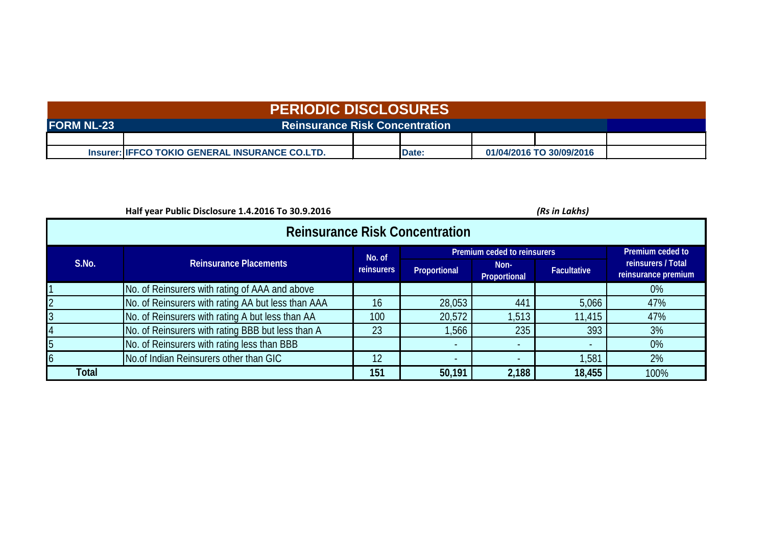# PERIODIC DISCLOSURES

**FORM NL-23** **Reinsurance Risk Concentration**

**Insurer: IFFCO TOKIO GENERAL INSURANCE CO.LTD.** **Date: 01/04/2016 TO 30/09/2016**

**Half year Public Disclosure 1.4.2016 To 30.9.2016** *(Rs in Lakhs)*

## Reinsurance Risk Concentration

| S.No. | Reinsurance Placements | No. of reinsurers | Premium ceded to reinsurers | | | Premium ceded to reinsurers / Total reinsurance premium |
|---|---|---|---|---|---|---|
| | | | Proportional | Non-Proportional | Facultative | |
| 1 | No. of Reinsurers with rating of AAA and above | | | | | 0% |
| 2 | No. of Reinsurers with rating AA but less than AAA | 16 | 28,053 | 441 | 5,066 | 47% |
| 3 | No. of Reinsurers with rating A but less than AA | 100 | 20,572 | 1,513 | 11,415 | 47% |
| 4 | No. of Reinsurers with rating BBB but less than A | 23 | 1,566 | 235 | 393 | 3% |
| 5 | No. of Reinsurers with rating less than BBB | | - | - | - | 0% |
| 6 | No.of Indian Reinsurers other than GIC | 12 | - | - | 1,581 | 2% |
| **Total** | | **151** | **50,191** | **2,188** | **18,455** | 100% |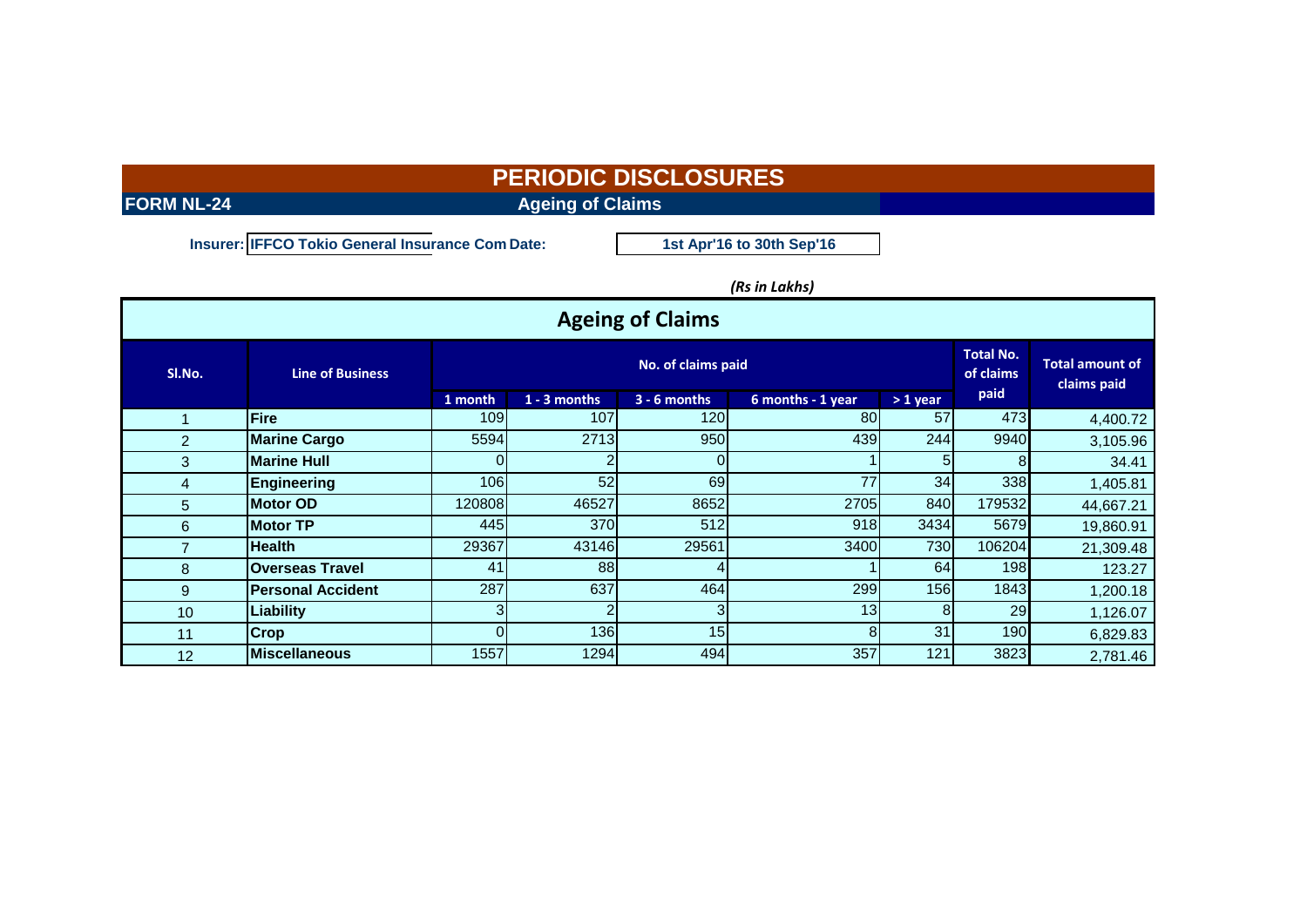# PERIODIC DISCLOSURES

**FORM NL-24** **Ageing of Claims**

**Insurer:** IFFCO Tokio General Insurance Com **Date:** 1st Apr'16 to 30th Sep'16

*(Rs in Lakhs)*

## Ageing of Claims

| Sl.No. | Line of Business | No. of claims paid | | | | | Total No. of claims paid | Total amount of claims paid |
|---|---|---|---|---|---|---|---|---|
| | | 1 month | 1 - 3 months | 3 - 6 months | 6 months - 1 year | > 1 year | | |
| 1 | **Fire** | 109 | 107 | 120 | 80 | 57 | 473 | 4,400.72 |
| 2 | **Marine Cargo** | 5594 | 2713 | 950 | 439 | 244 | 9940 | 3,105.96 |
| 3 | **Marine Hull** | 0 | 2 | 0 | 1 | 5 | 8 | 34.41 |
| 4 | **Engineering** | 106 | 52 | 69 | 77 | 34 | 338 | 1,405.81 |
| 5 | **Motor OD** | 120808 | 46527 | 8652 | 2705 | 840 | 179532 | 44,667.21 |
| 6 | **Motor TP** | 445 | 370 | 512 | 918 | 3434 | 5679 | 19,860.91 |
| 7 | **Health** | 29367 | 43146 | 29561 | 3400 | 730 | 106204 | 21,309.48 |
| 8 | **Overseas Travel** | 41 | 88 | 4 | 1 | 64 | 198 | 123.27 |
| 9 | **Personal Accident** | 287 | 637 | 464 | 299 | 156 | 1843 | 1,200.18 |
| 10 | **Liability** | 3 | 2 | 3 | 13 | 8 | 29 | 1,126.07 |
| 11 | **Crop** | 0 | 136 | 15 | 8 | 31 | 190 | 6,829.83 |
| 12 | **Miscellaneous** | 1557 | 1294 | 494 | 357 | 121 | 3823 | 2,781.46 |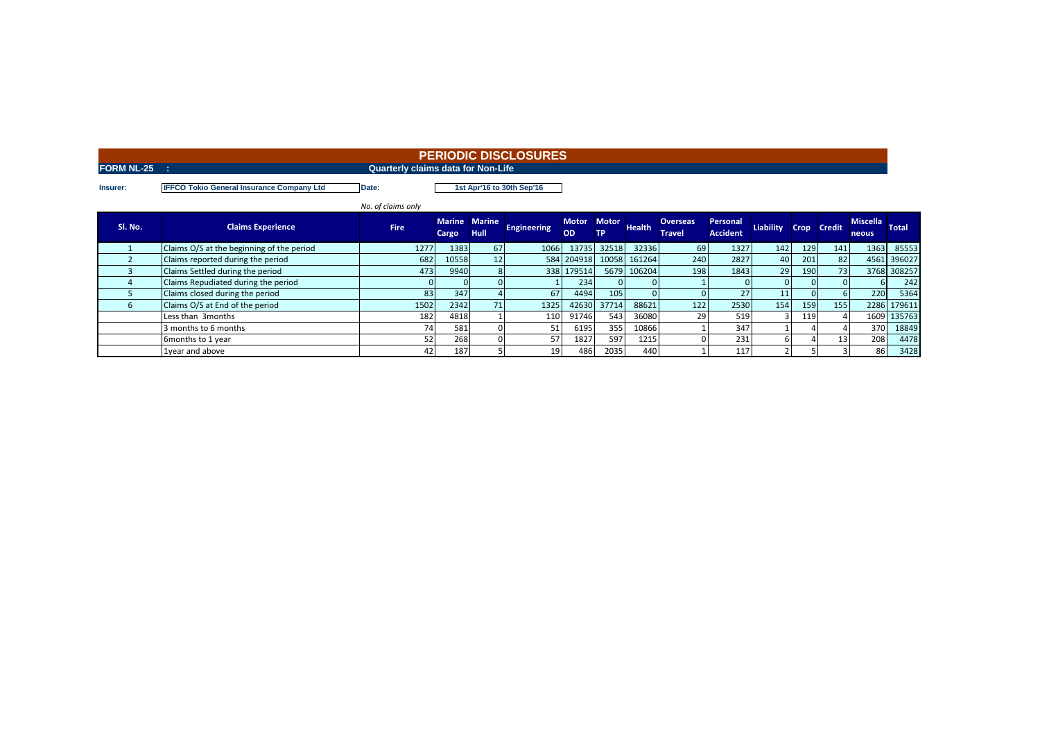# PERIODIC DISCLOSURES

**FORM NL-25 :** **Quarterly claims data for Non-Life**

**Insurer:** IFFCO Tokio General Insurance Company Ltd **Date:** 1st Apr'16 to 30th Sep'16

*No. of claims only*

| Sl. No. | Claims Experience | Fire | Marine Cargo | Marine Hull | Engineering | Motor OD | Motor TP | Health | Overseas Travel | Personal Accident | Liability | Crop | Credit | Miscellaneous | Total |
|---|---|---|---|---|---|---|---|---|---|---|---|---|---|---|---|
| 1 | Claims O/S at the beginning of the period | 1277 | 1383 | 67 | 1066 | 13735 | 32518 | 32336 | 69 | 1327 | 142 | 129 | 141 | 1363 | 85553 |
| 2 | Claims reported during the period | 682 | 10558 | 12 | 584 | 204918 | 10058 | 161264 | 240 | 2827 | 40 | 201 | 82 | 4561 | 396027 |
| 3 | Claims Settled during the period | 473 | 9940 | 8 | 338 | 179514 | 5679 | 106204 | 198 | 1843 | 29 | 190 | 73 | 3768 | 308257 |
| 4 | Claims Repudiated during the period | 0 | 0 | 0 | 1 | 234 | 0 | 0 | 1 | 0 | 0 | 0 | 0 | 6 | 242 |
| 5 | Claims closed during the period | 83 | 347 | 4 | 67 | 4494 | 105 | 0 | 0 | 27 | 11 | 0 | 6 | 220 | 5364 |
| 6 | Claims O/S at End of the period | 1502 | 2342 | 71 | 1325 | 42630 | 37714 | 88621 | 122 | 2530 | 154 | 159 | 155 | 2286 | 179611 |
| | Less than 3months | 182 | 4818 | 1 | 110 | 91746 | 543 | 36080 | 29 | 519 | 3 | 119 | 4 | 1609 | 135763 |
| | 3 months to 6 months | 74 | 581 | 0 | 51 | 6195 | 355 | 10866 | 1 | 347 | 1 | 4 | 4 | 370 | 18849 |
| | 6months to 1 year | 52 | 268 | 0 | 57 | 1827 | 597 | 1215 | 0 | 231 | 6 | 4 | 13 | 208 | 4478 |
| | 1year and above | 42 | 187 | 5 | 19 | 486 | 2035 | 440 | 1 | 117 | 2 | 5 | 3 | 86 | 3428 |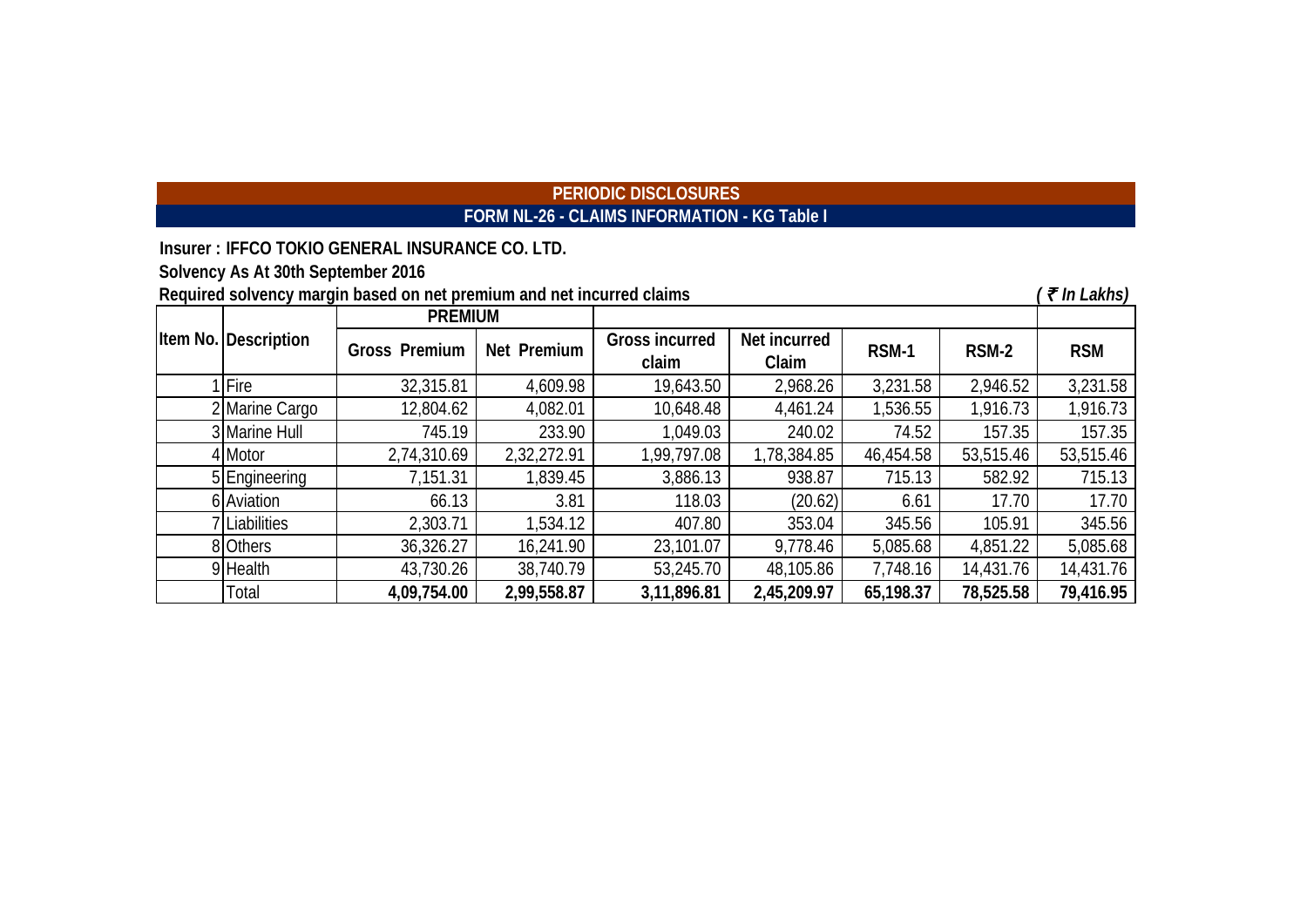## PERIODIC DISCLOSURES

### FORM NL-26 - CLAIMS INFORMATION - KG Table I

**Insurer : IFFCO TOKIO GENERAL INSURANCE CO. LTD.**

**Solvency As At 30th September 2016**

**Required solvency margin based on net premium and net incurred claims** *( ₹ In Lakhs)*

| Item No. | Description | PREMIUM | | | | | | |
|---|---|---|---|---|---|---|---|---|
| | | Gross Premium | Net Premium | Gross incurred claim | Net incurred Claim | RSM-1 | RSM-2 | RSM |
| 1 | Fire | 32,315.81 | 4,609.98 | 19,643.50 | 2,968.26 | 3,231.58 | 2,946.52 | 3,231.58 |
| 2 | Marine Cargo | 12,804.62 | 4,082.01 | 10,648.48 | 4,461.24 | 1,536.55 | 1,916.73 | 1,916.73 |
| 3 | Marine Hull | 745.19 | 233.90 | 1,049.03 | 240.02 | 74.52 | 157.35 | 157.35 |
| 4 | Motor | 2,74,310.69 | 2,32,272.91 | 1,99,797.08 | 1,78,384.85 | 46,454.58 | 53,515.46 | 53,515.46 |
| 5 | Engineering | 7,151.31 | 1,839.45 | 3,886.13 | 938.87 | 715.13 | 582.92 | 715.13 |
| 6 | Aviation | 66.13 | 3.81 | 118.03 | (20.62) | 6.61 | 17.70 | 17.70 |
| 7 | Liabilities | 2,303.71 | 1,534.12 | 407.80 | 353.04 | 345.56 | 105.91 | 345.56 |
| 8 | Others | 36,326.27 | 16,241.90 | 23,101.07 | 9,778.46 | 5,085.68 | 4,851.22 | 5,085.68 |
| 9 | Health | 43,730.26 | 38,740.79 | 53,245.70 | 48,105.86 | 7,748.16 | 14,431.76 | 14,431.76 |
| | Total | **4,09,754.00** | **2,99,558.87** | **3,11,896.81** | **2,45,209.97** | **65,198.37** | **78,525.58** | **79,416.95** |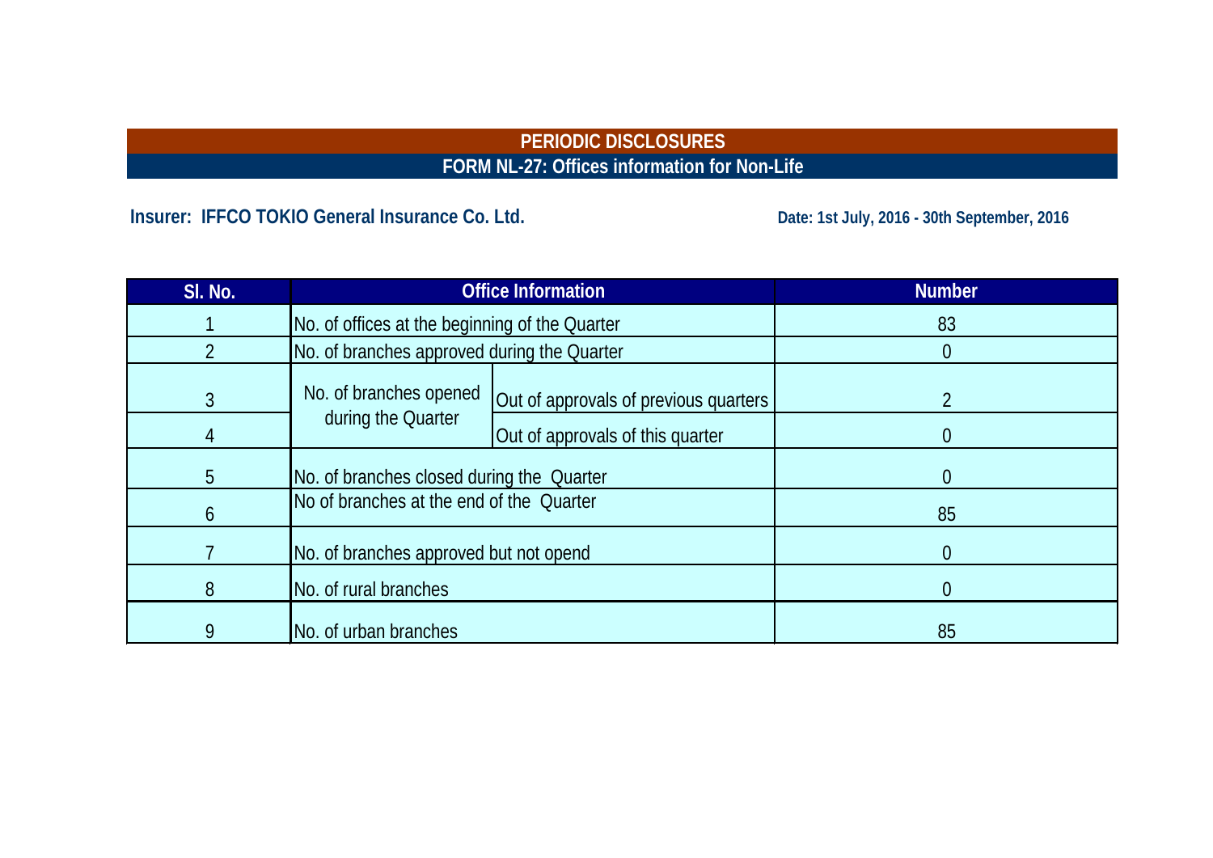# PERIODIC DISCLOSURES

## FORM NL-27: Offices information for Non-Life

**Insurer: IFFCO TOKIO General Insurance Co. Ltd.**

**Date: 1st July, 2016 - 30th September, 2016**

| Sl. No. | Office Information | | Number |
|---|---|---|---|
| 1 | No. of offices at the beginning of the Quarter | | 83 |
| 2 | No. of branches approved during the Quarter | | 0 |
| 3 | No. of branches opened during the Quarter | Out of approvals of previous quarters | 2 |
| 4 | | Out of approvals of this quarter | 0 |
| 5 | No. of branches closed during the Quarter | | 0 |
| 6 | No of branches at the end of the Quarter | | 85 |
| 7 | No. of branches approved but not opend | | 0 |
| 8 | No. of rural branches | | 0 |
| 9 | No. of urban branches | | 85 |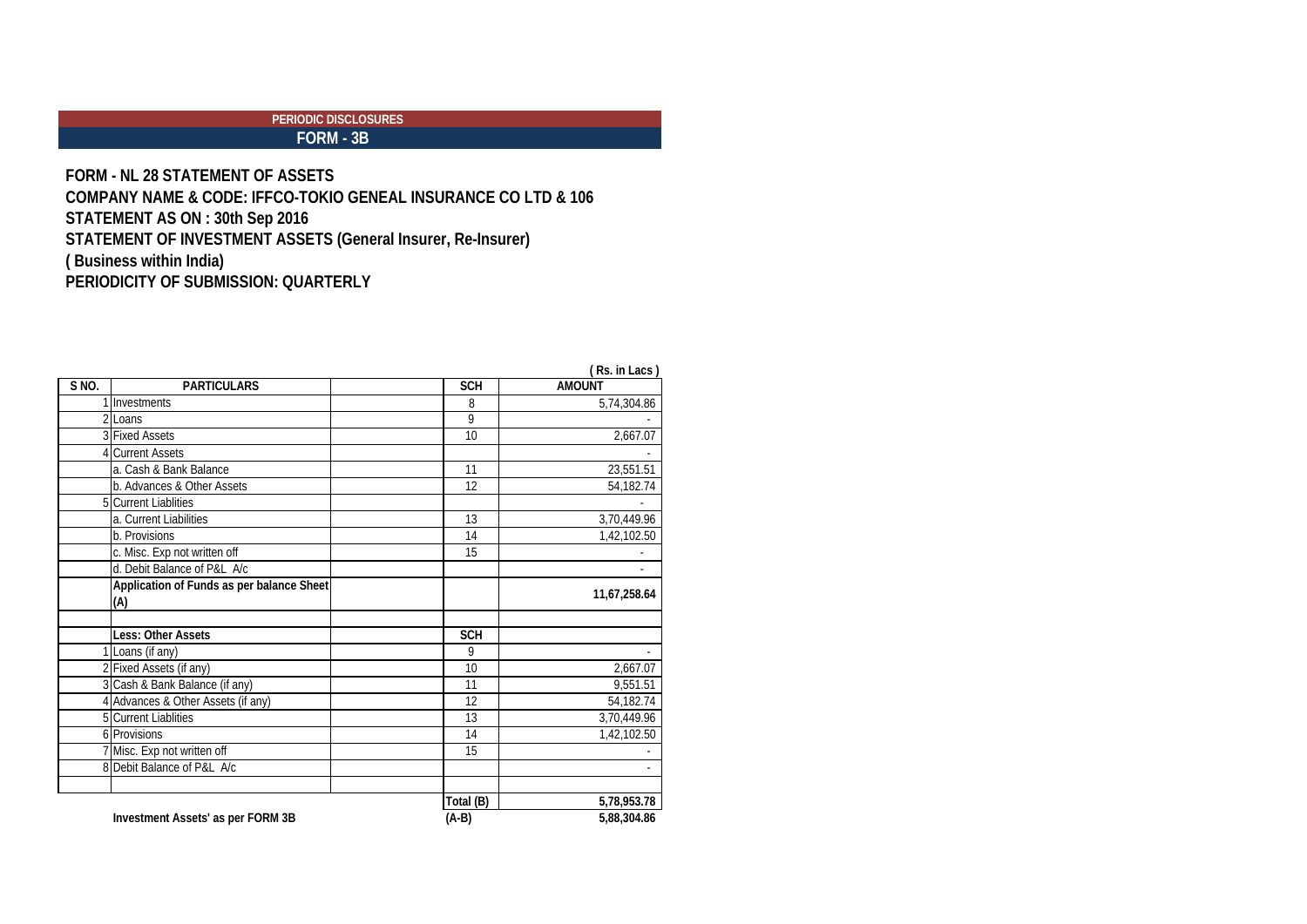**PERIODIC DISCLOSURES**

**FORM - 3B**

**FORM - NL 28 STATEMENT OF ASSETS**

**COMPANY NAME & CODE: IFFCO-TOKIO GENEAL INSURANCE CO LTD & 106**

**STATEMENT AS ON : 30th Sep 2016**

**STATEMENT OF INVESTMENT ASSETS (General Insurer, Re-Insurer)**

**( Business within India)**

**PERIODICITY OF SUBMISSION: QUARTERLY**

( Rs. in Lacs )

| S NO. | PARTICULARS | | SCH | AMOUNT |
|---|---|---|---|---|
| 1 | Investments | | 8 | 5,74,304.86 |
| 2 | Loans | | 9 | - |
| 3 | Fixed Assets | | 10 | 2,667.07 |
| 4 | Current Assets | | | - |
| | a. Cash & Bank Balance | | 11 | 23,551.51 |
| | b. Advances & Other Assets | | 12 | 54,182.74 |
| 5 | Current Liablities | | | - |
| | a. Current Liabilities | | 13 | 3,70,449.96 |
| | b. Provisions | | 14 | 1,42,102.50 |
| | c. Misc. Exp not written off | | 15 | - |
| | d. Debit Balance of P&L A/c | | | - |
| | **Application of Funds as per balance Sheet (A)** | | | **11,67,258.64** |
| | | | | |
| | **Less: Other Assets** | | **SCH** | |
| 1 | Loans (if any) | | 9 | - |
| 2 | Fixed Assets (if any) | | 10 | 2,667.07 |
| 3 | Cash & Bank Balance (if any) | | 11 | 9,551.51 |
| 4 | Advances & Other Assets (if any) | | 12 | 54,182.74 |
| 5 | Current Liablities | | 13 | 3,70,449.96 |
| 6 | Provisions | | 14 | 1,42,102.50 |
| 7 | Misc. Exp not written off | | 15 | - |
| 8 | Debit Balance of P&L A/c | | | - |
| | | | | |
| | | | **Total (B)** | **5,78,953.78** |
| | **Investment Assets' as per FORM 3B** | | **(A-B)** | **5,88,304.86** |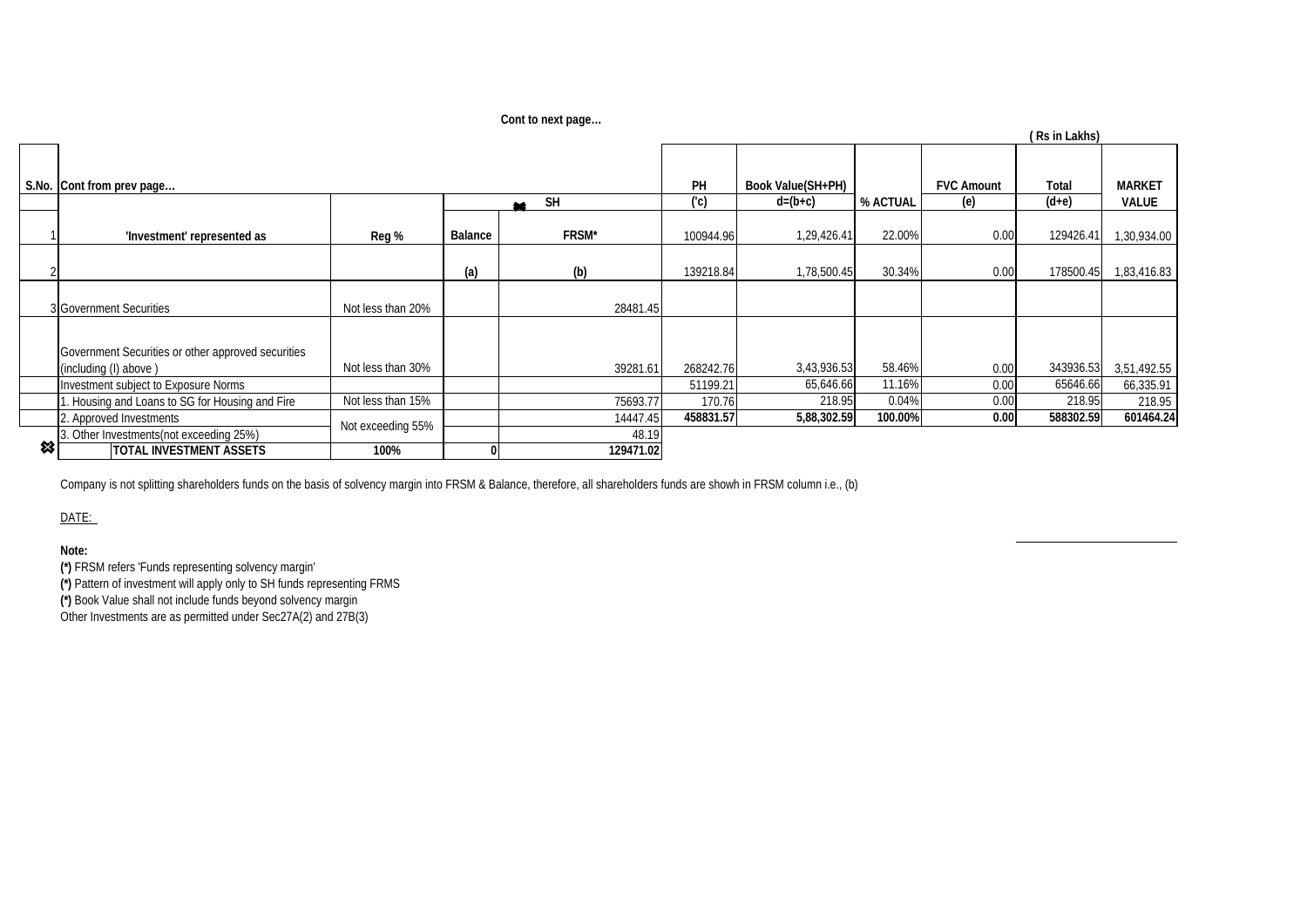Cont to next page...

( Rs in Lakhs)

| S.No. | Cont from prev page... | | | | PH | Book Value(SH+PH) | | FVC Amount | Total | MARKET |
|---|---|---|---|---|---|---|---|---|---|---|
| | | | SH | | ('c) | d=(b+c) | % ACTUAL | (e) | (d+e) | VALUE |
| 1 | 'Investment' represented as | Reg % | Balance | FRSM* | 100944.96 | 1,29,426.41 | 22.00% | 0.00 | 129426.41 | 1,30,934.00 |
| 2 | | | (a) | (b) | 139218.84 | 1,78,500.45 | 30.34% | 0.00 | 178500.45 | 1,83,416.83 |
| 3 | Government Securities | Not less than 20% | | 28481.45 | | | | | | |
| | Government Securities or other approved securities (including (I) above ) | Not less than 30% | | 39281.61 | 268242.76 | 3,43,936.53 | 58.46% | 0.00 | 343936.53 | 3,51,492.55 |
| | Investment subject to Exposure Norms | | | | 51199.21 | 65,646.66 | 11.16% | 0.00 | 65646.66 | 66,335.91 |
| | 1. Housing and Loans to SG for Housing and Fire | Not less than 15% | | 75693.77 | 170.76 | 218.95 | 0.04% | 0.00 | 218.95 | 218.95 |
| | 2. Approved Investments | Not exceeding 55% | | 14447.45 | **458831.57** | **5,88,302.59** | **100.00%** | **0.00** | **588302.59** | **601464.24** |
| | 3. Other Investments(not exceeding 25%) | | | 48.19 | | | | | | |
| | **TOTAL INVESTMENT ASSETS** | **100%** | 0 | **129471.02** | | | | | | |

Company is not splitting shareholders funds on the basis of solvency margin into FRSM & Balance, therefore, all shareholders funds are showh in FRSM column i.e., (b)

DATE:

**Note:**

**(*)** FRSM refers 'Funds representing solvency margin'

**(*)** Pattern of investment will apply only to SH funds representing FRMS

**(*)** Book Value shall not include funds beyond solvency margin

Other Investments are as permitted under Sec27A(2) and 27B(3)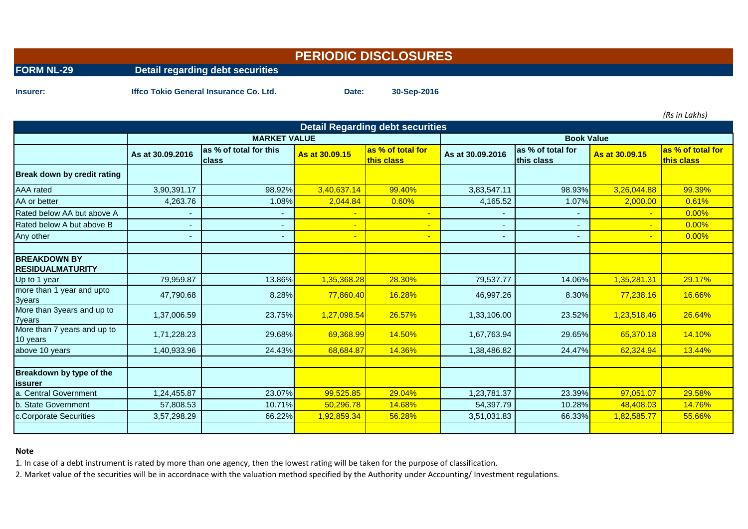# PERIODIC DISCLOSURES

**FORM NL-29** **Detail regarding debt securities**

**Insurer:** **Iffco Tokio General Insurance Co. Ltd.** **Date:** **30-Sep-2016**

*(Rs in Lakhs)*

| Detail Regarding debt securities | | | | | | | | |
|---|---|---|---|---|---|---|---|---|
| | MARKET VALUE | | | | Book Value | | | |
| | As at 30.09.2016 | as % of total for this class | As at 30.09.15 | as % of total for this class | As at 30.09.2016 | as % of total for this class | As at 30.09.15 | as % of total for this class |
| **Break down by credit rating** | | | | | | | | |
| AAA rated | 3,90,391.17 | 98.92% | 3,40,637.14 | 99.40% | 3,83,547.11 | 98.93% | 3,26,044.88 | 99.39% |
| AA or better | 4,263.76 | 1.08% | 2,044.84 | 0.60% | 4,165.52 | 1.07% | 2,000.00 | 0.61% |
| Rated below AA but above A | - | - | - | - | - | - | - | 0.00% |
| Rated below A but above B | - | - | - | - | - | - | - | 0.00% |
| Any other | - | - | - | - | - | - | - | 0.00% |
| | | | | | | | | |
| **BREAKDOWN BY RESIDUALMATURITY** | | | | | | | | |
| Up to 1 year | 79,959.87 | 13.86% | 1,35,368.28 | 28.30% | 79,537.77 | 14.06% | 1,35,281.31 | 29.17% |
| more than 1 year and upto 3years | 47,790.68 | 8.28% | 77,860.40 | 16.28% | 46,997.26 | 8.30% | 77,238.16 | 16.66% |
| More than 3years and up to 7years | 1,37,006.59 | 23.75% | 1,27,098.54 | 26.57% | 1,33,106.00 | 23.52% | 1,23,518.46 | 26.64% |
| More than 7 years and up to 10 years | 1,71,228.23 | 29.68% | 69,368.99 | 14.50% | 1,67,763.94 | 29.65% | 65,370.18 | 14.10% |
| above 10 years | 1,40,933.96 | 24.43% | 68,684.87 | 14.36% | 1,38,486.82 | 24.47% | 62,324.94 | 13.44% |
| | | | | | | | | |
| **Breakdown by type of the issurer** | | | | | | | | |
| a. Central Government | 1,24,455.87 | 23.07% | 99,525.85 | 29.04% | 1,23,781.37 | 23.39% | 97,051.07 | 29.58% |
| b. State Government | 57,808.53 | 10.71% | 50,296.78 | 14.68% | 54,397.79 | 10.28% | 48,408.03 | 14.76% |
| c.Corporate Securities | 3,57,298.29 | 66.22% | 1,92,859.34 | 56.28% | 3,51,031.83 | 66.33% | 1,82,585.77 | 55.66% |
| | | | | | | | | |

**Note**

1. In case of a debt instrument is rated by more than one agency, then the lowest rating will be taken for the purpose of classification.
2. Market value of the securities will be in accordnace with the valuation method specified by the Authority under Accounting/ Investment regulations.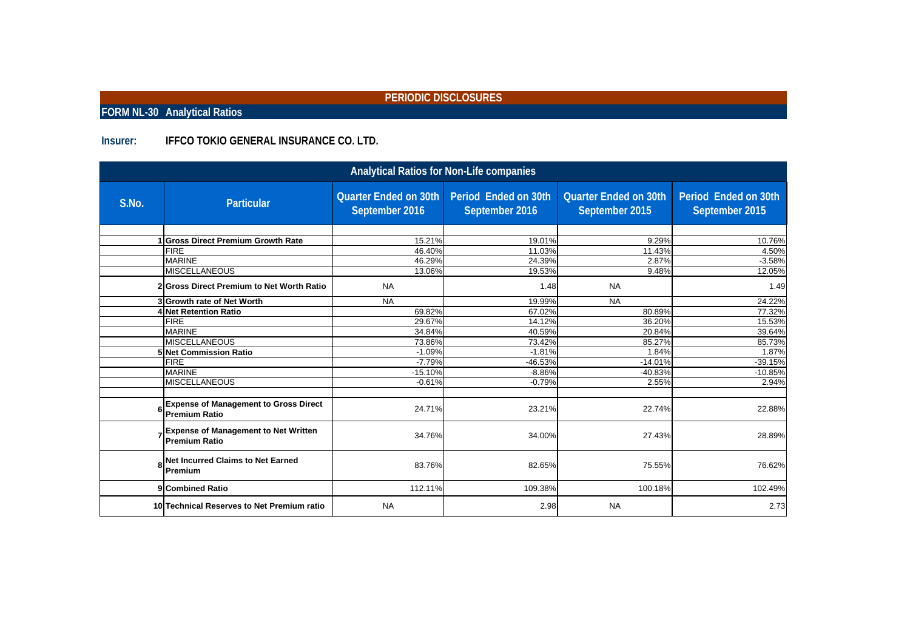## PERIODIC DISCLOSURES

**FORM NL-30 Analytical Ratios**

**Insurer:** **IFFCO TOKIO GENERAL INSURANCE CO. LTD.**

| Analytical Ratios for Non-Life companies | | | | | |
|---|---|---|---|---|---|
| S.No. | Particular | Quarter Ended on 30th September 2016 | Period Ended on 30th September 2016 | Quarter Ended on 30th September 2015 | Period Ended on 30th September 2015 |
| 1 | **Gross Direct Premium Growth Rate** | 15.21% | 19.01% | 9.29% | 10.76% |
| | FIRE | 46.40% | 11.03% | 11.43% | 4.50% |
| | MARINE | 46.29% | 24.39% | 2.87% | -3.58% |
| | MISCELLANEOUS | 13.06% | 19.53% | 9.48% | 12.05% |
| 2 | **Gross Direct Premium to Net Worth Ratio** | NA | 1.48 | NA | 1.49 |
| 3 | **Growth rate of Net Worth** | NA | 19.99% | NA | 24.22% |
| 4 | **Net Retention Ratio** | 69.82% | 67.02% | 80.89% | 77.32% |
| | FIRE | 29.67% | 14.12% | 36.20% | 15.53% |
| | MARINE | 34.84% | 40.59% | 20.84% | 39.64% |
| | MISCELLANEOUS | 73.86% | 73.42% | 85.27% | 85.73% |
| 5 | **Net Commission Ratio** | -1.09% | -1.81% | 1.84% | 1.87% |
| | FIRE | -7.79% | -46.53% | -14.01% | -39.15% |
| | MARINE | -15.10% | -8.86% | -40.83% | -10.85% |
| | MISCELLANEOUS | -0.61% | -0.79% | 2.55% | 2.94% |
| 6 | **Expense of Management to Gross Direct Premium Ratio** | 24.71% | 23.21% | 22.74% | 22.88% |
| 7 | **Expense of Management to Net Written Premium Ratio** | 34.76% | 34.00% | 27.43% | 28.89% |
| 8 | **Net Incurred Claims to Net Earned Premium** | 83.76% | 82.65% | 75.55% | 76.62% |
| 9 | **Combined Ratio** | 112.11% | 109.38% | 100.18% | 102.49% |
| 10 | **Technical Reserves to Net Premium ratio** | NA | 2.98 | NA | 2.73 |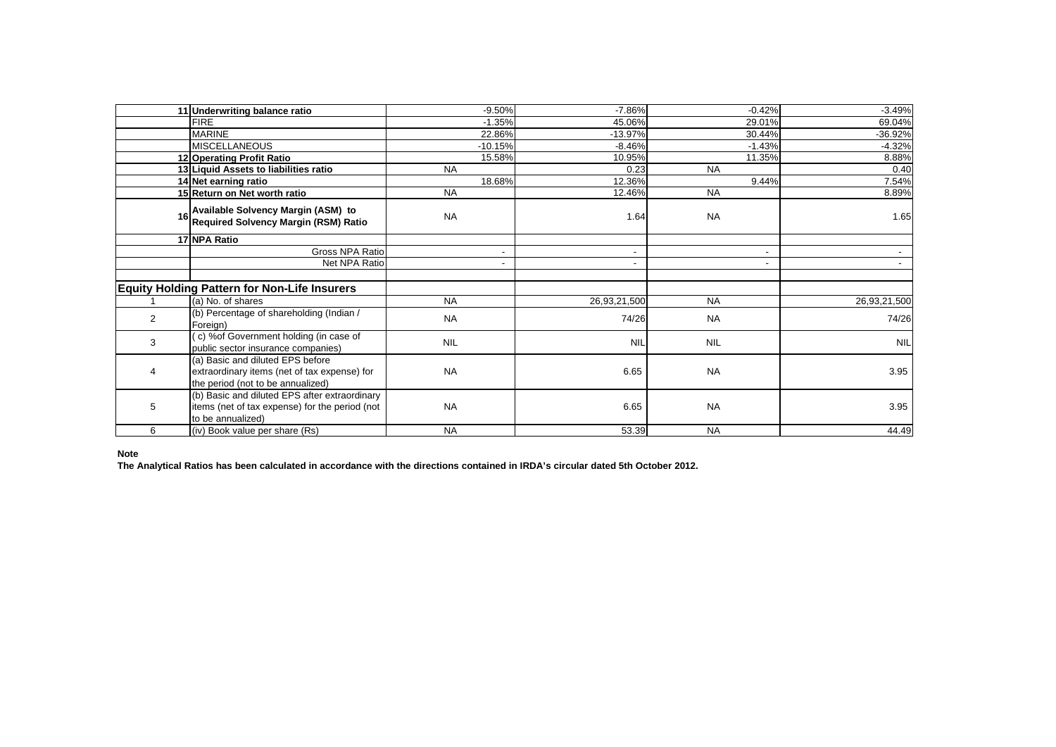| | | | | | |
|---|---|---|---|---|---|
| 11 | **Underwriting balance ratio** | -9.50% | -7.86% | -0.42% | -3.49% |
| | FIRE | -1.35% | 45.06% | 29.01% | 69.04% |
| | MARINE | 22.86% | -13.97% | 30.44% | -36.92% |
| | MISCELLANEOUS | -10.15% | -8.46% | -1.43% | -4.32% |
| 12 | **Operating Profit Ratio** | 15.58% | 10.95% | 11.35% | 8.88% |
| 13 | **Liquid Assets to liabilities ratio** | NA | 0.23 | NA | 0.40 |
| 14 | **Net earning ratio** | 18.68% | 12.36% | 9.44% | 7.54% |
| 15 | **Return on Net worth ratio** | NA | 12.46% | NA | 8.89% |
| 16 | **Available Solvency Margin (ASM) to Required Solvency Margin (RSM) Ratio** | NA | 1.64 | NA | 1.65 |
| 17 | **NPA Ratio** | | | | |
| | Gross NPA Ratio | - | - | - | - |
| | Net NPA Ratio | - | - | - | - |
| | | | | | |
| **Equity Holding Pattern for Non-Life Insurers** | | | | | |
| 1 | (a) No. of shares | NA | 26,93,21,500 | NA | 26,93,21,500 |
| 2 | (b) Percentage of shareholding (Indian / Foreign) | NA | 74/26 | NA | 74/26 |
| 3 | ( c) %of Government holding (in case of public sector insurance companies) | NIL | NIL | NIL | NIL |
| 4 | (a) Basic and diluted EPS before extraordinary items (net of tax expense) for the period (not to be annualized) | NA | 6.65 | NA | 3.95 |
| 5 | (b) Basic and diluted EPS after extraordinary items (net of tax expense) for the period (not to be annualized) | NA | 6.65 | NA | 3.95 |
| 6 | (iv) Book value per share (Rs) | NA | 53.39 | NA | 44.49 |

**Note**

**The Analytical Ratios has been calculated in accordance with the directions contained in IRDA's circular dated 5th October 2012.**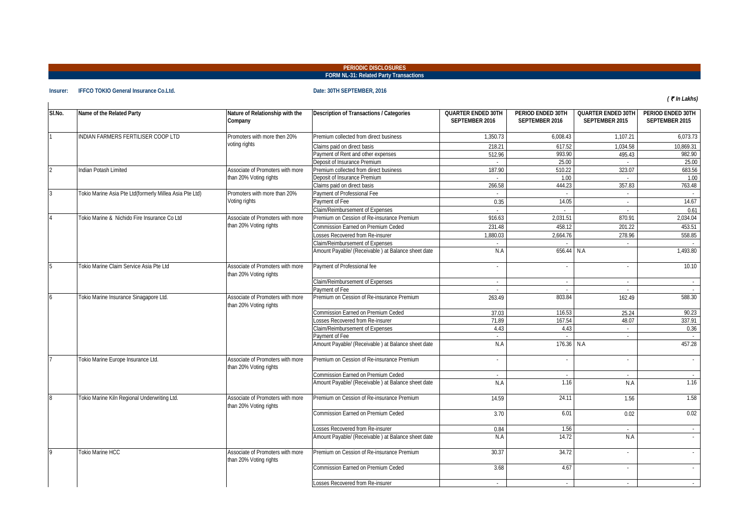**PERIODIC DISCLOSURES**

**FORM NL-31: Related Party Transactions**

**Insurer: IFFCO TOKIO General Insurance Co.Ltd.**

**Date: 30TH SEPTEMBER, 2016**

*( ₹ In Lakhs)*

| Sl.No. | Name of the Related Party | Nature of Relationship with the Company | Description of Transactions / Categories | QUARTER ENDED 30TH SEPTEMBER 2016 | PERIOD ENDED 30TH SEPTEMBER 2016 | QUARTER ENDED 30TH SEPTEMBER 2015 | PERIOD ENDED 30TH SEPTEMBER 2015 |
|---|---|---|---|---|---|---|---|
| 1 | INDIAN FARMERS FERTILISER COOP LTD | Promoters with more then 20% voting rights | Premium collected from direct business | 1,350.73 | 6,008.43 | 1,107.21 | 6,073.73 |
| | | | Claims paid on direct basis | 218.21 | 617.52 | 1,034.58 | 10,869.31 |
| | | | Payment of Rent and other expenses | 512.96 | 993.90 | 495.43 | 982.90 |
| | | | Deposit of Insurance Premium | - | 25.00 | - | 25.00 |
| 2 | Indian Potash Limited | Associate of Promoters with more than 20% Voting rights | Premium collected from direct business | 187.90 | 510.22 | 323.07 | 683.56 |
| | | | Deposit of Insurance Premium | - | 1.00 | - | 1.00 |
| | | | Claims paid on direct basis | 266.58 | 444.23 | 357.83 | 763.48 |
| 3 | Tokio Marine Asia Pte Ltd(formerly Millea Asia Pte Ltd) | Promoters with more than 20% Voting rights | Payment of Professional Fee | - | - | - | - |
| | | | Payment of Fee | 0.35 | 14.05 | - | 14.67 |
| | | | Claim/Reimbursement of Expenses | - | - | - | 0.61 |
| 4 | Tokio Marine & Nichido Fire Insurance Co Ltd | Associate of Promoters with more than 20% Voting rights | Premium on Cession of Re-insurance Premium | 916.63 | 2,031.51 | 870.91 | 2,034.04 |
| | | | Commission Earned on Premium Ceded | 231.48 | 458.12 | 201.22 | 453.51 |
| | | | Losses Recovered from Re-insurer | 1,880.03 | 2,664.76 | 278.96 | 558.85 |
| | | | Claim/Reimbursement of Expenses | - | - | - | - |
| | | | Amount Payable/ (Receivable ) at Balance sheet date | N.A | 656.44 | N.A | 1,493.80 |
| 5 | Tokio Marine Claim Service Asia Pte Ltd | Associate of Promoters with more than 20% Voting rights | Payment of Professional fee | - | - | - | 10.10 |
| | | | Claim/Reimbursement of Expenses | - | - | - | - |
| | | | Payment of Fee | - | - | - | - |
| 6 | Tokio Marine Insurance Sinagapore Ltd. | Associate of Promoters with more than 20% Voting rights | Premium on Cession of Re-insurance Premium | 263.49 | 803.84 | 162.49 | 588.30 |
| | | | Commission Earned on Premium Ceded | 37.03 | 116.53 | 25.24 | 90.23 |
| | | | Losses Recovered from Re-insurer | 71.89 | 167.54 | 48.07 | 337.91 |
| | | | Claim/Reimbursement of Expenses | 4.43 | 4.43 | - | 0.36 |
| | | | Payment of Fee | - | - | - | - |
| | | | Amount Payable/ (Receivable ) at Balance sheet date | N.A | 176.36 | N.A | 457.28 |
| 7 | Tokio Marine Europe Insurance Ltd. | Associate of Promoters with more than 20% Voting rights | Premium on Cession of Re-insurance Premium | - | - | - | - |
| | | | Commission Earned on Premium Ceded | - | - | - | - |
| | | | Amount Payable/ (Receivable ) at Balance sheet date | N.A | 1.16 | N.A | 1.16 |
| 8 | Tokio Marine Kiln Regional Underwriting Ltd. | Associate of Promoters with more than 20% Voting rights | Premium on Cession of Re-insurance Premium | 14.59 | 24.11 | 1.56 | 1.58 |
| | | | Commission Earned on Premium Ceded | 3.70 | 6.01 | 0.02 | 0.02 |
| | | | Losses Recovered from Re-insurer | 0.84 | 1.56 | - | - |
| | | | Amount Payable/ (Receivable ) at Balance sheet date | N.A | 14.72 | N.A | - |
| 9 | Tokio Marine HCC | Associate of Promoters with more than 20% Voting rights | Premium on Cession of Re-insurance Premium | 30.37 | 34.72 | - | - |
| | | | Commission Earned on Premium Ceded | 3.68 | 4.67 | - | - |
| | | | Losses Recovered from Re-insurer | - | - | - | - |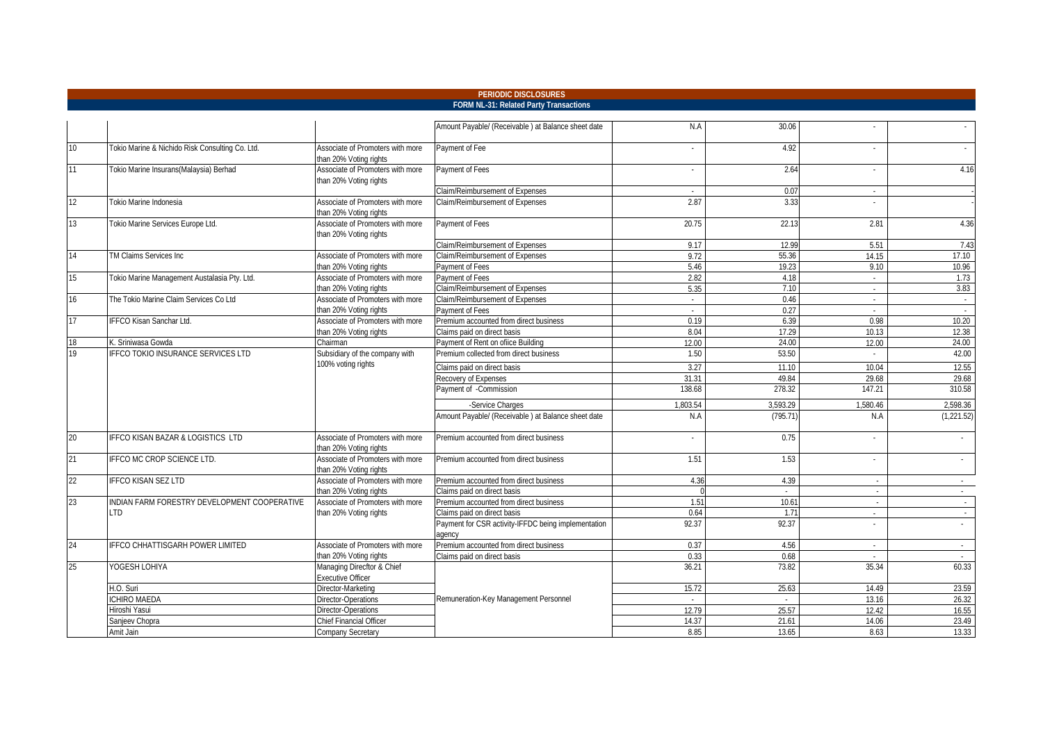## PERIODIC DISCLOSURES

### FORM NL-31: Related Party Transactions

| | | | | | | | |
|---|---|---|---|---|---|---|---|
| | | | Amount Payable/ (Receivable ) at Balance sheet date | N.A | 30.06 | - | - |
| 10 | Tokio Marine & Nichido Risk Consulting Co. Ltd. | Associate of Promoters with more than 20% Voting rights | Payment of Fee | - | 4.92 | - | - |
| 11 | Tokio Marine Insurans(Malaysia) Berhad | Associate of Promoters with more than 20% Voting rights | Payment of Fees | - | 2.64 | - | 4.16 |
| | | | Claim/Reimbursement of Expenses | - | 0.07 | - | - |
| 12 | Tokio Marine Indonesia | Associate of Promoters with more than 20% Voting rights | Claim/Reimbursement of Expenses | 2.87 | 3.33 | - | - |
| 13 | Tokio Marine Services Europe Ltd. | Associate of Promoters with more than 20% Voting rights | Payment of Fees | 20.75 | 22.13 | 2.81 | 4.36 |
| | | | Claim/Reimbursement of Expenses | 9.17 | 12.99 | 5.51 | 7.43 |
| 14 | TM Claims Services Inc | Associate of Promoters with more than 20% Voting rights | Claim/Reimbursement of Expenses | 9.72 | 55.36 | 14.15 | 17.10 |
| | | | Payment of Fees | 5.46 | 19.23 | 9.10 | 10.96 |
| 15 | Tokio Marine Management Austalasia Pty. Ltd. | Associate of Promoters with more than 20% Voting rights | Payment of Fees | 2.82 | 4.18 | - | 1.73 |
| | | | Claim/Reimbursement of Expenses | 5.35 | 7.10 | - | 3.83 |
| 16 | The Tokio Marine Claim Services Co Ltd | Associate of Promoters with more than 20% Voting rights | Claim/Reimbursement of Expenses | - | 0.46 | - | - |
| | | | Payment of Fees | - | 0.27 | - | - |
| 17 | IFFCO Kisan Sanchar Ltd. | Associate of Promoters with more than 20% Voting rights | Premium accounted from direct business | 0.19 | 6.39 | 0.98 | 10.20 |
| | | | Claims paid on direct basis | 8.04 | 17.29 | 10.13 | 12.38 |
| 18 | K. Sriniwasa Gowda | Chairman | Payment of Rent on ofiice Building | 12.00 | 24.00 | 12.00 | 24.00 |
| 19 | IFFCO TOKIO INSURANCE SERVICES LTD | Subsidiary of the company with 100% voting rights | Premium collected from direct business | 1.50 | 53.50 | - | 42.00 |
| | | | Claims paid on direct basis | 3.27 | 11.10 | 10.04 | 12.55 |
| | | | Recovery of Expenses | 31.31 | 49.84 | 29.68 | 29.68 |
| | | | Payment of -Commission | 138.68 | 278.32 | 147.21 | 310.58 |
| | | | -Service Charges | 1,803.54 | 3,593.29 | 1,580.46 | 2,598.36 |
| | | | Amount Payable/ (Receivable ) at Balance sheet date | N.A | (795.71) | N.A | (1,221.52) |
| 20 | IFFCO KISAN BAZAR & LOGISTICS LTD | Associate of Promoters with more than 20% Voting rights | Premium accounted from direct business | - | 0.75 | - | - |
| 21 | IFFCO MC CROP SCIENCE LTD. | Associate of Promoters with more than 20% Voting rights | Premium accounted from direct business | 1.51 | 1.53 | - | - |
| 22 | IFFCO KISAN SEZ LTD | Associate of Promoters with more than 20% Voting rights | Premium accounted from direct business | 4.36 | 4.39 | - | - |
| | | | Claims paid on direct basis | 0 | - | - | - |
| 23 | INDIAN FARM FORESTRY DEVELOPMENT COOPERATIVE LTD | Associate of Promoters with more than 20% Voting rights | Premium accounted from direct business | 1.51 | 10.61 | - | - |
| | | | Claims paid on direct basis | 0.64 | 1.71 | - | - |
| | | | Payment for CSR activity-IFFDC being implementation agency | 92.37 | 92.37 | - | - |
| 24 | IFFCO CHHATTISGARH POWER LIMITED | Associate of Promoters with more than 20% Voting rights | Premium accounted from direct business | 0.37 | 4.56 | - | - |
| | | | Claims paid on direct basis | 0.33 | 0.68 | - | - |
| 25 | YOGESH LOHIYA | Managing Direcftor & Chief Executive Officer | Remuneration-Key Management Personnel | 36.21 | 73.82 | 35.34 | 60.33 |
| | H.O. Suri | Director-Marketing | | 15.72 | 25.63 | 14.49 | 23.59 |
| | ICHIRO MAEDA | Director-Operations | | - | - | 13.16 | 26.32 |
| | Hiroshi Yasui | Director-Operations | | 12.79 | 25.57 | 12.42 | 16.55 |
| | Sanjeev Chopra | Chief Financial Officer | | 14.37 | 21.61 | 14.06 | 23.49 |
| | Amit Jain | Company Secretary | | 8.85 | 13.65 | 8.63 | 13.33 |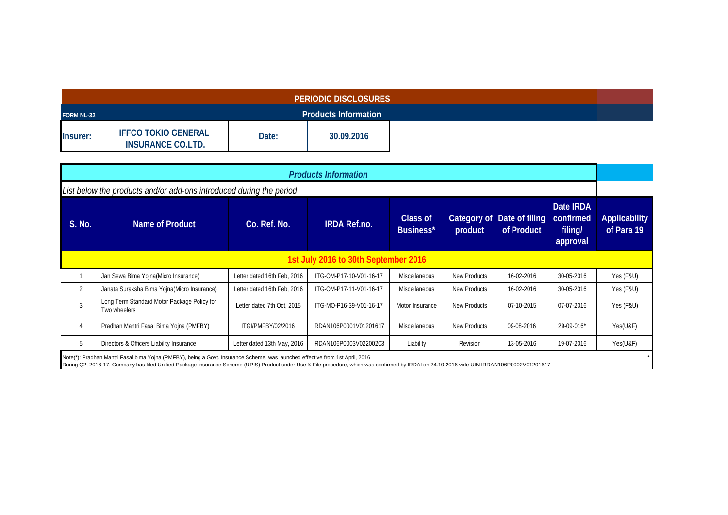# PERIODIC DISCLOSURES

**FORM NL-32** — **Products Information**

| **Insurer:** | **IFFCO TOKIO GENERAL INSURANCE CO.LTD.** | **Date:** | **30.09.2016** |
|---|---|---|---|

## *Products Information*

*List below the products and/or add-ons introduced during the period*

| S. No. | Name of Product | Co. Ref. No. | IRDA Ref.no. | Class of Business* | Category of product | Date of filing of Product | Date IRDA confirmed filing/ approval | Applicability of Para 19 |
|---|---|---|---|---|---|---|---|---|
| **1st July 2016 to 30th September 2016** | | | | | | | | |
| 1 | Jan Sewa Bima Yojna(Micro Insurance) | Letter dated 16th Feb, 2016 | ITG-OM-P17-10-V01-16-17 | Miscellaneous | New Products | 16-02-2016 | 30-05-2016 | Yes (F&U) |
| 2 | Janata Suraksha Bima Yojna(Micro Insurance) | Letter dated 16th Feb, 2016 | ITG-OM-P17-11-V01-16-17 | Miscellaneous | New Products | 16-02-2016 | 30-05-2016 | Yes (F&U) |
| 3 | Long Term Standard Motor Package Policy for Two wheelers | Letter dated 7th Oct, 2015 | ITG-MO-P16-39-V01-16-17 | Motor Insurance | New Products | 07-10-2015 | 07-07-2016 | Yes (F&U) |
| 4 | Pradhan Mantri Fasal Bima Yojna (PMFBY) | ITGI/PMFBY/02/2016 | IRDAN106P0001V01201617 | Miscellaneous | New Products | 09-08-2016 | 29-09-016* | Yes(U&F) |
| 5 | Directors & Officers Liability Insurance | Letter dated 13th May, 2016 | IRDAN106P0003V02200203 | Liability | Revision | 13-05-2016 | 19-07-2016 | Yes(U&F) |

Note(*): Pradhan Mantri Fasal bima Yojna (PMFBY), being a Govt. Insurance Scheme, was launched effective from 1st April, 2016

During Q2, 2016-17, Company has filed Unified Package Insurance Scheme (UPIS) Product under Use & File procedure, which was confirmed by IRDAI on 24.10.2016 vide UIN IRDAN106P0002V01201617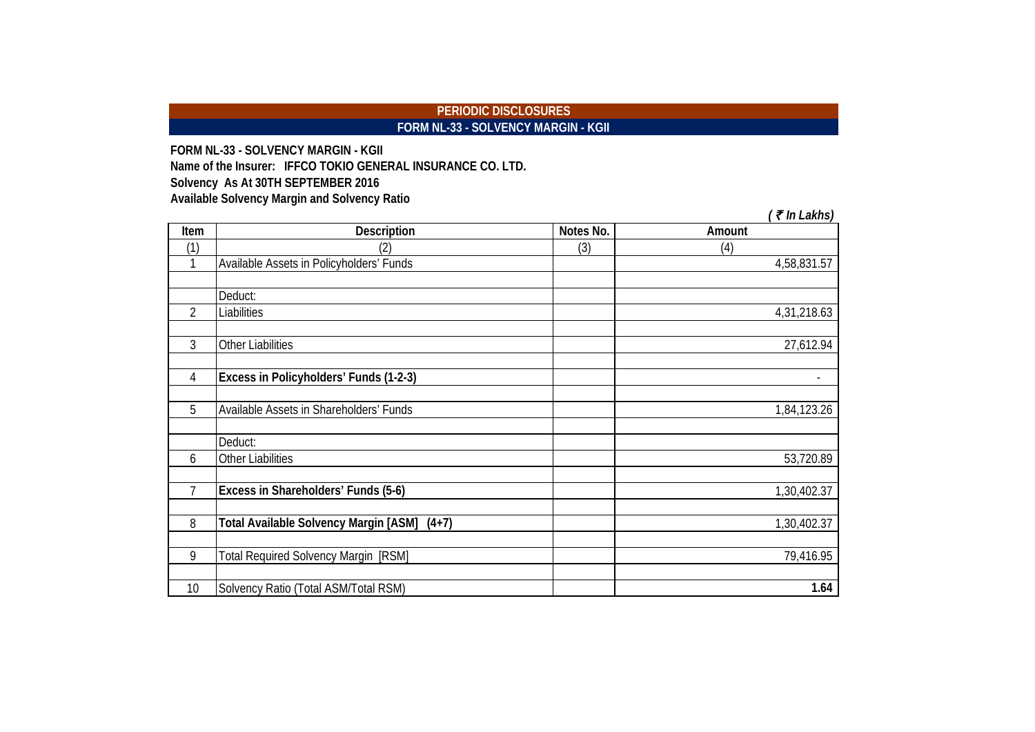# PERIODIC DISCLOSURES

## FORM NL-33 - SOLVENCY MARGIN - KGII

**FORM NL-33 - SOLVENCY MARGIN - KGII**

**Name of the Insurer: IFFCO TOKIO GENERAL INSURANCE CO. LTD.**

**Solvency As At 30TH SEPTEMBER 2016**

**Available Solvency Margin and Solvency Ratio**

*( ₹ In Lakhs)*

| Item | Description | Notes No. | Amount |
|---|---|---|---|
| (1) | (2) | (3) | (4) |
| 1 | Available Assets in Policyholders' Funds | | 4,58,831.57 |
| | | | |
| | Deduct: | | |
| 2 | Liabilities | | 4,31,218.63 |
| | | | |
| 3 | Other Liabilities | | 27,612.94 |
| | | | |
| 4 | **Excess in Policyholders' Funds (1-2-3)** | | - |
| | | | |
| 5 | Available Assets in Shareholders' Funds | | 1,84,123.26 |
| | | | |
| | Deduct: | | |
| 6 | Other Liabilities | | 53,720.89 |
| | | | |
| 7 | **Excess in Shareholders' Funds (5-6)** | | 1,30,402.37 |
| | | | |
| 8 | **Total Available Solvency Margin [ASM] (4+7)** | | 1,30,402.37 |
| | | | |
| 9 | Total Required Solvency Margin [RSM] | | 79,416.95 |
| | | | |
| 10 | Solvency Ratio (Total ASM/Total RSM) | | **1.64** |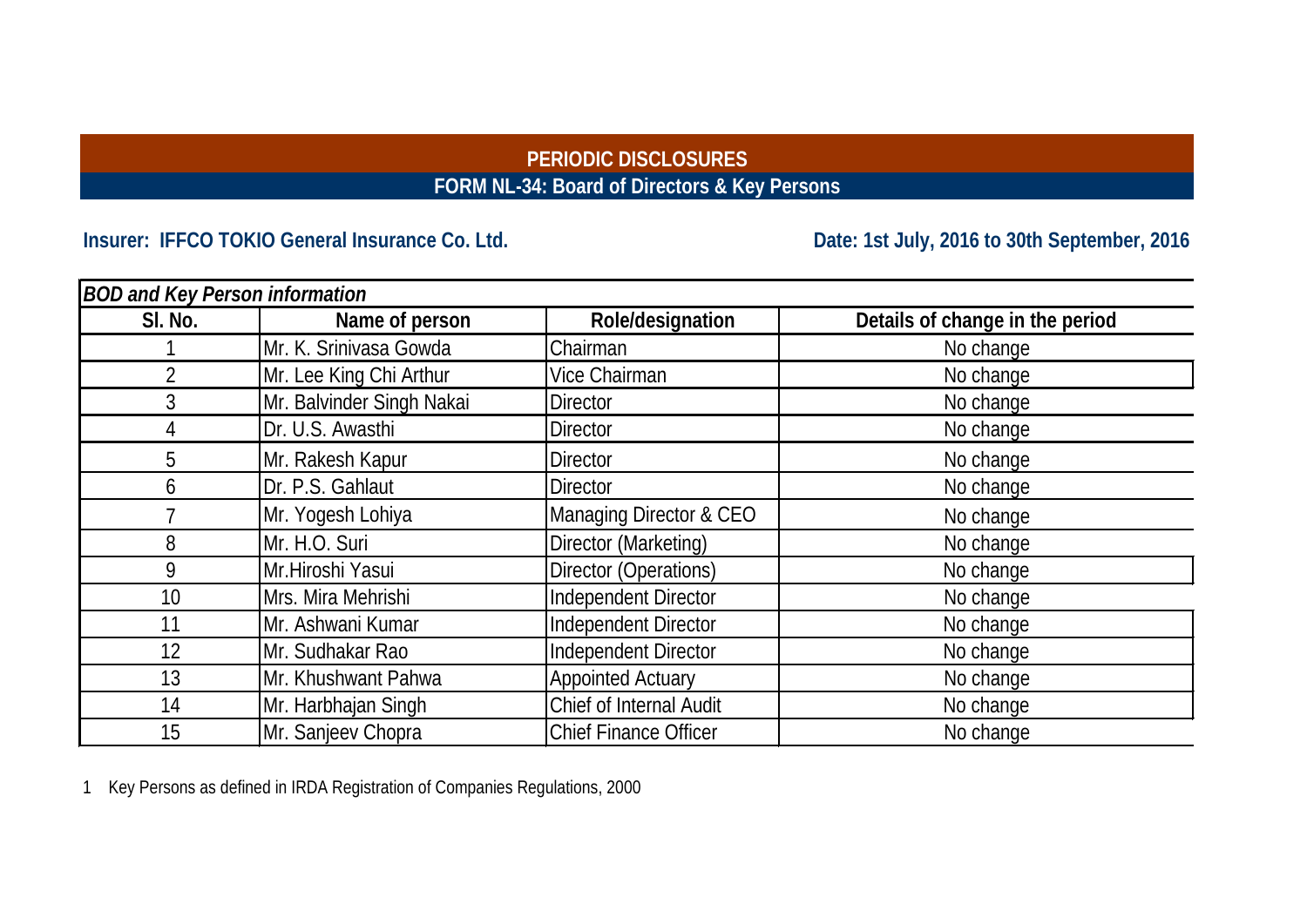# PERIODIC DISCLOSURES

## FORM NL-34: Board of Directors & Key Persons

**Insurer: IFFCO TOKIO General Insurance Co. Ltd.**

**Date: 1st July, 2016 to 30th September, 2016**

*BOD and Key Person information*

| Sl. No. | Name of person | Role/designation | Details of change in the period |
|---|---|---|---|
| 1 | Mr. K. Srinivasa Gowda | Chairman | No change |
| 2 | Mr. Lee King Chi Arthur | Vice Chairman | No change |
| 3 | Mr. Balvinder Singh Nakai | Director | No change |
| 4 | Dr. U.S. Awasthi | Director | No change |
| 5 | Mr. Rakesh Kapur | Director | No change |
| 6 | Dr. P.S. Gahlaut | Director | No change |
| 7 | Mr. Yogesh Lohiya | Managing Director & CEO | No change |
| 8 | Mr. H.O. Suri | Director (Marketing) | No change |
| 9 | Mr.Hiroshi Yasui | Director (Operations) | No change |
| 10 | Mrs. Mira Mehrishi | Independent Director | No change |
| 11 | Mr. Ashwani Kumar | Independent Director | No change |
| 12 | Mr. Sudhakar Rao | Independent Director | No change |
| 13 | Mr. Khushwant Pahwa | Appointed Actuary | No change |
| 14 | Mr. Harbhajan Singh | Chief of Internal Audit | No change |
| 15 | Mr. Sanjeev Chopra | Chief Finance Officer | No change |

1 Key Persons as defined in IRDA Registration of Companies Regulations, 2000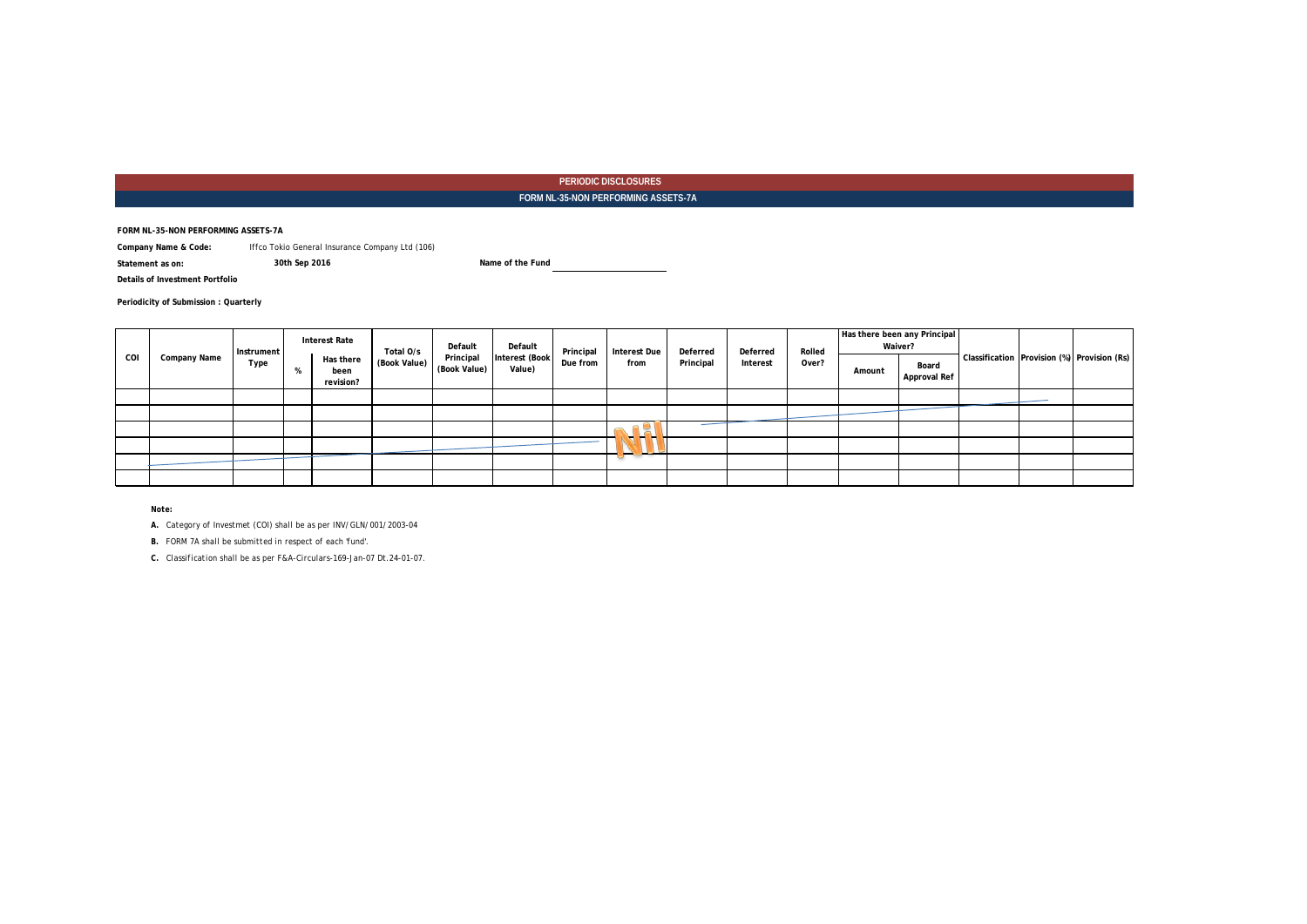**PERIODIC DISCLOSURES**

**FORM NL-35-NON PERFORMING ASSETS-7A**

**FORM NL-35-NON PERFORMING ASSETS-7A**

**Company Name & Code:** Iffco Tokio General Insurance Company Ltd (106)

**Statement as on:** 30th Sep 2016 **Name of the Fund** ____________

**Details of Investment Portfolio**

**Periodicity of Submission : Quarterly**

| COI | Company Name | Instrument Type | Interest Rate | | Total O/s (Book Value) | Default Principal (Book Value) | Default Interest (Book Value) | Principal Due from | Interest Due from | Deferred Principal | Deferred Interest | Rolled Over? | Has there been any Principal Waiver? | | Classification | Provision (%) | Provision (Rs) |
|---|---|---|---|---|---|---|---|---|---|---|---|---|---|---|---|---|---|
| | | | % | Has there been revision? | | | | | | | | | Amount | Board Approval Ref | | | |
| | | | | | | | | | | | | | | | | | |
| | | | | | | | | | | | | | | | | | |
| | | | | | | | | | | | | | | | | | |
| | | | | | | | | | Nil | | | | | | | | |
| | | | | | | | | | | | | | | | | | |
| | | | | | | | | | | | | | | | | | |

**Note:**

**A.** Category of Investmet (COI) shall be as per INV/GLN/001/2003-04

**B.** FORM 7A shall be submitted in respect of each 'fund'.

**C.** Classification shall be as per F&A-Circulars-169-Jan-07 Dt.24-01-07.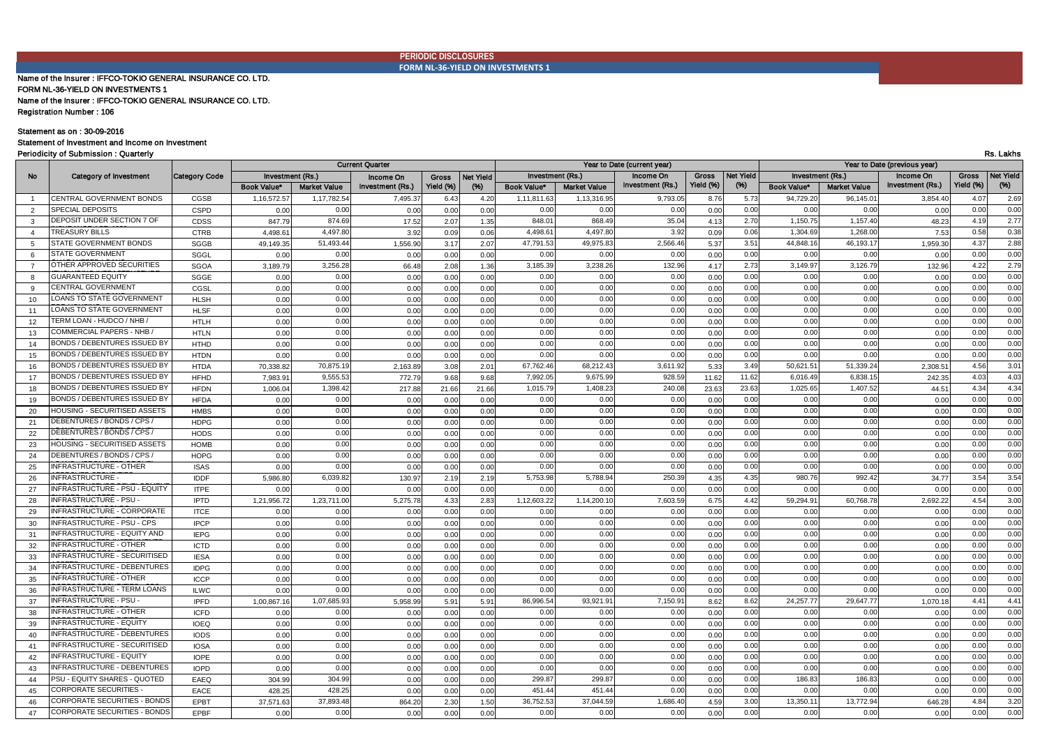PERIODIC DISCLOSURES

FORM NL-36-YIELD ON INVESTMENTS 1

Name of the Insurer : IFFCO-TOKIO GENERAL INSURANCE CO. LTD.

FORM NL-36-YIELD ON INVESTMENTS 1

Name of the Insurer : IFFCO-TOKIO GENERAL INSURANCE CO. LTD.

Registration Number : 106

Statement as on : 30-09-2016

Statement of Investment and Income on Investment

Periodicity of Submission : Quarterly

Rs. Lakhs

| No | Category of Investment | Category Code | Current Quarter | | | | | Year to Date (current year) | | | | | Year to Date (previous year) | | | | |
|---|---|---|---|---|---|---|---|---|---|---|---|---|---|---|---|---|---|
| | | | Investment (Rs.) | | Income On Investment (Rs.) | Gross Yield (%) | Net Yield (%) | Investment (Rs.) | | Income On Investment (Rs.) | Gross Yield (%) | Net Yield (%) | Investment (Rs.) | | Income On Investment (Rs.) | Gross Yield (%) | Net Yield (%) |
| | | | Book Value* | Market Value | | | | Book Value* | Market Value | | | | Book Value* | Market Value | | | |
| 1 | CENTRAL GOVERNMENT BONDS | CGSB | 1,16,572.57 | 1,17,782.54 | 7,495.37 | 6.43 | 4.20 | 1,11,811.63 | 1,13,316.95 | 9,793.05 | 8.76 | 5.73 | 94,729.20 | 96,145.01 | 3,854.40 | 4.07 | 2.69 |
| 2 | SPECIAL DEPOSITS | CSPD | 0.00 | 0.00 | 0.00 | 0.00 | 0.00 | 0.00 | 0.00 | 0.00 | 0.00 | 0.00 | 0.00 | 0.00 | 0.00 | 0.00 | 0.00 |
| 3 | DEPOSIT UNDER SECTION 7 OF | CDSS | 847.79 | 874.69 | 17.52 | 2.07 | 1.35 | 848.01 | 868.49 | 35.04 | 4.13 | 2.70 | 1,150.75 | 1,157.40 | 48.23 | 4.19 | 2.77 |
| 4 | TREASURY BILLS | CTRB | 4,498.61 | 4,497.80 | 3.92 | 0.09 | 0.06 | 4,498.61 | 4,497.80 | 3.92 | 0.09 | 0.06 | 1,304.69 | 1,268.00 | 7.53 | 0.58 | 0.38 |
| 5 | STATE GOVERNMENT BONDS | SGGB | 49,149.35 | 51,493.44 | 1,556.90 | 3.17 | 2.07 | 47,791.53 | 49,975.83 | 2,566.46 | 5.37 | 3.51 | 44,848.16 | 46,193.17 | 1,959.30 | 4.37 | 2.88 |
| 6 | STATE GOVERNMENT | SGGL | 0.00 | 0.00 | 0.00 | 0.00 | 0.00 | 0.00 | 0.00 | 0.00 | 0.00 | 0.00 | 0.00 | 0.00 | 0.00 | 0.00 | 0.00 |
| 7 | OTHER APPROVED SECURITIES | SGOA | 3,189.79 | 3,256.28 | 66.48 | 2.08 | 1.36 | 3,185.39 | 3,238.26 | 132.96 | 4.17 | 2.73 | 3,149.97 | 3,126.79 | 132.96 | 4.22 | 2.79 |
| 8 | GUARANTEED EQUITY | SGGE | 0.00 | 0.00 | 0.00 | 0.00 | 0.00 | 0.00 | 0.00 | 0.00 | 0.00 | 0.00 | 0.00 | 0.00 | 0.00 | 0.00 | 0.00 |
| 9 | CENTRAL GOVERNMENT | CGSL | 0.00 | 0.00 | 0.00 | 0.00 | 0.00 | 0.00 | 0.00 | 0.00 | 0.00 | 0.00 | 0.00 | 0.00 | 0.00 | 0.00 | 0.00 |
| 10 | LOANS TO STATE GOVERNMENT | HLSH | 0.00 | 0.00 | 0.00 | 0.00 | 0.00 | 0.00 | 0.00 | 0.00 | 0.00 | 0.00 | 0.00 | 0.00 | 0.00 | 0.00 | 0.00 |
| 11 | LOANS TO STATE GOVERNMENT | HLSF | 0.00 | 0.00 | 0.00 | 0.00 | 0.00 | 0.00 | 0.00 | 0.00 | 0.00 | 0.00 | 0.00 | 0.00 | 0.00 | 0.00 | 0.00 |
| 12 | TERM LOAN - HUDCO / NHB / | HTLH | 0.00 | 0.00 | 0.00 | 0.00 | 0.00 | 0.00 | 0.00 | 0.00 | 0.00 | 0.00 | 0.00 | 0.00 | 0.00 | 0.00 | 0.00 |
| 13 | COMMERCIAL PAPERS - NHB / | HTLN | 0.00 | 0.00 | 0.00 | 0.00 | 0.00 | 0.00 | 0.00 | 0.00 | 0.00 | 0.00 | 0.00 | 0.00 | 0.00 | 0.00 | 0.00 |
| 14 | BONDS / DEBENTURES ISSUED BY | HTHD | 0.00 | 0.00 | 0.00 | 0.00 | 0.00 | 0.00 | 0.00 | 0.00 | 0.00 | 0.00 | 0.00 | 0.00 | 0.00 | 0.00 | 0.00 |
| 15 | BONDS / DEBENTURES ISSUED BY | HTDN | 0.00 | 0.00 | 0.00 | 0.00 | 0.00 | 0.00 | 0.00 | 0.00 | 0.00 | 0.00 | 0.00 | 0.00 | 0.00 | 0.00 | 0.00 |
| 16 | BONDS / DEBENTURES ISSUED BY | HTDA | 70,338.82 | 70,875.19 | 2,163.89 | 3.08 | 2.01 | 67,762.46 | 68,212.43 | 3,611.92 | 5.33 | 3.49 | 50,621.51 | 51,339.24 | 2,308.51 | 4.56 | 3.01 |
| 17 | BONDS / DEBENTURES ISSUED BY | HFHD | 7,983.91 | 9,555.53 | 772.79 | 9.68 | 9.68 | 7,992.05 | 9,675.99 | 928.59 | 11.62 | 11.62 | 6,016.49 | 6,838.15 | 242.35 | 4.03 | 4.03 |
| 18 | BONDS / DEBENTURES ISSUED BY | HFDN | 1,006.04 | 1,398.42 | 217.88 | 21.66 | 21.66 | 1,015.79 | 1,408.23 | 240.08 | 23.63 | 23.63 | 1,025.65 | 1,407.52 | 44.51 | 4.34 | 4.34 |
| 19 | BONDS / DEBENTURES ISSUED BY | HFDA | 0.00 | 0.00 | 0.00 | 0.00 | 0.00 | 0.00 | 0.00 | 0.00 | 0.00 | 0.00 | 0.00 | 0.00 | 0.00 | 0.00 | 0.00 |
| 20 | HOUSING - SECURITISED ASSETS | HMBS | 0.00 | 0.00 | 0.00 | 0.00 | 0.00 | 0.00 | 0.00 | 0.00 | 0.00 | 0.00 | 0.00 | 0.00 | 0.00 | 0.00 | 0.00 |
| 21 | DEBENTURES / BONDS / CPS / | HDPG | 0.00 | 0.00 | 0.00 | 0.00 | 0.00 | 0.00 | 0.00 | 0.00 | 0.00 | 0.00 | 0.00 | 0.00 | 0.00 | 0.00 | 0.00 |
| 22 | DEBENTURES / BONDS / CPS / | HODS | 0.00 | 0.00 | 0.00 | 0.00 | 0.00 | 0.00 | 0.00 | 0.00 | 0.00 | 0.00 | 0.00 | 0.00 | 0.00 | 0.00 | 0.00 |
| 23 | HOUSING - SECURITISED ASSETS | HOMB | 0.00 | 0.00 | 0.00 | 0.00 | 0.00 | 0.00 | 0.00 | 0.00 | 0.00 | 0.00 | 0.00 | 0.00 | 0.00 | 0.00 | 0.00 |
| 24 | DEBENTURES / BONDS / CPS / | HOPG | 0.00 | 0.00 | 0.00 | 0.00 | 0.00 | 0.00 | 0.00 | 0.00 | 0.00 | 0.00 | 0.00 | 0.00 | 0.00 | 0.00 | 0.00 |
| 25 | INFRASTRUCTURE - OTHER | ISAS | 0.00 | 0.00 | 0.00 | 0.00 | 0.00 | 0.00 | 0.00 | 0.00 | 0.00 | 0.00 | 0.00 | 0.00 | 0.00 | 0.00 | 0.00 |
| 26 | INFRASTRUCTURE - | IDDF | 5,986.80 | 6,039.82 | 130.97 | 2.19 | 2.19 | 5,753.98 | 5,788.94 | 250.39 | 4.35 | 4.35 | 980.76 | 992.42 | 34.77 | 3.54 | 3.54 |
| 27 | INFRASTRUCTURE - PSU - EQUITY | ITPE | 0.00 | 0.00 | 0.00 | 0.00 | 0.00 | 0.00 | 0.00 | 0.00 | 0.00 | 0.00 | 0.00 | 0.00 | 0.00 | 0.00 | 0.00 |
| 28 | INFRASTRUCTURE - PSU - | IPTD | 1,21,956.72 | 1,23,711.00 | 5,275.78 | 4.33 | 2.83 | 1,12,603.22 | 1,14,200.10 | 7,603.59 | 6.75 | 4.42 | 59,294.91 | 60,768.78 | 2,692.22 | 4.54 | 3.00 |
| 29 | INFRASTRUCTURE - CORPORATE | ITCE | 0.00 | 0.00 | 0.00 | 0.00 | 0.00 | 0.00 | 0.00 | 0.00 | 0.00 | 0.00 | 0.00 | 0.00 | 0.00 | 0.00 | 0.00 |
| 30 | INFRASTRUCTURE - PSU - CPS | IPCP | 0.00 | 0.00 | 0.00 | 0.00 | 0.00 | 0.00 | 0.00 | 0.00 | 0.00 | 0.00 | 0.00 | 0.00 | 0.00 | 0.00 | 0.00 |
| 31 | INFRASTRUCTURE - EQUITY AND | IEPG | 0.00 | 0.00 | 0.00 | 0.00 | 0.00 | 0.00 | 0.00 | 0.00 | 0.00 | 0.00 | 0.00 | 0.00 | 0.00 | 0.00 | 0.00 |
| 32 | INFRASTRUCTURE - OTHER | ICTD | 0.00 | 0.00 | 0.00 | 0.00 | 0.00 | 0.00 | 0.00 | 0.00 | 0.00 | 0.00 | 0.00 | 0.00 | 0.00 | 0.00 | 0.00 |
| 33 | INFRASTRUCTURE - SECURITISED | IESA | 0.00 | 0.00 | 0.00 | 0.00 | 0.00 | 0.00 | 0.00 | 0.00 | 0.00 | 0.00 | 0.00 | 0.00 | 0.00 | 0.00 | 0.00 |
| 34 | INFRASTRUCTURE - DEBENTURES | IDPG | 0.00 | 0.00 | 0.00 | 0.00 | 0.00 | 0.00 | 0.00 | 0.00 | 0.00 | 0.00 | 0.00 | 0.00 | 0.00 | 0.00 | 0.00 |
| 35 | INFRASTRUCTURE - OTHER | ICCP | 0.00 | 0.00 | 0.00 | 0.00 | 0.00 | 0.00 | 0.00 | 0.00 | 0.00 | 0.00 | 0.00 | 0.00 | 0.00 | 0.00 | 0.00 |
| 36 | INFRASTRUCTURE - TERM LOANS | ILWC | 0.00 | 0.00 | 0.00 | 0.00 | 0.00 | 0.00 | 0.00 | 0.00 | 0.00 | 0.00 | 0.00 | 0.00 | 0.00 | 0.00 | 0.00 |
| 37 | INFRASTRUCTURE - PSU - | IPFD | 1,00,867.16 | 1,07,685.93 | 5,958.99 | 5.91 | 5.91 | 86,996.54 | 93,921.91 | 7,150.91 | 8.62 | 8.62 | 24,257.77 | 29,647.77 | 1,070.18 | 4.41 | 4.41 |
| 38 | INFRASTRUCTURE - OTHER | ICFD | 0.00 | 0.00 | 0.00 | 0.00 | 0.00 | 0.00 | 0.00 | 0.00 | 0.00 | 0.00 | 0.00 | 0.00 | 0.00 | 0.00 | 0.00 |
| 39 | INFRASTRUCTURE - EQUITY | IOEQ | 0.00 | 0.00 | 0.00 | 0.00 | 0.00 | 0.00 | 0.00 | 0.00 | 0.00 | 0.00 | 0.00 | 0.00 | 0.00 | 0.00 | 0.00 |
| 40 | INFRASTRUCTURE - DEBENTURES | IODS | 0.00 | 0.00 | 0.00 | 0.00 | 0.00 | 0.00 | 0.00 | 0.00 | 0.00 | 0.00 | 0.00 | 0.00 | 0.00 | 0.00 | 0.00 |
| 41 | INFRASTRUCTURE - SECURITISED | IOSA | 0.00 | 0.00 | 0.00 | 0.00 | 0.00 | 0.00 | 0.00 | 0.00 | 0.00 | 0.00 | 0.00 | 0.00 | 0.00 | 0.00 | 0.00 |
| 42 | INFRASTRUCTURE - EQUITY | IOPE | 0.00 | 0.00 | 0.00 | 0.00 | 0.00 | 0.00 | 0.00 | 0.00 | 0.00 | 0.00 | 0.00 | 0.00 | 0.00 | 0.00 | 0.00 |
| 43 | INFRASTRUCTURE - DEBENTURES | IOPD | 0.00 | 0.00 | 0.00 | 0.00 | 0.00 | 0.00 | 0.00 | 0.00 | 0.00 | 0.00 | 0.00 | 0.00 | 0.00 | 0.00 | 0.00 |
| 44 | PSU - EQUITY SHARES - QUOTED | EAEQ | 304.99 | 304.99 | 0.00 | 0.00 | 0.00 | 299.87 | 299.87 | 0.00 | 0.00 | 0.00 | 186.83 | 186.83 | 0.00 | 0.00 | 0.00 |
| 45 | CORPORATE SECURITIES - | EACE | 428.25 | 428.25 | 0.00 | 0.00 | 0.00 | 451.44 | 451.44 | 0.00 | 0.00 | 0.00 | 0.00 | 0.00 | 0.00 | 0.00 | 0.00 |
| 46 | CORPORATE SECURITIES - BONDS | EPBT | 37,571.63 | 37,893.48 | 864.20 | 2.30 | 1.50 | 36,752.53 | 37,044.59 | 1,686.40 | 4.59 | 3.00 | 13,350.11 | 13,772.94 | 646.28 | 4.84 | 3.20 |
| 47 | CORPORATE SECURITIES - BONDS | EPBF | 0.00 | 0.00 | 0.00 | 0.00 | 0.00 | 0.00 | 0.00 | 0.00 | 0.00 | 0.00 | 0.00 | 0.00 | 0.00 | 0.00 | 0.00 |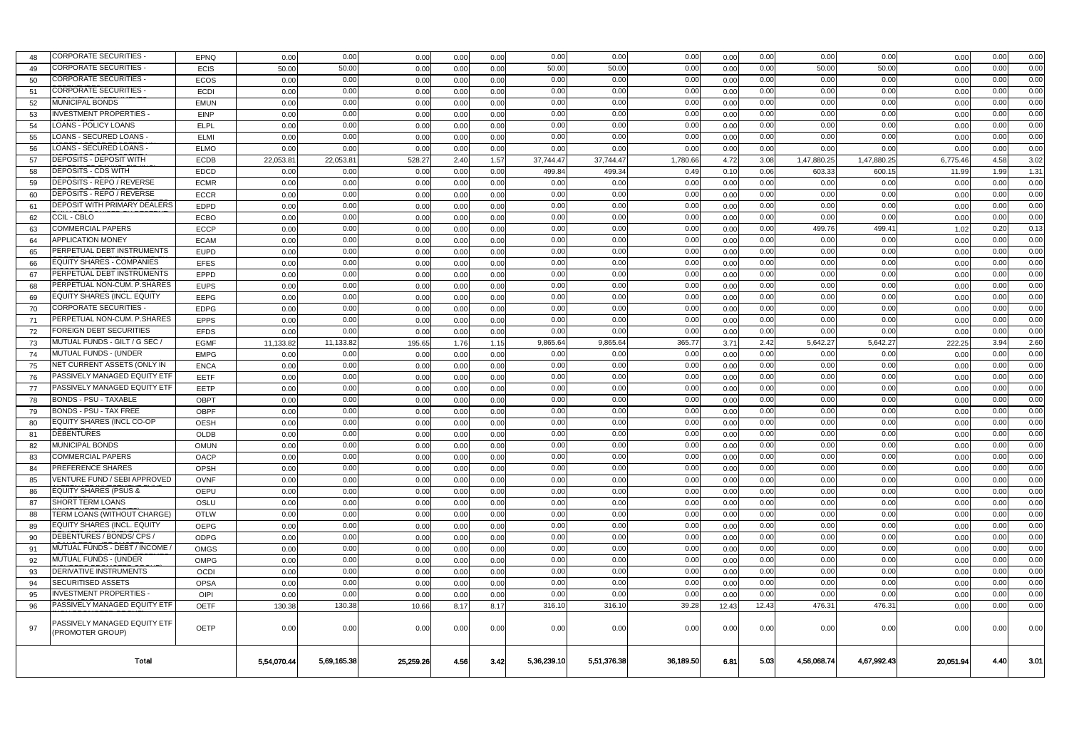| | | | | | | | | | | | | | | | | |
|---|---|---|---|---|---|---|---|---|---|---|---|---|---|---|---|---|
| 48 | CORPORATE SECURITIES - | EPNQ | 0.00 | 0.00 | 0.00 | 0.00 | 0.00 | 0.00 | 0.00 | 0.00 | 0.00 | 0.00 | 0.00 | 0.00 | 0.00 | 0.00 | 0.00 |
| 49 | CORPORATE SECURITIES - | ECIS | 50.00 | 50.00 | 0.00 | 0.00 | 0.00 | 50.00 | 50.00 | 0.00 | 0.00 | 0.00 | 50.00 | 50.00 | 0.00 | 0.00 | 0.00 |
| 50 | CORPORATE SECURITIES - | ECOS | 0.00 | 0.00 | 0.00 | 0.00 | 0.00 | 0.00 | 0.00 | 0.00 | 0.00 | 0.00 | 0.00 | 0.00 | 0.00 | 0.00 | 0.00 |
| 51 | CORPORATE SECURITIES - | ECDI | 0.00 | 0.00 | 0.00 | 0.00 | 0.00 | 0.00 | 0.00 | 0.00 | 0.00 | 0.00 | 0.00 | 0.00 | 0.00 | 0.00 | 0.00 |
| 52 | MUNICIPAL BONDS | EMUN | 0.00 | 0.00 | 0.00 | 0.00 | 0.00 | 0.00 | 0.00 | 0.00 | 0.00 | 0.00 | 0.00 | 0.00 | 0.00 | 0.00 | 0.00 |
| 53 | INVESTMENT PROPERTIES - | EINP | 0.00 | 0.00 | 0.00 | 0.00 | 0.00 | 0.00 | 0.00 | 0.00 | 0.00 | 0.00 | 0.00 | 0.00 | 0.00 | 0.00 | 0.00 |
| 54 | LOANS - POLICY LOANS | ELPL | 0.00 | 0.00 | 0.00 | 0.00 | 0.00 | 0.00 | 0.00 | 0.00 | 0.00 | 0.00 | 0.00 | 0.00 | 0.00 | 0.00 | 0.00 |
| 55 | LOANS - SECURED LOANS - | ELMI | 0.00 | 0.00 | 0.00 | 0.00 | 0.00 | 0.00 | 0.00 | 0.00 | 0.00 | 0.00 | 0.00 | 0.00 | 0.00 | 0.00 | 0.00 |
| 56 | LOANS - SECURED LOANS - | ELMO | 0.00 | 0.00 | 0.00 | 0.00 | 0.00 | 0.00 | 0.00 | 0.00 | 0.00 | 0.00 | 0.00 | 0.00 | 0.00 | 0.00 | 0.00 |
| 57 | DEPOSITS - DEPOSIT WITH | ECDB | 22,053.81 | 22,053.81 | 528.27 | 2.40 | 1.57 | 37,744.47 | 37,744.47 | 1,780.66 | 4.72 | 3.08 | 1,47,880.25 | 1,47,880.25 | 6,775.46 | 4.58 | 3.02 |
| 58 | DEPOSITS - CDS WITH | EDCD | 0.00 | 0.00 | 0.00 | 0.00 | 0.00 | 499.84 | 499.34 | 0.49 | 0.10 | 0.06 | 603.33 | 600.15 | 11.99 | 1.99 | 1.31 |
| 59 | DEPOSITS - REPO / REVERSE | ECMR | 0.00 | 0.00 | 0.00 | 0.00 | 0.00 | 0.00 | 0.00 | 0.00 | 0.00 | 0.00 | 0.00 | 0.00 | 0.00 | 0.00 | 0.00 |
| 60 | DEPOSITS - REPO / REVERSE | ECCR | 0.00 | 0.00 | 0.00 | 0.00 | 0.00 | 0.00 | 0.00 | 0.00 | 0.00 | 0.00 | 0.00 | 0.00 | 0.00 | 0.00 | 0.00 |
| 61 | DEPOSIT WITH PRIMARY DEALERS | EDPD | 0.00 | 0.00 | 0.00 | 0.00 | 0.00 | 0.00 | 0.00 | 0.00 | 0.00 | 0.00 | 0.00 | 0.00 | 0.00 | 0.00 | 0.00 |
| 62 | CCIL - CBLO | ECBO | 0.00 | 0.00 | 0.00 | 0.00 | 0.00 | 0.00 | 0.00 | 0.00 | 0.00 | 0.00 | 0.00 | 0.00 | 0.00 | 0.00 | 0.00 |
| 63 | COMMERCIAL PAPERS | ECCP | 0.00 | 0.00 | 0.00 | 0.00 | 0.00 | 0.00 | 0.00 | 0.00 | 0.00 | 0.00 | 499.76 | 499.41 | 1.02 | 0.20 | 0.13 |
| 64 | APPLICATION MONEY | ECAM | 0.00 | 0.00 | 0.00 | 0.00 | 0.00 | 0.00 | 0.00 | 0.00 | 0.00 | 0.00 | 0.00 | 0.00 | 0.00 | 0.00 | 0.00 |
| 65 | PERPETUAL DEBT INSTRUMENTS | EUPD | 0.00 | 0.00 | 0.00 | 0.00 | 0.00 | 0.00 | 0.00 | 0.00 | 0.00 | 0.00 | 0.00 | 0.00 | 0.00 | 0.00 | 0.00 |
| 66 | EQUITY SHARES - COMPANIES | EFES | 0.00 | 0.00 | 0.00 | 0.00 | 0.00 | 0.00 | 0.00 | 0.00 | 0.00 | 0.00 | 0.00 | 0.00 | 0.00 | 0.00 | 0.00 |
| 67 | PERPETUAL DEBT INSTRUMENTS | EPPD | 0.00 | 0.00 | 0.00 | 0.00 | 0.00 | 0.00 | 0.00 | 0.00 | 0.00 | 0.00 | 0.00 | 0.00 | 0.00 | 0.00 | 0.00 |
| 68 | PERPETUAL NON-CUM. P.SHARES | EUPS | 0.00 | 0.00 | 0.00 | 0.00 | 0.00 | 0.00 | 0.00 | 0.00 | 0.00 | 0.00 | 0.00 | 0.00 | 0.00 | 0.00 | 0.00 |
| 69 | EQUITY SHARES (INCL. EQUITY | EEPG | 0.00 | 0.00 | 0.00 | 0.00 | 0.00 | 0.00 | 0.00 | 0.00 | 0.00 | 0.00 | 0.00 | 0.00 | 0.00 | 0.00 | 0.00 |
| 70 | CORPORATE SECURITIES - | EDPG | 0.00 | 0.00 | 0.00 | 0.00 | 0.00 | 0.00 | 0.00 | 0.00 | 0.00 | 0.00 | 0.00 | 0.00 | 0.00 | 0.00 | 0.00 |
| 71 | PERPETUAL NON-CUM. P.SHARES | EPPS | 0.00 | 0.00 | 0.00 | 0.00 | 0.00 | 0.00 | 0.00 | 0.00 | 0.00 | 0.00 | 0.00 | 0.00 | 0.00 | 0.00 | 0.00 |
| 72 | FOREIGN DEBT SECURITIES | EFDS | 0.00 | 0.00 | 0.00 | 0.00 | 0.00 | 0.00 | 0.00 | 0.00 | 0.00 | 0.00 | 0.00 | 0.00 | 0.00 | 0.00 | 0.00 |
| 73 | MUTUAL FUNDS - GILT / G SEC / | EGMF | 11,133.82 | 11,133.82 | 195.65 | 1.76 | 1.15 | 9,865.64 | 9,865.64 | 365.77 | 3.71 | 2.42 | 5,642.27 | 5,642.27 | 222.25 | 3.94 | 2.60 |
| 74 | MUTUAL FUNDS - (UNDER | EMPG | 0.00 | 0.00 | 0.00 | 0.00 | 0.00 | 0.00 | 0.00 | 0.00 | 0.00 | 0.00 | 0.00 | 0.00 | 0.00 | 0.00 | 0.00 |
| 75 | NET CURRENT ASSETS (ONLY IN | ENCA | 0.00 | 0.00 | 0.00 | 0.00 | 0.00 | 0.00 | 0.00 | 0.00 | 0.00 | 0.00 | 0.00 | 0.00 | 0.00 | 0.00 | 0.00 |
| 76 | PASSIVELY MANAGED EQUITY ETF | EETF | 0.00 | 0.00 | 0.00 | 0.00 | 0.00 | 0.00 | 0.00 | 0.00 | 0.00 | 0.00 | 0.00 | 0.00 | 0.00 | 0.00 | 0.00 |
| 77 | PASSIVELY MANAGED EQUITY ETF | EETP | 0.00 | 0.00 | 0.00 | 0.00 | 0.00 | 0.00 | 0.00 | 0.00 | 0.00 | 0.00 | 0.00 | 0.00 | 0.00 | 0.00 | 0.00 |
| 78 | BONDS - PSU - TAXABLE | OBPT | 0.00 | 0.00 | 0.00 | 0.00 | 0.00 | 0.00 | 0.00 | 0.00 | 0.00 | 0.00 | 0.00 | 0.00 | 0.00 | 0.00 | 0.00 |
| 79 | BONDS - PSU - TAX FREE | OBPF | 0.00 | 0.00 | 0.00 | 0.00 | 0.00 | 0.00 | 0.00 | 0.00 | 0.00 | 0.00 | 0.00 | 0.00 | 0.00 | 0.00 | 0.00 |
| 80 | EQUITY SHARES (INCL CO-OP | OESH | 0.00 | 0.00 | 0.00 | 0.00 | 0.00 | 0.00 | 0.00 | 0.00 | 0.00 | 0.00 | 0.00 | 0.00 | 0.00 | 0.00 | 0.00 |
| 81 | DEBENTURES | OLDB | 0.00 | 0.00 | 0.00 | 0.00 | 0.00 | 0.00 | 0.00 | 0.00 | 0.00 | 0.00 | 0.00 | 0.00 | 0.00 | 0.00 | 0.00 |
| 82 | MUNICIPAL BONDS | OMUN | 0.00 | 0.00 | 0.00 | 0.00 | 0.00 | 0.00 | 0.00 | 0.00 | 0.00 | 0.00 | 0.00 | 0.00 | 0.00 | 0.00 | 0.00 |
| 83 | COMMERCIAL PAPERS | OACP | 0.00 | 0.00 | 0.00 | 0.00 | 0.00 | 0.00 | 0.00 | 0.00 | 0.00 | 0.00 | 0.00 | 0.00 | 0.00 | 0.00 | 0.00 |
| 84 | PREFERENCE SHARES | OPSH | 0.00 | 0.00 | 0.00 | 0.00 | 0.00 | 0.00 | 0.00 | 0.00 | 0.00 | 0.00 | 0.00 | 0.00 | 0.00 | 0.00 | 0.00 |
| 85 | VENTURE FUND / SEBI APPROVED | OVNF | 0.00 | 0.00 | 0.00 | 0.00 | 0.00 | 0.00 | 0.00 | 0.00 | 0.00 | 0.00 | 0.00 | 0.00 | 0.00 | 0.00 | 0.00 |
| 86 | EQUITY SHARES (PSUS & | OEPU | 0.00 | 0.00 | 0.00 | 0.00 | 0.00 | 0.00 | 0.00 | 0.00 | 0.00 | 0.00 | 0.00 | 0.00 | 0.00 | 0.00 | 0.00 |
| 87 | SHORT TERM LOANS | OSLU | 0.00 | 0.00 | 0.00 | 0.00 | 0.00 | 0.00 | 0.00 | 0.00 | 0.00 | 0.00 | 0.00 | 0.00 | 0.00 | 0.00 | 0.00 |
| 88 | TERM LOANS (WITHOUT CHARGE) | OTLW | 0.00 | 0.00 | 0.00 | 0.00 | 0.00 | 0.00 | 0.00 | 0.00 | 0.00 | 0.00 | 0.00 | 0.00 | 0.00 | 0.00 | 0.00 |
| 89 | EQUITY SHARES (INCL. EQUITY | OEPG | 0.00 | 0.00 | 0.00 | 0.00 | 0.00 | 0.00 | 0.00 | 0.00 | 0.00 | 0.00 | 0.00 | 0.00 | 0.00 | 0.00 | 0.00 |
| 90 | DEBENTURES / BONDS/ CPS / | ODPG | 0.00 | 0.00 | 0.00 | 0.00 | 0.00 | 0.00 | 0.00 | 0.00 | 0.00 | 0.00 | 0.00 | 0.00 | 0.00 | 0.00 | 0.00 |
| 91 | MUTUAL FUNDS - DEBT / INCOME / | OMGS | 0.00 | 0.00 | 0.00 | 0.00 | 0.00 | 0.00 | 0.00 | 0.00 | 0.00 | 0.00 | 0.00 | 0.00 | 0.00 | 0.00 | 0.00 |
| 92 | MUTUAL FUNDS - (UNDER | OMPG | 0.00 | 0.00 | 0.00 | 0.00 | 0.00 | 0.00 | 0.00 | 0.00 | 0.00 | 0.00 | 0.00 | 0.00 | 0.00 | 0.00 | 0.00 |
| 93 | DERIVATIVE INSTRUMENTS | OCDI | 0.00 | 0.00 | 0.00 | 0.00 | 0.00 | 0.00 | 0.00 | 0.00 | 0.00 | 0.00 | 0.00 | 0.00 | 0.00 | 0.00 | 0.00 |
| 94 | SECURITISED ASSETS | OPSA | 0.00 | 0.00 | 0.00 | 0.00 | 0.00 | 0.00 | 0.00 | 0.00 | 0.00 | 0.00 | 0.00 | 0.00 | 0.00 | 0.00 | 0.00 |
| 95 | INVESTMENT PROPERTIES - | OIPI | 0.00 | 0.00 | 0.00 | 0.00 | 0.00 | 0.00 | 0.00 | 0.00 | 0.00 | 0.00 | 0.00 | 0.00 | 0.00 | 0.00 | 0.00 |
| 96 | PASSIVELY MANAGED EQUITY ETF | OETF | 130.38 | 130.38 | 10.66 | 8.17 | 8.17 | 316.10 | 316.10 | 39.28 | 12.43 | 12.43 | 476.31 | 476.31 | 0.00 | 0.00 | 0.00 |
| 97 | PASSIVELY MANAGED EQUITY ETF (PROMOTER GROUP) | OETP | 0.00 | 0.00 | 0.00 | 0.00 | 0.00 | 0.00 | 0.00 | 0.00 | 0.00 | 0.00 | 0.00 | 0.00 | 0.00 | 0.00 | 0.00 |
| **Total** | | | **5,54,070.44** | **5,69,165.38** | **25,259.26** | **4.56** | **3.42** | **5,36,239.10** | **5,51,376.38** | **36,189.50** | **6.81** | **5.03** | **4,56,068.74** | **4,67,992.43** | **20,051.94** | **4.40** | **3.01** |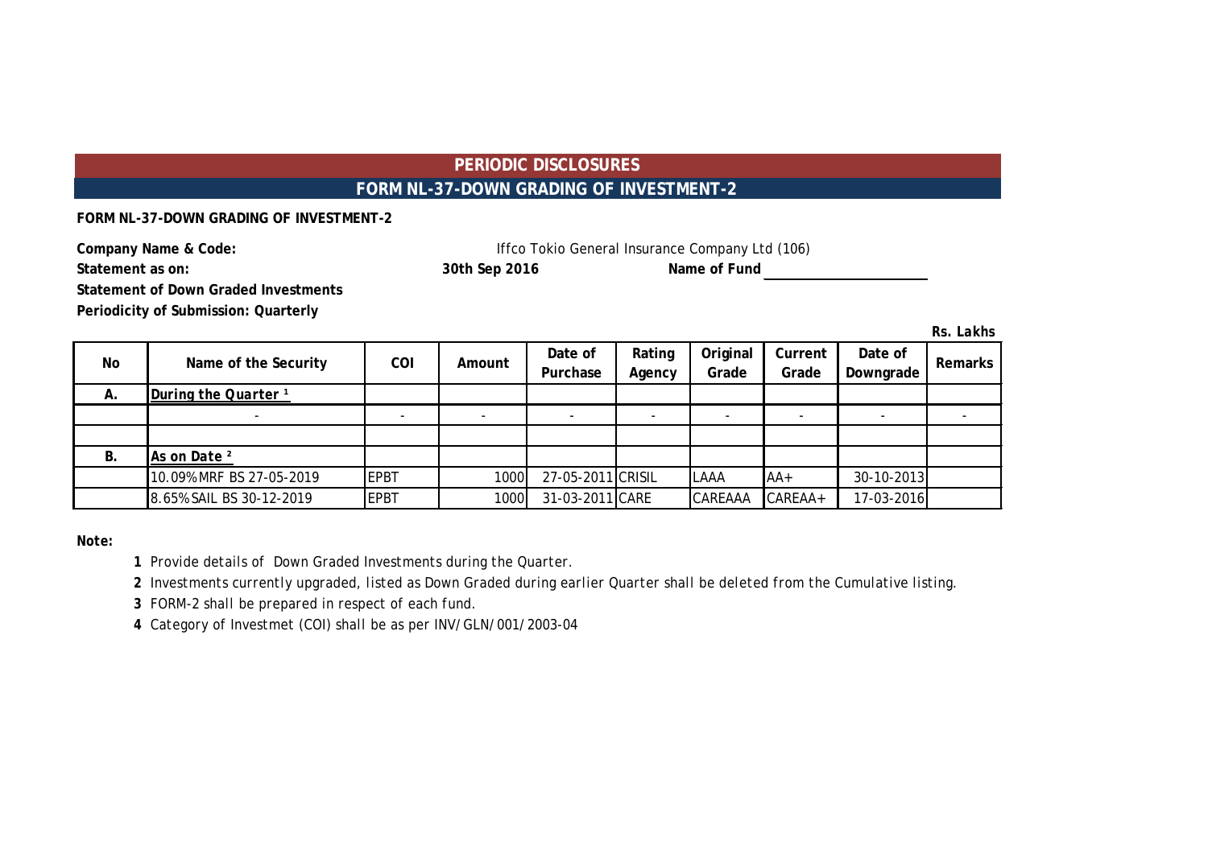# PERIODIC DISCLOSURES

## FORM NL-37-DOWN GRADING OF INVESTMENT-2

**FORM NL-37-DOWN GRADING OF INVESTMENT-2**

**Company Name & Code:** Iffco Tokio General Insurance Company Ltd (106)

**Statement as on:** **30th Sep 2016** **Name of Fund** \_\_\_\_\_\_\_\_\_\_\_\_\_\_\_\_

**Statement of Down Graded Investments**

**Periodicity of Submission: Quarterly**

*Rs. Lakhs*

| No | Name of the Security | COI | Amount | Date of Purchase | Rating Agency | Original Grade | Current Grade | Date of Downgrade | Remarks |
|---|---|---|---|---|---|---|---|---|---|
| A. | During the Quarter [1] | | | | | | | | |
| | - | - | - | - | - | - | - | - | - |
| | | | | | | | | | |
| B. | As on Date [2] | | | | | | | | |
| | 10.09% MRF BS 27-05-2019 | EPBT | 1000 | 27-05-2011 | CRISIL | LAAA | AA+ | 30-10-2013 | |
| | 8.65% SAIL BS 30-12-2019 | EPBT | 1000 | 31-03-2011 | CARE | CAREAAA | CAREAA+ | 17-03-2016 | |

**Note:**

1. Provide details of Down Graded Investments during the Quarter.
2. Investments currently upgraded, listed as Down Graded during earlier Quarter shall be deleted from the Cumulative listing.
3. FORM-2 shall be prepared in respect of each fund.
4. Category of Investmet (COI) shall be as per INV/GLN/001/2003-04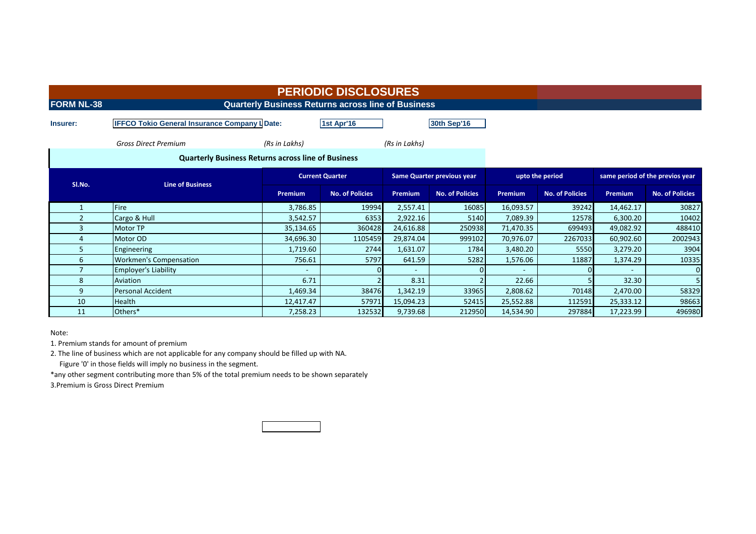# PERIODIC DISCLOSURES

**FORM NL-38** **Quarterly Business Returns across line of Business**

**Insurer:** **IFFCO Tokio General Insurance Company L** **Date:** **1st Apr'16** **30th Sep'16**

*Gross Direct Premium* *(Rs in Lakhs)* *(Rs in Lakhs)*

**Quarterly Business Returns across line of Business**

| Sl.No. | Line of Business | Current Quarter | | Same Quarter previous year | | upto the period | | same period of the previos year | |
|---|---|---|---|---|---|---|---|---|---|
| | | Premium | No. of Policies | Premium | No. of Policies | Premium | No. of Policies | Premium | No. of Policies |
| 1 | Fire | 3,786.85 | 19994 | 2,557.41 | 16085 | 16,093.57 | 39242 | 14,462.17 | 30827 |
| 2 | Cargo & Hull | 3,542.57 | 6353 | 2,922.16 | 5140 | 7,089.39 | 12578 | 6,300.20 | 10402 |
| 3 | Motor TP | 35,134.65 | 360428 | 24,616.88 | 250938 | 71,470.35 | 699493 | 49,082.92 | 488410 |
| 4 | Motor OD | 34,696.30 | 1105459 | 29,874.04 | 999102 | 70,976.07 | 2267033 | 60,902.60 | 2002943 |
| 5 | Engineering | 1,719.60 | 2744 | 1,631.07 | 1784 | 3,480.20 | 5550 | 3,279.20 | 3904 |
| 6 | Workmen's Compensation | 756.61 | 5797 | 641.59 | 5282 | 1,576.06 | 11887 | 1,374.29 | 10335 |
| 7 | Employer's Liability | - | 0 | - | 0 | - | 0 | - | 0 |
| 8 | Aviation | 6.71 | 2 | 8.31 | 2 | 22.66 | 5 | 32.30 | 5 |
| 9 | Personal Accident | 1,469.34 | 38476 | 1,342.19 | 33965 | 2,808.62 | 70148 | 2,470.00 | 58329 |
| 10 | Health | 12,417.47 | 57971 | 15,094.23 | 52415 | 25,552.88 | 112591 | 25,333.12 | 98663 |
| 11 | Others* | 7,258.23 | 132532 | 9,739.68 | 212950 | 14,534.90 | 297884 | 17,223.99 | 496980 |

Note:

1. Premium stands for amount of premium
2. The line of business which are not applicable for any company should be filled up with NA.
   Figure '0' in those fields will imply no business in the segment.

*any other segment contributing more than 5% of the total premium needs to be shown separately

3.Premium is Gross Direct Premium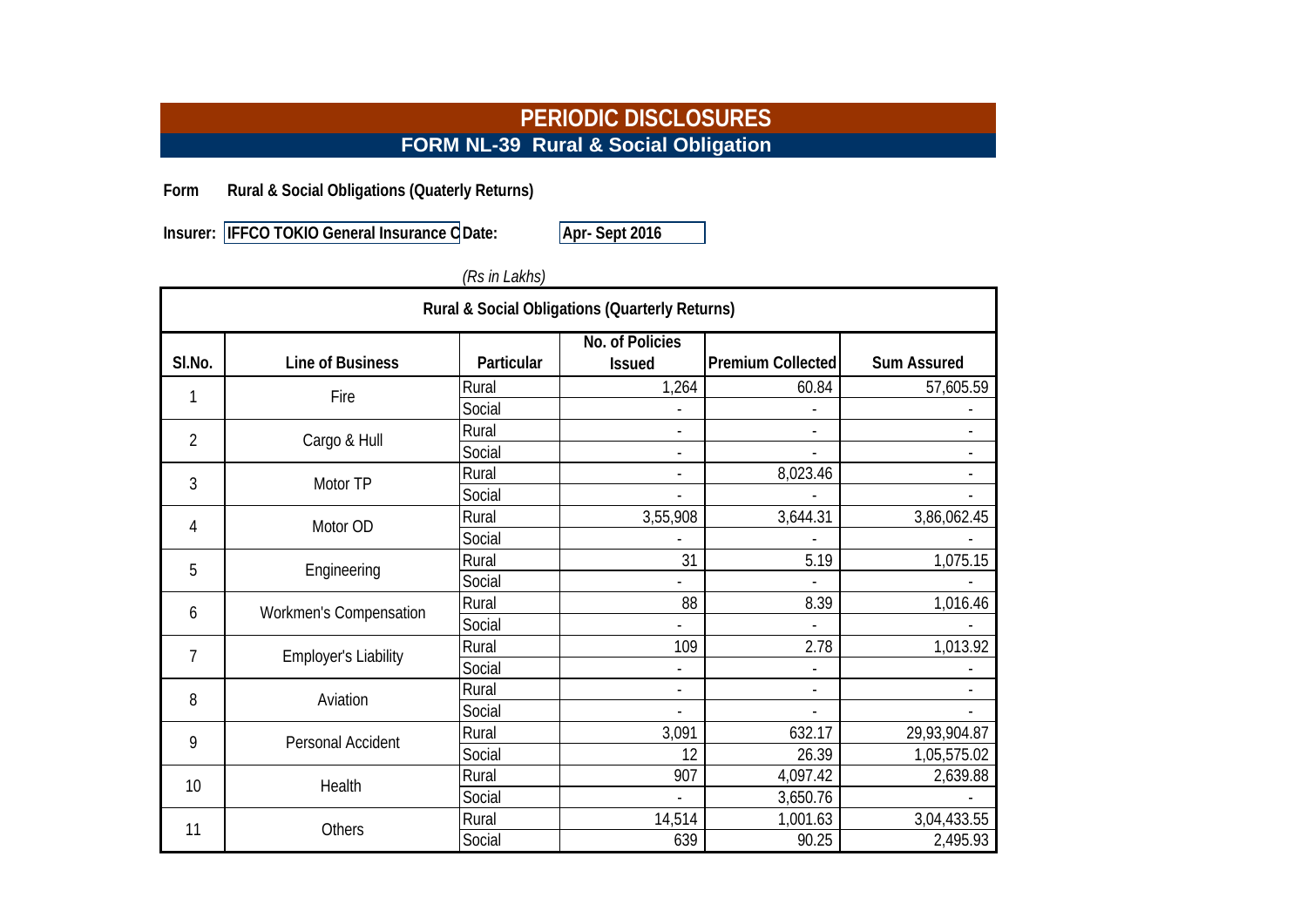# PERIODIC DISCLOSURES

## FORM NL-39 Rural & Social Obligation

**Form** **Rural & Social Obligations (Quaterly Returns)**

**Insurer:** **IFFCO TOKIO General Insurance C** **Date:** **Apr- Sept 2016**

*(Rs in Lakhs)*

| Rural & Social Obligations (Quarterly Returns) | | | | | |
|---|---|---|---|---|---|
| **Sl.No.** | **Line of Business** | **Particular** | **No. of Policies Issued** | **Premium Collected** | **Sum Assured** |
| 1 | Fire | Rural | 1,264 | 60.84 | 57,605.59 |
| | | Social | - | - | - |
| 2 | Cargo & Hull | Rural | - | - | - |
| | | Social | - | - | - |
| 3 | Motor TP | Rural | - | 8,023.46 | - |
| | | Social | - | - | - |
| 4 | Motor OD | Rural | 3,55,908 | 3,644.31 | 3,86,062.45 |
| | | Social | - | - | - |
| 5 | Engineering | Rural | 31 | 5.19 | 1,075.15 |
| | | Social | - | - | - |
| 6 | Workmen's Compensation | Rural | 88 | 8.39 | 1,016.46 |
| | | Social | - | - | - |
| 7 | Employer's Liability | Rural | 109 | 2.78 | 1,013.92 |
| | | Social | - | - | - |
| 8 | Aviation | Rural | - | - | - |
| | | Social | - | - | - |
| 9 | Personal Accident | Rural | 3,091 | 632.17 | 29,93,904.87 |
| | | Social | 12 | 26.39 | 1,05,575.02 |
| 10 | Health | Rural | 907 | 4,097.42 | 2,639.88 |
| | | Social | - | 3,650.76 | - |
| 11 | Others | Rural | 14,514 | 1,001.63 | 3,04,433.55 |
| | | Social | 639 | 90.25 | 2,495.93 |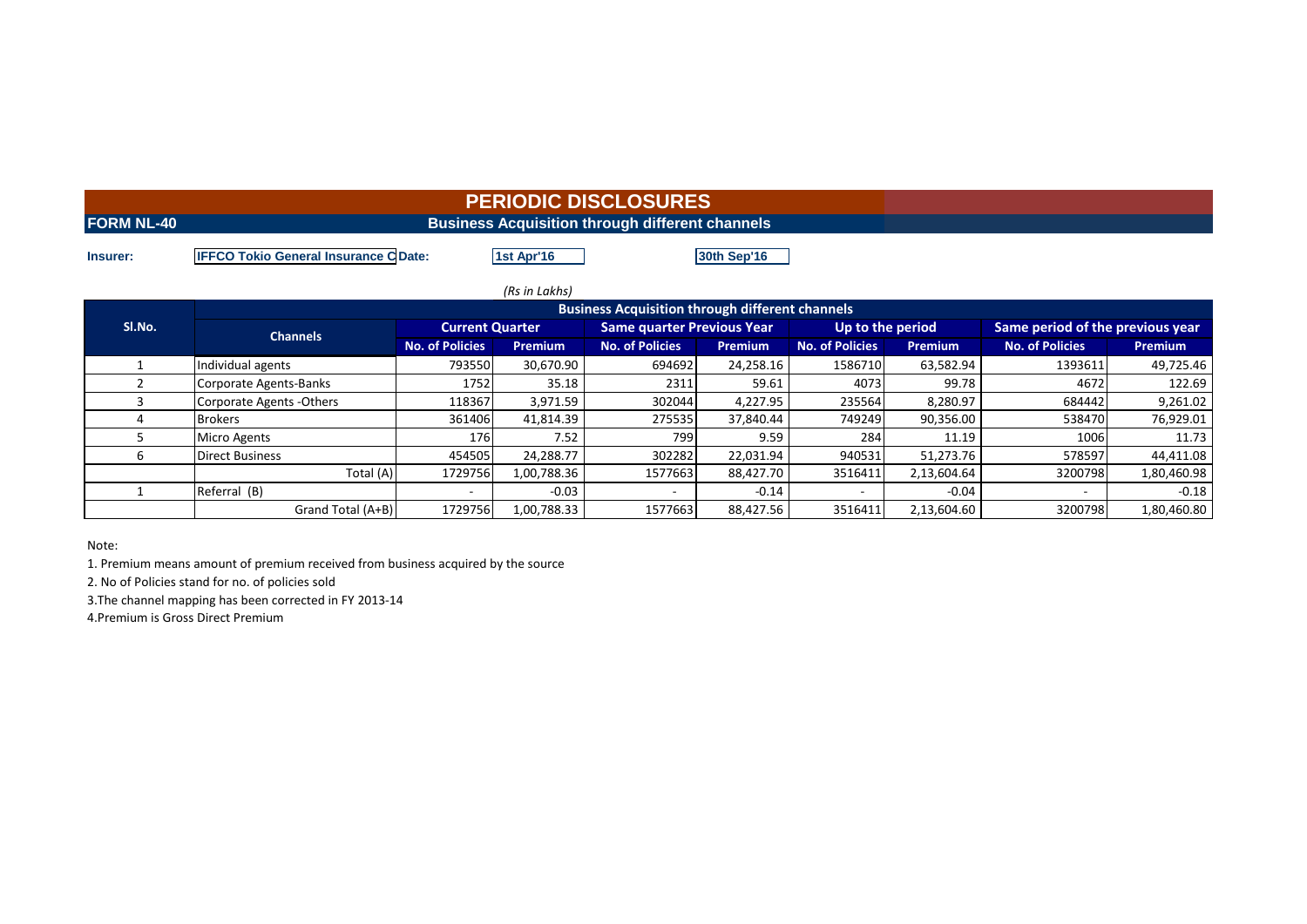# PERIODIC DISCLOSURES

**FORM NL-40** **Business Acquisition through different channels**

**Insurer:** **IFFCO Tokio General Insurance C** **Date:** **1st Apr'16** **30th Sep'16**

*(Rs in Lakhs)*

| Sl.No. | Channels | Business Acquisition through different channels | | | | | | | |
|---|---|---|---|---|---|---|---|---|---|
| | | Current Quarter | | Same quarter Previous Year | | Up to the period | | Same period of the previous year | |
| | | No. of Policies | Premium | No. of Policies | Premium | No. of Policies | Premium | No. of Policies | Premium |
| 1 | Individual agents | 793550 | 30,670.90 | 694692 | 24,258.16 | 1586710 | 63,582.94 | 1393611 | 49,725.46 |
| 2 | Corporate Agents-Banks | 1752 | 35.18 | 2311 | 59.61 | 4073 | 99.78 | 4672 | 122.69 |
| 3 | Corporate Agents -Others | 118367 | 3,971.59 | 302044 | 4,227.95 | 235564 | 8,280.97 | 684442 | 9,261.02 |
| 4 | Brokers | 361406 | 41,814.39 | 275535 | 37,840.44 | 749249 | 90,356.00 | 538470 | 76,929.01 |
| 5 | Micro Agents | 176 | 7.52 | 799 | 9.59 | 284 | 11.19 | 1006 | 11.73 |
| 6 | Direct Business | 454505 | 24,288.77 | 302282 | 22,031.94 | 940531 | 51,273.76 | 578597 | 44,411.08 |
| | Total (A) | 1729756 | 1,00,788.36 | 1577663 | 88,427.70 | 3516411 | 2,13,604.64 | 3200798 | 1,80,460.98 |
| 1 | Referral (B) | - | -0.03 | - | -0.14 | - | -0.04 | - | -0.18 |
| | Grand Total (A+B) | 1729756 | 1,00,788.33 | 1577663 | 88,427.56 | 3516411 | 2,13,604.60 | 3200798 | 1,80,460.80 |

Note:

1. Premium means amount of premium received from business acquired by the source
2. No of Policies stand for no. of policies sold
3. The channel mapping has been corrected in FY 2013-14
4. Premium is Gross Direct Premium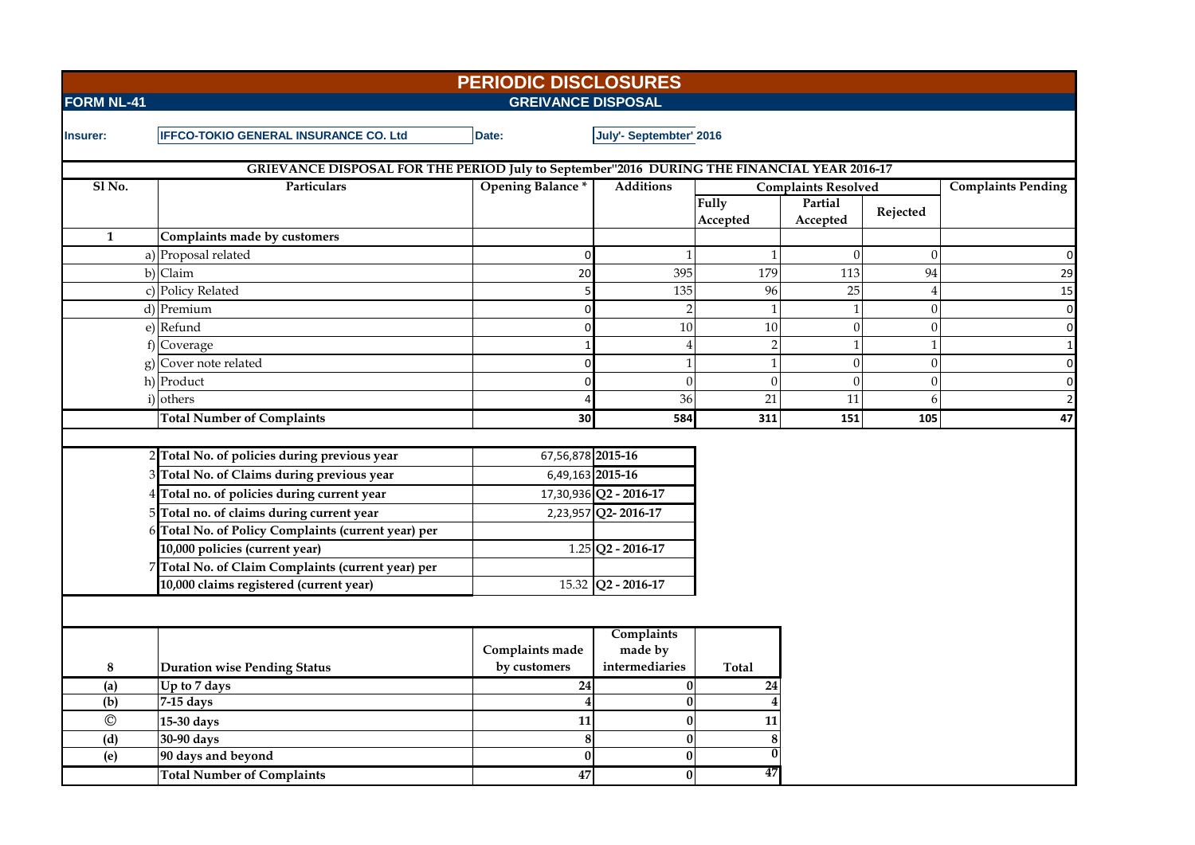# PERIODIC DISCLOSURES

**FORM NL-41** — **GREIVANCE DISPOSAL**

**Insurer:** IFFCO-TOKIO GENERAL INSURANCE CO. Ltd  **Date:** July'- Septembter' 2016

## GRIEVANCE DISPOSAL FOR THE PERIOD July to September"2016 DURING THE FINANCIAL YEAR 2016-17

| Sl No. | Particulars | Opening Balance * | Additions | Complaints Resolved | | | Complaints Pending |
|---|---|---|---|---|---|---|---|
| | | | | Fully Accepted | Partial Accepted | Rejected | |
| 1 | **Complaints made by customers** | | | | | | |
| a) | Proposal related | 0 | 1 | 1 | 0 | 0 | 0 |
| b) | Claim | 20 | 395 | 179 | 113 | 94 | 29 |
| c) | Policy Related | 5 | 135 | 96 | 25 | 4 | 15 |
| d) | Premium | 0 | 2 | 1 | 1 | 0 | 0 |
| e) | Refund | 0 | 10 | 10 | 0 | 0 | 0 |
| f) | Coverage | 1 | 4 | 2 | 1 | 1 | 1 |
| g) | Cover note related | 0 | 1 | 1 | 0 | 0 | 0 |
| h) | Product | 0 | 0 | 0 | 0 | 0 | 0 |
| i) | others | 4 | 36 | 21 | 11 | 6 | 2 |
| | **Total Number of Complaints** | **30** | **584** | **311** | **151** | **105** | **47** |

| | | | |
|---|---|---|---|
| 2 | **Total No. of policies during previous year** | 67,56,878 | **2015-16** |
| 3 | **Total No. of Claims during previous year** | 6,49,163 | **2015-16** |
| 4 | **Total no. of policies during current year** | 17,30,936 | **Q2 - 2016-17** |
| 5 | **Total no. of claims during current year** | 2,23,957 | **Q2- 2016-17** |
| 6 | **Total No. of Policy Complaints (current year) per 10,000 policies (current year)** | 1.25 | **Q2 - 2016-17** |
| 7 | **Total No. of Claim Complaints (current year) per 10,000 claims registered (current year)** | 15.32 | **Q2 - 2016-17** |

| 8 | Duration wise Pending Status | Complaints made by customers | Complaints made by intermediaries | Total |
|---|---|---|---|---|
| (a) | Up to 7 days | 24 | 0 | 24 |
| (b) | 7-15 days | 4 | 0 | 4 |
| © | 15-30 days | 11 | 0 | 11 |
| (d) | 30-90 days | 8 | 0 | 8 |
| (e) | 90 days and beyond | 0 | 0 | 0 |
| | **Total Number of Complaints** | **47** | **0** | **47** |